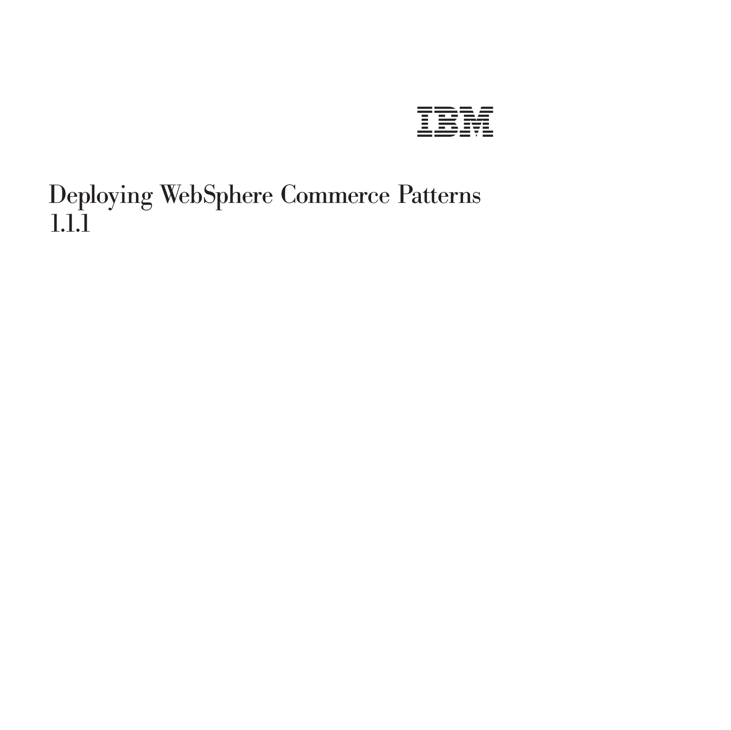IBM

# Deploying WebSphere Commerce Patterns 1.1.1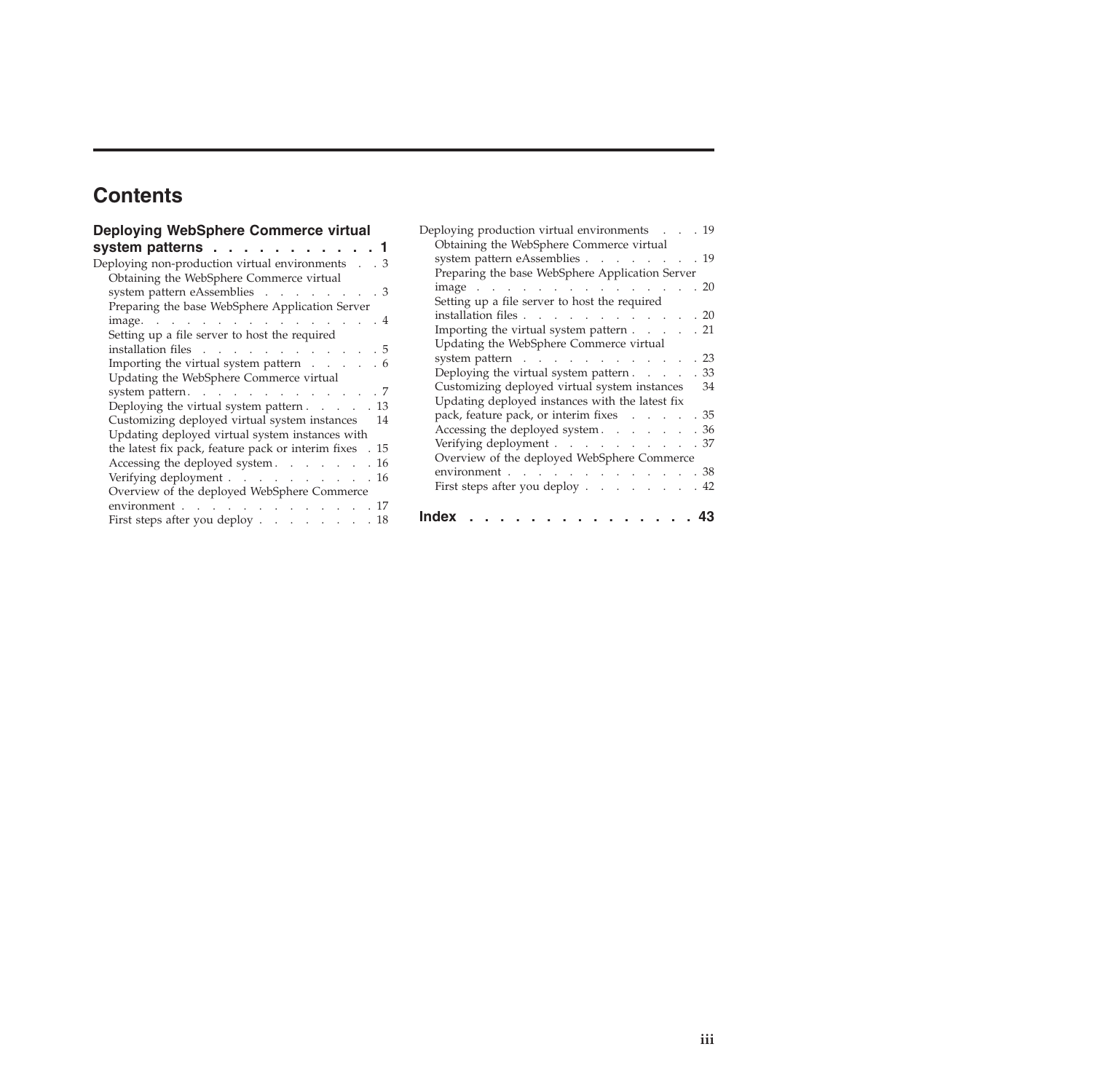# Contents

**Deploying WebSphere Commerce virtual system patterns . . . . . . . . . . . . 1**

Deploying non-production virtual environments . . . 3
- Obtaining the WebSphere Commerce virtual system pattern eAssemblies . . . . . . . . . 3
- Preparing the base WebSphere Application Server image. . . . . . . . . . . . . . . . . 4
- Setting up a file server to host the required installation files . . . . . . . . . . . . . 5
- Importing the virtual system pattern . . . . . 6
- Updating the WebSphere Commerce virtual system pattern. . . . . . . . . . . . . . 7
- Deploying the virtual system pattern . . . . . 13
- Customizing deployed virtual system instances 14
- Updating deployed virtual system instances with the latest fix pack, feature pack or interim fixes . 15
- Accessing the deployed system . . . . . . . 16
- Verifying deployment . . . . . . . . . . 16
- Overview of the deployed WebSphere Commerce environment . . . . . . . . . . . . . . 17
- First steps after you deploy . . . . . . . . 18

Deploying production virtual environments . . . 19
- Obtaining the WebSphere Commerce virtual system pattern eAssemblies . . . . . . . . 19
- Preparing the base WebSphere Application Server image . . . . . . . . . . . . . . . . 20
- Setting up a file server to host the required installation files . . . . . . . . . . . . 20
- Importing the virtual system pattern . . . . . 21
- Updating the WebSphere Commerce virtual system pattern . . . . . . . . . . . . 23
- Deploying the virtual system pattern . . . . . 33
- Customizing deployed virtual system instances 34
- Updating deployed instances with the latest fix pack, feature pack, or interim fixes . . . . . 35
- Accessing the deployed system . . . . . . . 36
- Verifying deployment . . . . . . . . . . 37
- Overview of the deployed WebSphere Commerce environment . . . . . . . . . . . . . 38
- First steps after you deploy . . . . . . . . 42

**Index . . . . . . . . . . . . . . . 43**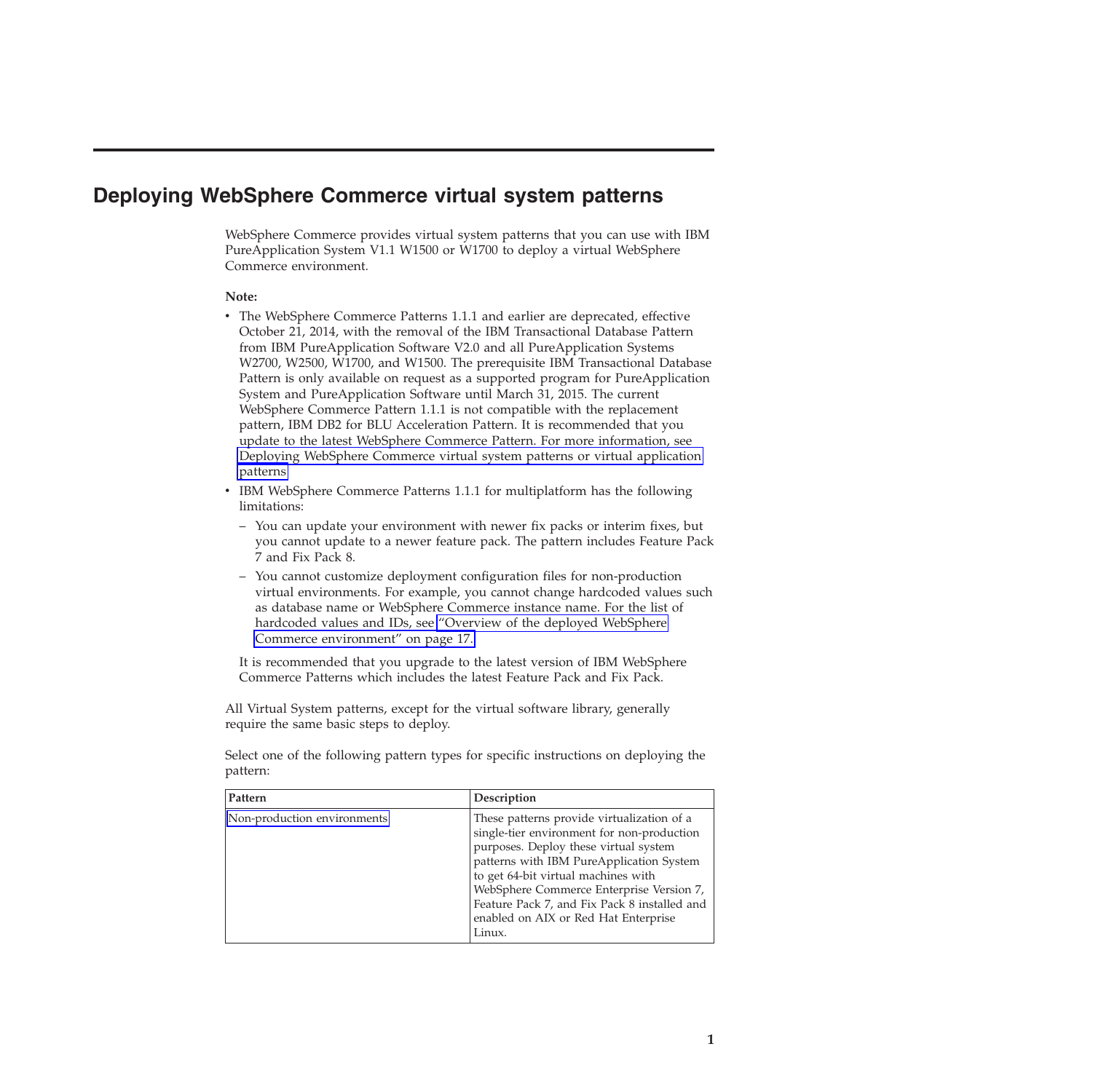# Deploying WebSphere Commerce virtual system patterns

WebSphere Commerce provides virtual system patterns that you can use with IBM PureApplication System V1.1 W1500 or W1700 to deploy a virtual WebSphere Commerce environment.

**Note:**

- The WebSphere Commerce Patterns 1.1.1 and earlier are deprecated, effective October 21, 2014, with the removal of the IBM Transactional Database Pattern from IBM PureApplication Software V2.0 and all PureApplication Systems W2700, W2500, W1700, and W1500. The prerequisite IBM Transactional Database Pattern is only available on request as a supported program for PureApplication System and PureApplication Software until March 31, 2015. The current WebSphere Commerce Pattern 1.1.1 is not compatible with the replacement pattern, IBM DB2 for BLU Acceleration Pattern. It is recommended that you update to the latest WebSphere Commerce Pattern. For more information, see Deploying WebSphere Commerce virtual system patterns or virtual application patterns
- IBM WebSphere Commerce Patterns 1.1.1 for multiplatform has the following limitations:
  - You can update your environment with newer fix packs or interim fixes, but you cannot update to a newer feature pack. The pattern includes Feature Pack 7 and Fix Pack 8.
  - You cannot customize deployment configuration files for non-production virtual environments. For example, you cannot change hardcoded values such as database name or WebSphere Commerce instance name. For the list of hardcoded values and IDs, see "Overview of the deployed WebSphere Commerce environment" on page 17.

  It is recommended that you upgrade to the latest version of IBM WebSphere Commerce Patterns which includes the latest Feature Pack and Fix Pack.

All Virtual System patterns, except for the virtual software library, generally require the same basic steps to deploy.

Select one of the following pattern types for specific instructions on deploying the pattern:

| Pattern | Description |
| --- | --- |
| Non-production environments | These patterns provide virtualization of a single-tier environment for non-production purposes. Deploy these virtual system patterns with IBM PureApplication System to get 64-bit virtual machines with WebSphere Commerce Enterprise Version 7, Feature Pack 7, and Fix Pack 8 installed and enabled on AIX or Red Hat Enterprise Linux. |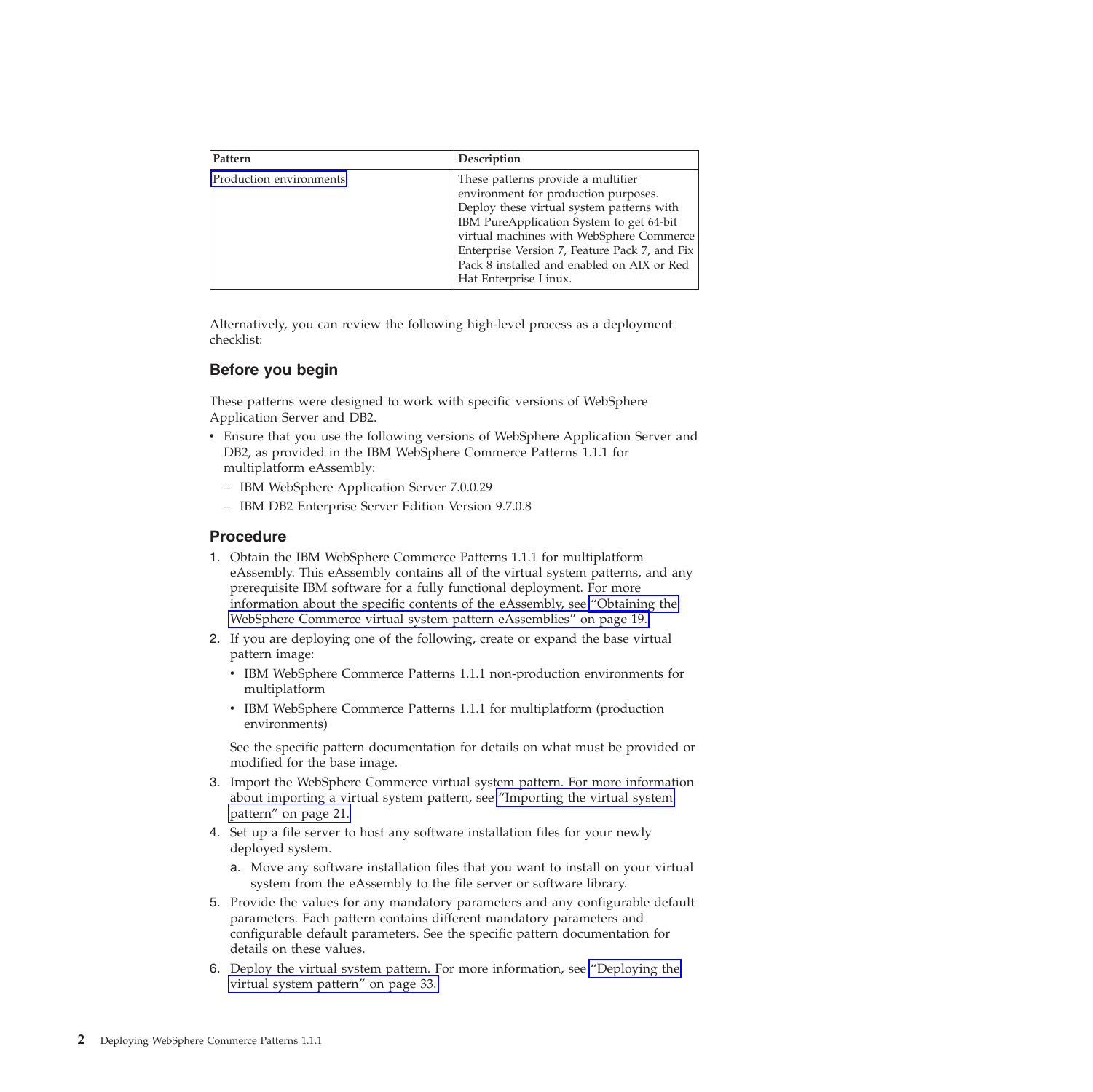| Pattern | Description |
| --- | --- |
| Production environments | These patterns provide a multitier environment for production purposes. Deploy these virtual system patterns with IBM PureApplication System to get 64-bit virtual machines with WebSphere Commerce Enterprise Version 7, Feature Pack 7, and Fix Pack 8 installed and enabled on AIX or Red Hat Enterprise Linux. |

Alternatively, you can review the following high-level process as a deployment checklist:

## Before you begin

These patterns were designed to work with specific versions of WebSphere Application Server and DB2.

- Ensure that you use the following versions of WebSphere Application Server and DB2, as provided in the IBM WebSphere Commerce Patterns 1.1.1 for multiplatform eAssembly:
  - IBM WebSphere Application Server 7.0.0.29
  - IBM DB2 Enterprise Server Edition Version 9.7.0.8

## Procedure

1. Obtain the IBM WebSphere Commerce Patterns 1.1.1 for multiplatform eAssembly. This eAssembly contains all of the virtual system patterns, and any prerequisite IBM software for a fully functional deployment. For more information about the specific contents of the eAssembly, see "Obtaining the WebSphere Commerce virtual system pattern eAssemblies" on page 19.
2. If you are deploying one of the following, create or expand the base virtual pattern image:
   - IBM WebSphere Commerce Patterns 1.1.1 non-production environments for multiplatform
   - IBM WebSphere Commerce Patterns 1.1.1 for multiplatform (production environments)

   See the specific pattern documentation for details on what must be provided or modified for the base image.
3. Import the WebSphere Commerce virtual system pattern. For more information about importing a virtual system pattern, see "Importing the virtual system pattern" on page 21.
4. Set up a file server to host any software installation files for your newly deployed system.
   a. Move any software installation files that you want to install on your virtual system from the eAssembly to the file server or software library.
5. Provide the values for any mandatory parameters and any configurable default parameters. Each pattern contains different mandatory parameters and configurable default parameters. See the specific pattern documentation for details on these values.
6. Deploy the virtual system pattern. For more information, see "Deploying the virtual system pattern" on page 33.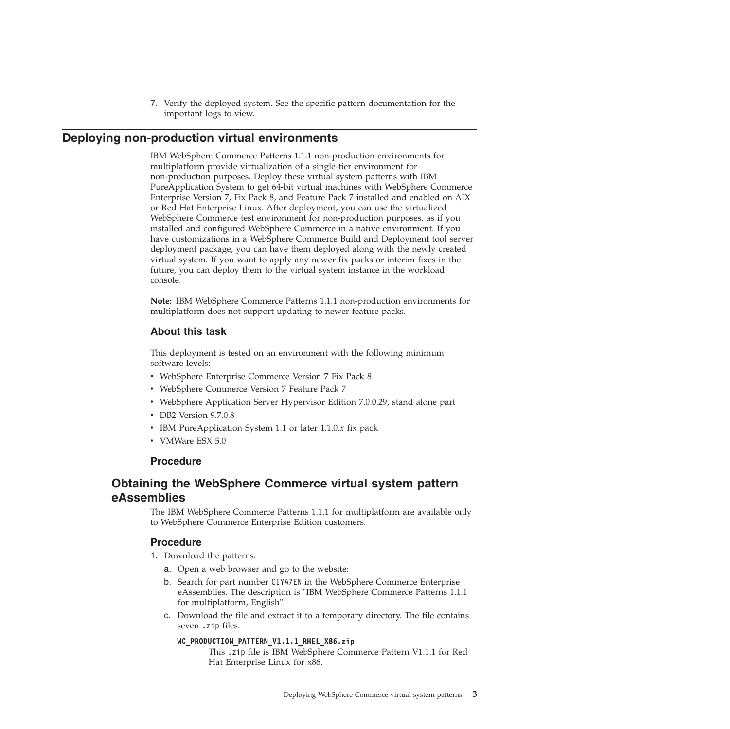7. Verify the deployed system. See the specific pattern documentation for the important logs to view.

## Deploying non-production virtual environments

IBM WebSphere Commerce Patterns 1.1.1 non-production environments for multiplatform provide virtualization of a single-tier environment for non-production purposes. Deploy these virtual system patterns with IBM PureApplication System to get 64-bit virtual machines with WebSphere Commerce Enterprise Version 7, Fix Pack 8, and Feature Pack 7 installed and enabled on AIX or Red Hat Enterprise Linux. After deployment, you can use the virtualized WebSphere Commerce test environment for non-production purposes, as if you installed and configured WebSphere Commerce in a native environment. If you have customizations in a WebSphere Commerce Build and Deployment tool server deployment package, you can have them deployed along with the newly created virtual system. If you want to apply any newer fix packs or interim fixes in the future, you can deploy them to the virtual system instance in the workload console.

**Note:** IBM WebSphere Commerce Patterns 1.1.1 non-production environments for multiplatform does not support updating to newer feature packs.

### About this task

This deployment is tested on an environment with the following minimum software levels:

- WebSphere Enterprise Commerce Version 7 Fix Pack 8
- WebSphere Commerce Version 7 Feature Pack 7
- WebSphere Application Server Hypervisor Edition 7.0.0.29, stand alone part
- DB2 Version 9.7.0.8
- IBM PureApplication System 1.1 or later 1.1.0.*x* fix pack
- VMWare ESX 5.0

### Procedure

## Obtaining the WebSphere Commerce virtual system pattern eAssemblies

The IBM WebSphere Commerce Patterns 1.1.1 for multiplatform are available only to WebSphere Commerce Enterprise Edition customers.

### Procedure

1. Download the patterns.
   a. Open a web browser and go to the website:
   b. Search for part number `CIYA7EN` in the WebSphere Commerce Enterprise eAssemblies. The description is "IBM WebSphere Commerce Patterns 1.1.1 for multiplatform, English"
   c. Download the file and extract it to a temporary directory. The file contains seven `.zip` files:

      **`WC_PRODUCTION_PATTERN_V1.1.1_RHEL_X86.zip`**
      This `.zip` file is IBM WebSphere Commerce Pattern V1.1.1 for Red Hat Enterprise Linux for x86.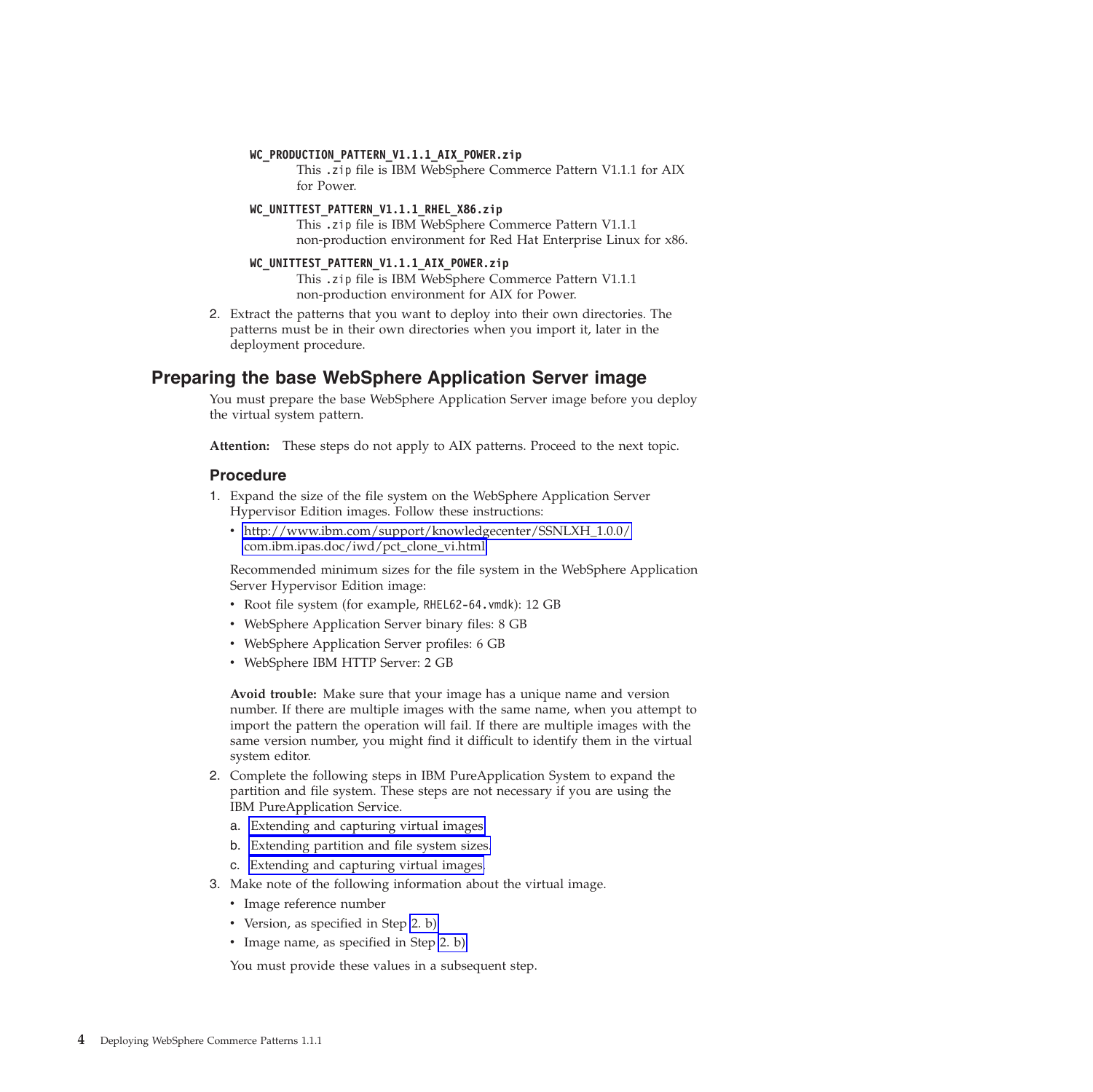**WC_PRODUCTION_PATTERN_V1.1.1_AIX_POWER.zip**
: This `.zip` file is IBM WebSphere Commerce Pattern V1.1.1 for AIX for Power.

**WC_UNITTEST_PATTERN_V1.1.1_RHEL_X86.zip**
: This `.zip` file is IBM WebSphere Commerce Pattern V1.1.1 non-production environment for Red Hat Enterprise Linux for x86.

**WC_UNITTEST_PATTERN_V1.1.1_AIX_POWER.zip**
: This `.zip` file is IBM WebSphere Commerce Pattern V1.1.1 non-production environment for AIX for Power.

2. Extract the patterns that you want to deploy into their own directories. The patterns must be in their own directories when you import it, later in the deployment procedure.

## Preparing the base WebSphere Application Server image

You must prepare the base WebSphere Application Server image before you deploy the virtual system pattern.

**Attention:** These steps do not apply to AIX patterns. Proceed to the next topic.

### Procedure

1. Expand the size of the file system on the WebSphere Application Server Hypervisor Edition images. Follow these instructions:
   - http://www.ibm.com/support/knowledgecenter/SSNLXH_1.0.0/com.ibm.ipas.doc/iwd/pct_clone_vi.html

   Recommended minimum sizes for the file system in the WebSphere Application Server Hypervisor Edition image:
   - Root file system (for example, `RHEL62-64.vmdk`): 12 GB
   - WebSphere Application Server binary files: 8 GB
   - WebSphere Application Server profiles: 6 GB
   - WebSphere IBM HTTP Server: 2 GB

   **Avoid trouble:** Make sure that your image has a unique name and version number. If there are multiple images with the same name, when you attempt to import the pattern the operation will fail. If there are multiple images with the same version number, you might find it difficult to identify them in the virtual system editor.
2. Complete the following steps in IBM PureApplication System to expand the partition and file system. These steps are not necessary if you are using the IBM PureApplication Service.
   a. Extending and capturing virtual images
   b. Extending partition and file system sizes
   c. Extending and capturing virtual images
3. Make note of the following information about the virtual image.
   - Image reference number
   - Version, as specified in Step 2. b)
   - Image name, as specified in Step 2. b)

   You must provide these values in a subsequent step.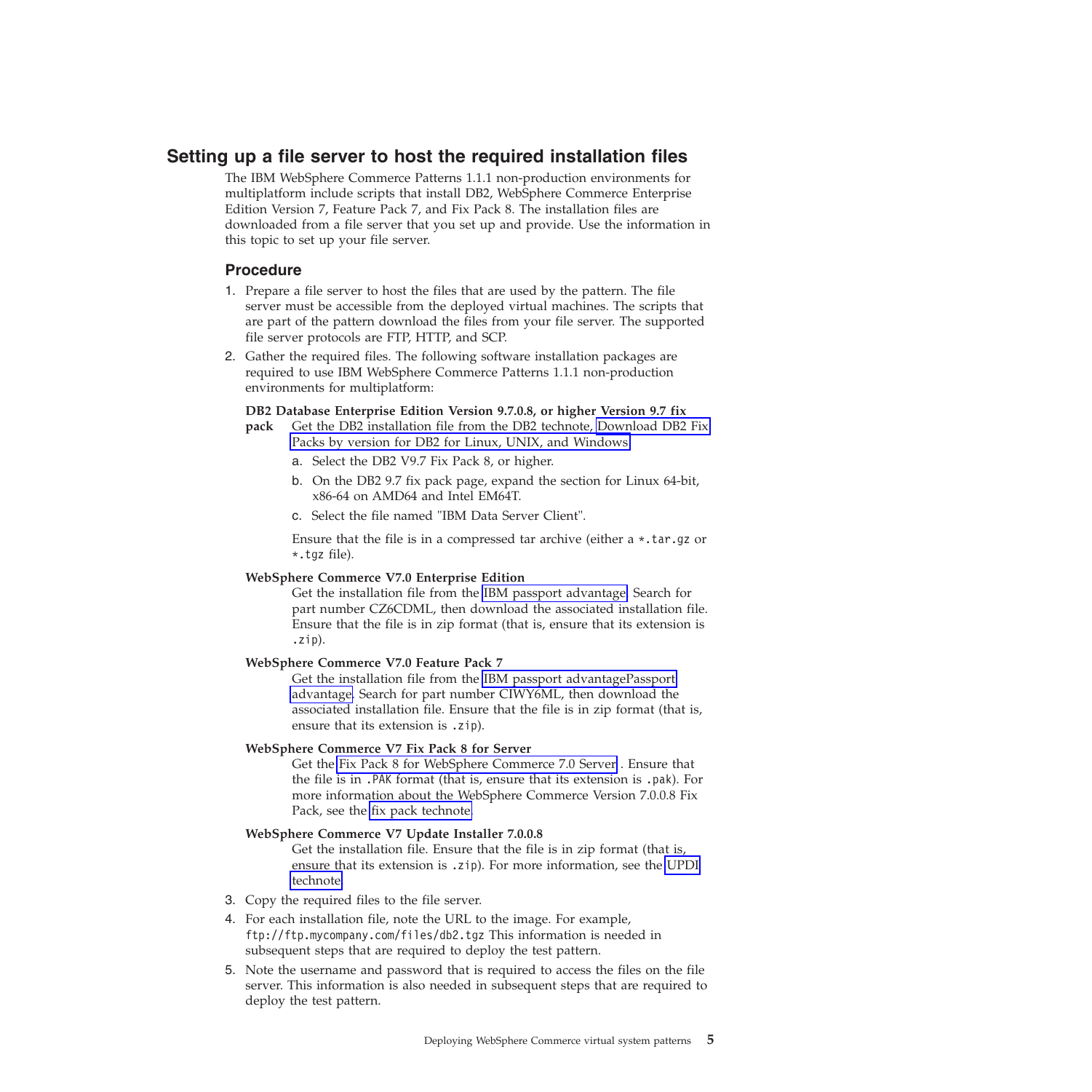## Setting up a file server to host the required installation files

The IBM WebSphere Commerce Patterns 1.1.1 non-production environments for multiplatform include scripts that install DB2, WebSphere Commerce Enterprise Edition Version 7, Feature Pack 7, and Fix Pack 8. The installation files are downloaded from a file server that you set up and provide. Use the information in this topic to set up your file server.

### Procedure

1. Prepare a file server to host the files that are used by the pattern. The file server must be accessible from the deployed virtual machines. The scripts that are part of the pattern download the files from your file server. The supported file server protocols are FTP, HTTP, and SCP.
2. Gather the required files. The following software installation packages are required to use IBM WebSphere Commerce Patterns 1.1.1 non-production environments for multiplatform:

   **DB2 Database Enterprise Edition Version 9.7.0.8, or higher Version 9.7 fix pack**
   Get the DB2 installation file from the DB2 technote, Download DB2 Fix Packs by version for DB2 for Linux, UNIX, and Windows

   a. Select the DB2 V9.7 Fix Pack 8, or higher.
   b. On the DB2 9.7 fix pack page, expand the section for Linux 64-bit, x86-64 on AMD64 and Intel EM64T.
   c. Select the file named "IBM Data Server Client".

   Ensure that the file is in a compressed tar archive (either a `*.tar.gz` or `*.tgz` file).

   **WebSphere Commerce V7.0 Enterprise Edition**
   Get the installation file from the IBM passport advantage. Search for part number CZ6CDML, then download the associated installation file. Ensure that the file is in zip format (that is, ensure that its extension is `.zip`).

   **WebSphere Commerce V7.0 Feature Pack 7**
   Get the installation file from the IBM passport advantagePassport advantage. Search for part number CIWY6ML, then download the associated installation file. Ensure that the file is in zip format (that is, ensure that its extension is `.zip`).

   **WebSphere Commerce V7 Fix Pack 8 for Server**
   Get the Fix Pack 8 for WebSphere Commerce 7.0 Server . Ensure that the file is in `.PAK` format (that is, ensure that its extension is `.pak`). For more information about the WebSphere Commerce Version 7.0.0.8 Fix Pack, see the fix pack technote

   **WebSphere Commerce V7 Update Installer 7.0.0.8**
   Get the installation file. Ensure that the file is in zip format (that is, ensure that its extension is `.zip`). For more information, see the UPDI technote
3. Copy the required files to the file server.
4. For each installation file, note the URL to the image. For example, `ftp://ftp.mycompany.com/files/db2.tgz` This information is needed in subsequent steps that are required to deploy the test pattern.
5. Note the username and password that is required to access the files on the file server. This information is also needed in subsequent steps that are required to deploy the test pattern.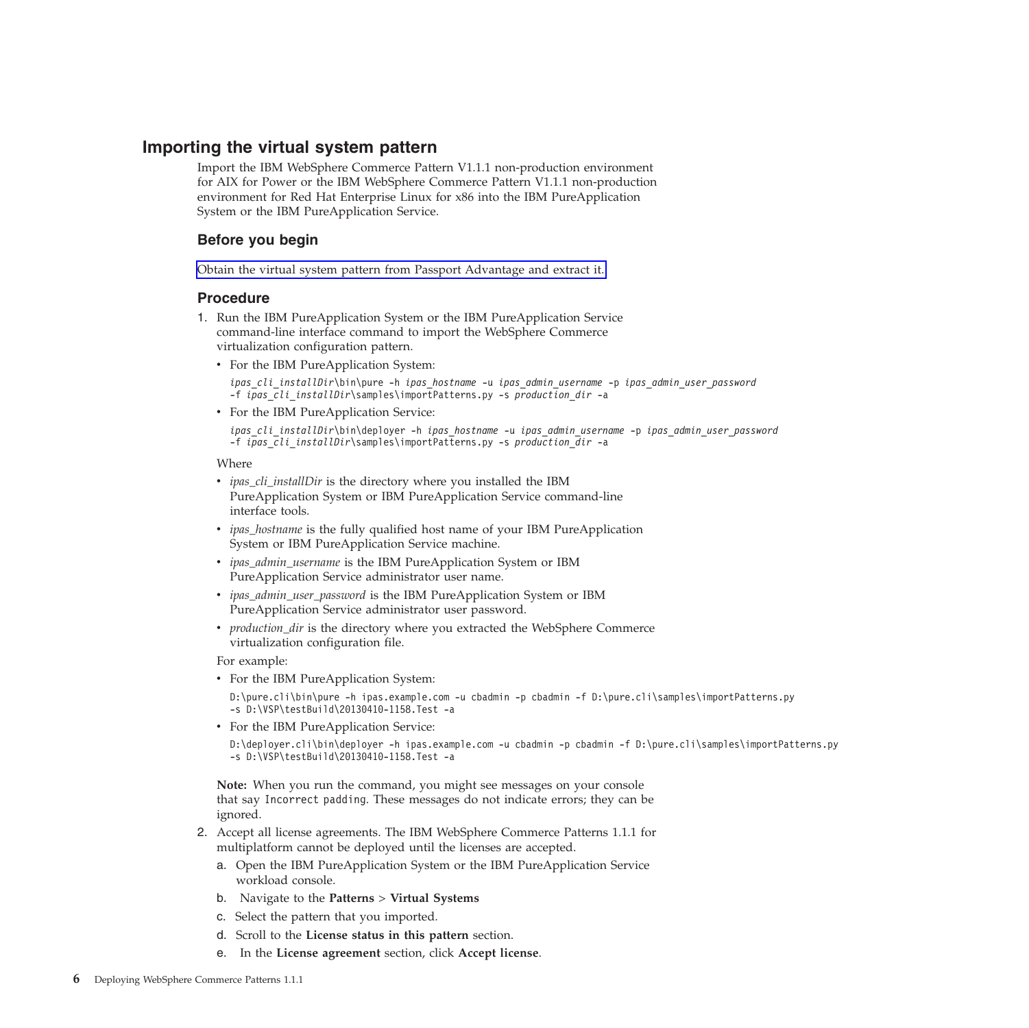## Importing the virtual system pattern

Import the IBM WebSphere Commerce Pattern V1.1.1 non-production environment for AIX for Power or the IBM WebSphere Commerce Pattern V1.1.1 non-production environment for Red Hat Enterprise Linux for x86 into the IBM PureApplication System or the IBM PureApplication Service.

### Before you begin

Obtain the virtual system pattern from Passport Advantage and extract it.

### Procedure

1. Run the IBM PureApplication System or the IBM PureApplication Service command-line interface command to import the WebSphere Commerce virtualization configuration pattern.

   - For the IBM PureApplication System:

     ```
     ipas_cli_installDir\bin\pure -h ipas_hostname -u ipas_admin_username -p ipas_admin_user_password
     -f ipas_cli_installDir\samples\importPatterns.py -s production_dir -a
     ```

   - For the IBM PureApplication Service:

     ```
     ipas_cli_installDir\bin\deployer -h ipas_hostname -u ipas_admin_username -p ipas_admin_user_password
     -f ipas_cli_installDir\samples\importPatterns.py -s production_dir -a
     ```

   Where

   - *ipas_cli_installDir* is the directory where you installed the IBM PureApplication System or IBM PureApplication Service command-line interface tools.
   - *ipas_hostname* is the fully qualified host name of your IBM PureApplication System or IBM PureApplication Service machine.
   - *ipas_admin_username* is the IBM PureApplication System or IBM PureApplication Service administrator user name.
   - *ipas_admin_user_password* is the IBM PureApplication System or IBM PureApplication Service administrator user password.
   - *production_dir* is the directory where you extracted the WebSphere Commerce virtualization configuration file.

   For example:

   - For the IBM PureApplication System:

     ```
     D:\pure.cli\bin\pure -h ipas.example.com -u cbadmin -p cbadmin -f D:\pure.cli\samples\importPatterns.py
     -s D:\VSP\testBuild\20130410-1158.Test -a
     ```

   - For the IBM PureApplication Service:

     ```
     D:\deployer.cli\bin\deployer -h ipas.example.com -u cbadmin -p cbadmin -f D:\pure.cli\samples\importPatterns.py
     -s D:\VSP\testBuild\20130410-1158.Test -a
     ```

   **Note:** When you run the command, you might see messages on your console that say `Incorrect padding`. These messages do not indicate errors; they can be ignored.

2. Accept all license agreements. The IBM WebSphere Commerce Patterns 1.1.1 for multiplatform cannot be deployed until the licenses are accepted.

   a. Open the IBM PureApplication System or the IBM PureApplication Service workload console.

   b. Navigate to the **Patterns** > **Virtual Systems**

   c. Select the pattern that you imported.

   d. Scroll to the **License status in this pattern** section.

   e. In the **License agreement** section, click **Accept license**.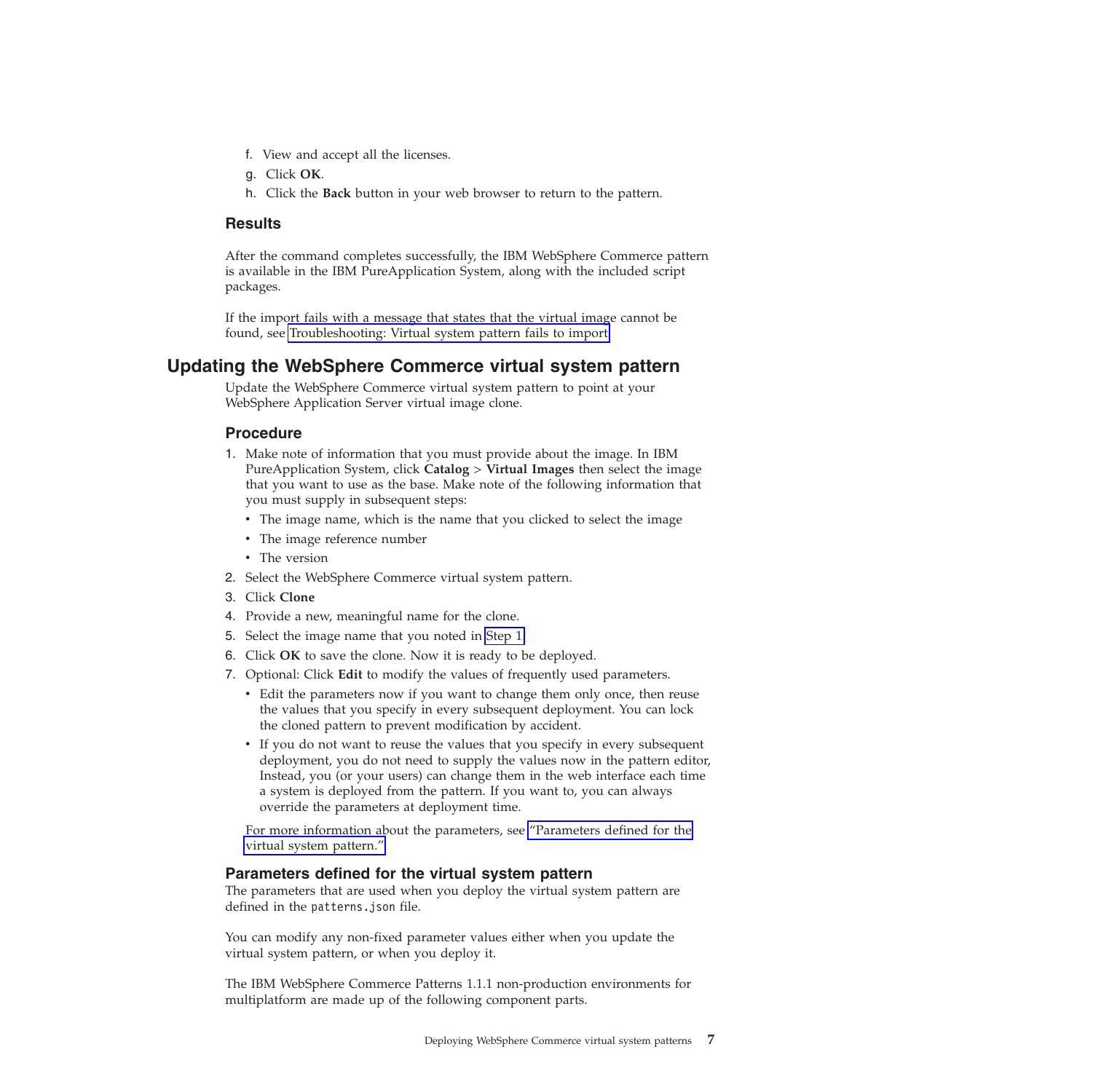f. View and accept all the licenses.
g. Click **OK**.
h. Click the **Back** button in your web browser to return to the pattern.

### Results

After the command completes successfully, the IBM WebSphere Commerce pattern is available in the IBM PureApplication System, along with the included script packages.

If the import fails with a message that states that the virtual image cannot be found, see Troubleshooting: Virtual system pattern fails to import

## Updating the WebSphere Commerce virtual system pattern

Update the WebSphere Commerce virtual system pattern to point at your WebSphere Application Server virtual image clone.

### Procedure

1. Make note of information that you must provide about the image. In IBM PureApplication System, click **Catalog** > **Virtual Images** then select the image that you want to use as the base. Make note of the following information that you must supply in subsequent steps:
   - The image name, which is the name that you clicked to select the image
   - The image reference number
   - The version
2. Select the WebSphere Commerce virtual system pattern.
3. Click **Clone**
4. Provide a new, meaningful name for the clone.
5. Select the image name that you noted in Step 1.
6. Click **OK** to save the clone. Now it is ready to be deployed.
7. Optional: Click **Edit** to modify the values of frequently used parameters.
   - Edit the parameters now if you want to change them only once, then reuse the values that you specify in every subsequent deployment. You can lock the cloned pattern to prevent modification by accident.
   - If you do not want to reuse the values that you specify in every subsequent deployment, you do not need to supply the values now in the pattern editor, Instead, you (or your users) can change them in the web interface each time a system is deployed from the pattern. If you want to, you can always override the parameters at deployment time.

   For more information about the parameters, see "Parameters defined for the virtual system pattern."

### Parameters defined for the virtual system pattern

The parameters that are used when you deploy the virtual system pattern are defined in the `patterns.json` file.

You can modify any non-fixed parameter values either when you update the virtual system pattern, or when you deploy it.

The IBM WebSphere Commerce Patterns 1.1.1 non-production environments for multiplatform are made up of the following component parts.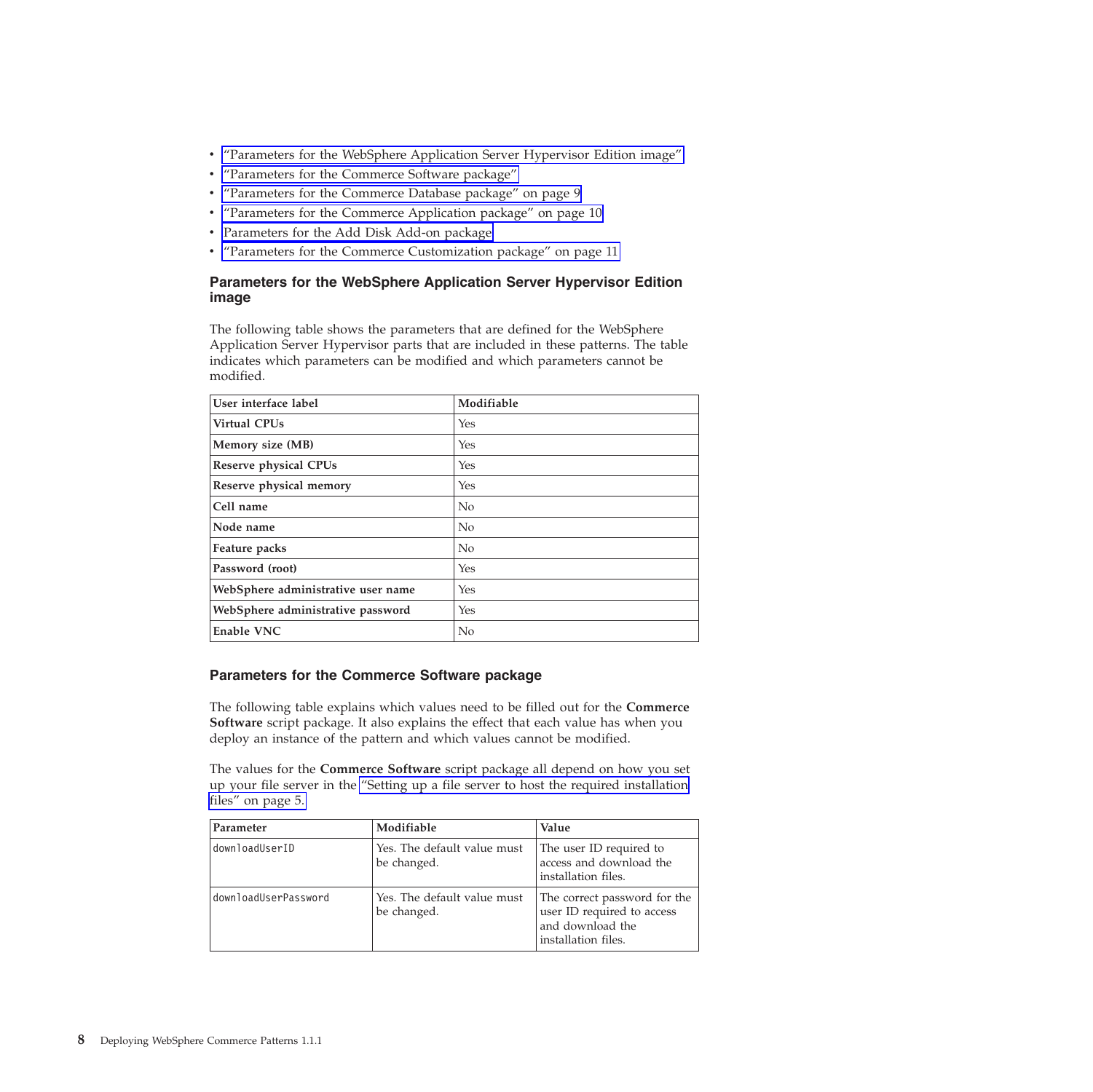- “Parameters for the WebSphere Application Server Hypervisor Edition image”
- “Parameters for the Commerce Software package”
- “Parameters for the Commerce Database package” on page 9
- “Parameters for the Commerce Application package” on page 10
- Parameters for the Add Disk Add-on package
- “Parameters for the Commerce Customization package” on page 11

### Parameters for the WebSphere Application Server Hypervisor Edition image

The following table shows the parameters that are defined for the WebSphere Application Server Hypervisor parts that are included in these patterns. The table indicates which parameters can be modified and which parameters cannot be modified.

| User interface label | Modifiable |
| --- | --- |
| **Virtual CPUs** | Yes |
| **Memory size (MB)** | Yes |
| **Reserve physical CPUs** | Yes |
| **Reserve physical memory** | Yes |
| **Cell name** | No |
| **Node name** | No |
| **Feature packs** | No |
| **Password (root)** | Yes |
| **WebSphere administrative user name** | Yes |
| **WebSphere administrative password** | Yes |
| **Enable VNC** | No |

### Parameters for the Commerce Software package

The following table explains which values need to be filled out for the **Commerce Software** script package. It also explains the effect that each value has when you deploy an instance of the pattern and which values cannot be modified.

The values for the **Commerce Software** script package all depend on how you set up your file server in the “Setting up a file server to host the required installation files” on page 5.

| Parameter | Modifiable | Value |
| --- | --- | --- |
| `downloadUserID` | Yes. The default value must be changed. | The user ID required to access and download the installation files. |
| `downloadUserPassword` | Yes. The default value must be changed. | The correct password for the user ID required to access and download the installation files. |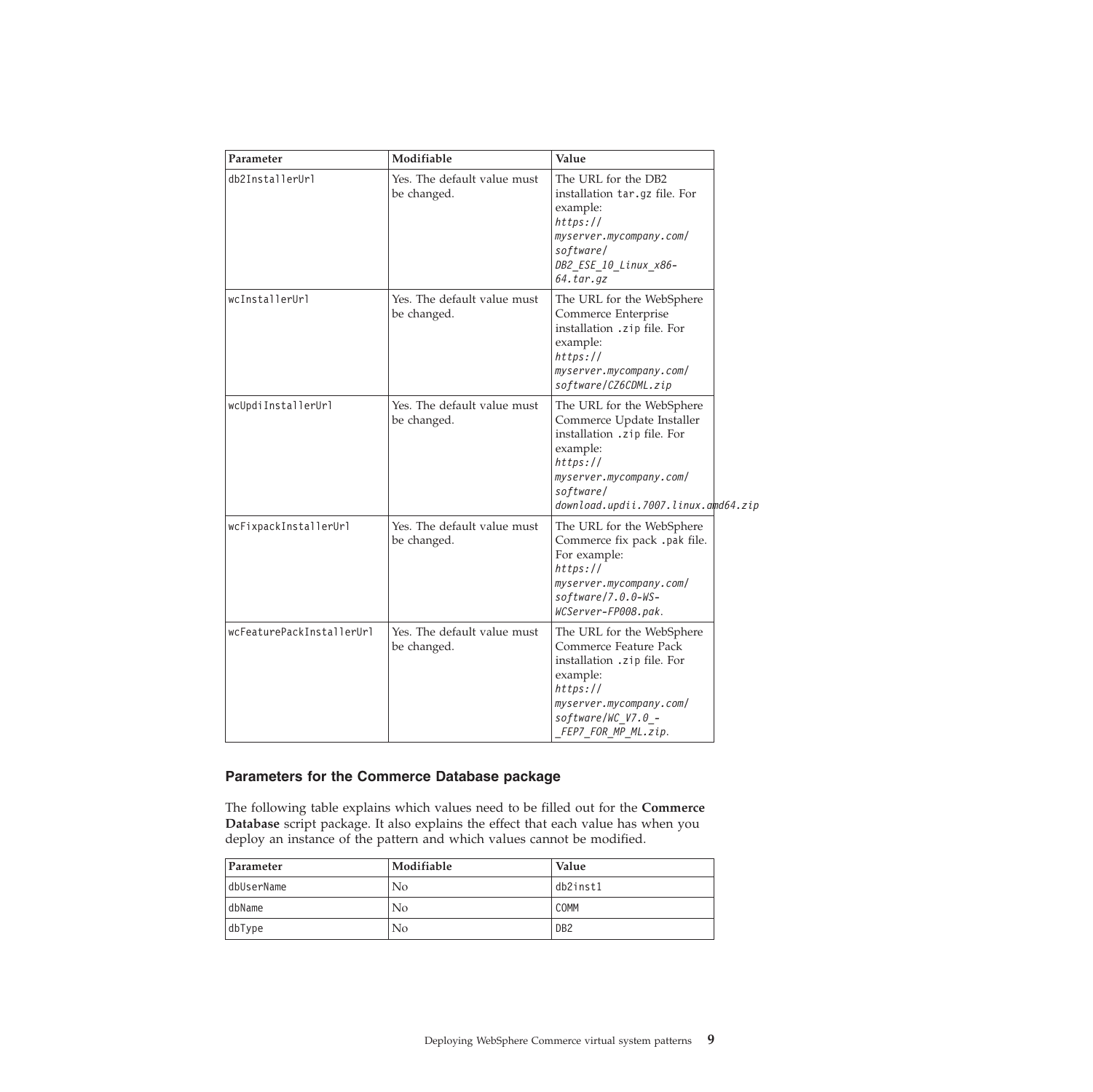| Parameter | Modifiable | Value |
| --- | --- | --- |
| db2InstallerUrl | Yes. The default value must be changed. | The URL for the DB2 installation tar.gz file. For example: *https://myserver.mycompany.com/software/DB2_ESE_10_Linux_x86-64.tar.gz* |
| wcInstallerUrl | Yes. The default value must be changed. | The URL for the WebSphere Commerce Enterprise installation .zip file. For example: *https://myserver.mycompany.com/software/CZ6CDML.zip* |
| wcUpdiInstallerUrl | Yes. The default value must be changed. | The URL for the WebSphere Commerce Update Installer installation .zip file. For example: *https://myserver.mycompany.com/software/download.updii.7007.linux.amd64.zip* |
| wcFixpackInstallerUrl | Yes. The default value must be changed. | The URL for the WebSphere Commerce fix pack .pak file. For example: *https://myserver.mycompany.com/software/7.0.0-WS-WCServer-FP008.pak*. |
| wcFeaturePackInstallerUrl | Yes. The default value must be changed. | The URL for the WebSphere Commerce Feature Pack installation .zip file. For example: *https://myserver.mycompany.com/software/WC_V7.0_-_FEP7_FOR_MP_ML.zip*. |

## Parameters for the Commerce Database package

The following table explains which values need to be filled out for the **Commerce Database** script package. It also explains the effect that each value has when you deploy an instance of the pattern and which values cannot be modified.

| Parameter | Modifiable | Value |
| --- | --- | --- |
| dbUserName | No | db2inst1 |
| dbName | No | COMM |
| dbType | No | DB2 |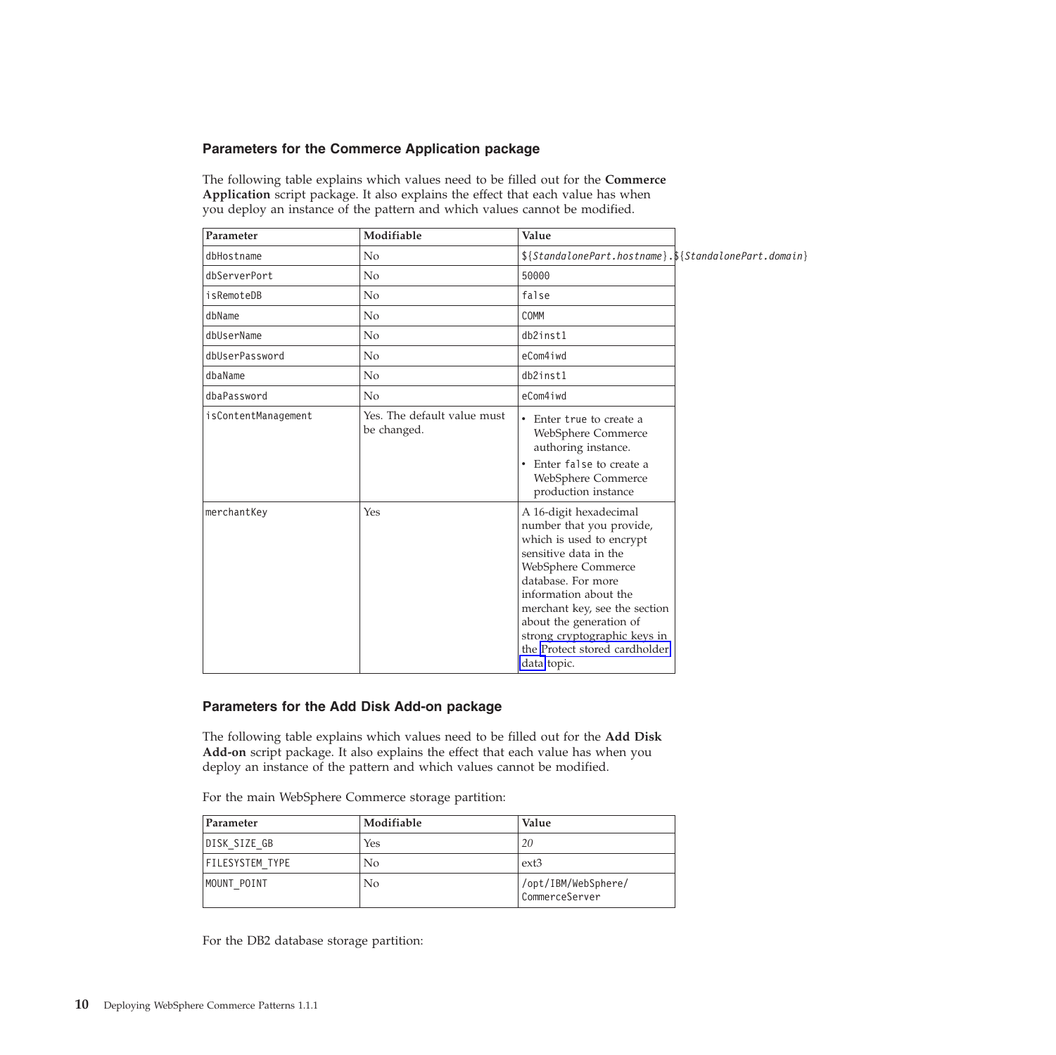### Parameters for the Commerce Application package

The following table explains which values need to be filled out for the **Commerce Application** script package. It also explains the effect that each value has when you deploy an instance of the pattern and which values cannot be modified.

| Parameter | Modifiable | Value |
|---|---|---|
| dbHostname | No | ${*StandalonePart.hostname*}.${*StandalonePart.domain*} |
| dbServerPort | No | 50000 |
| isRemoteDB | No | false |
| dbName | No | COMM |
| dbUserName | No | db2inst1 |
| dbUserPassword | No | eCom4iwd |
| dbaName | No | db2inst1 |
| dbaPassword | No | eCom4iwd |
| isContentManagement | Yes. The default value must be changed. | • Enter true to create a WebSphere Commerce authoring instance. • Enter false to create a WebSphere Commerce production instance |
| merchantKey | Yes | A 16-digit hexadecimal number that you provide, which is used to encrypt sensitive data in the WebSphere Commerce database. For more information about the merchant key, see the section about the generation of strong cryptographic keys in the Protect stored cardholder data topic. |

### Parameters for the Add Disk Add-on package

The following table explains which values need to be filled out for the **Add Disk Add-on** script package. It also explains the effect that each value has when you deploy an instance of the pattern and which values cannot be modified.

For the main WebSphere Commerce storage partition:

| Parameter | Modifiable | Value |
|---|---|---|
| DISK_SIZE_GB | Yes | *20* |
| FILESYSTEM_TYPE | No | ext3 |
| MOUNT_POINT | No | /opt/IBM/WebSphere/CommerceServer |

For the DB2 database storage partition: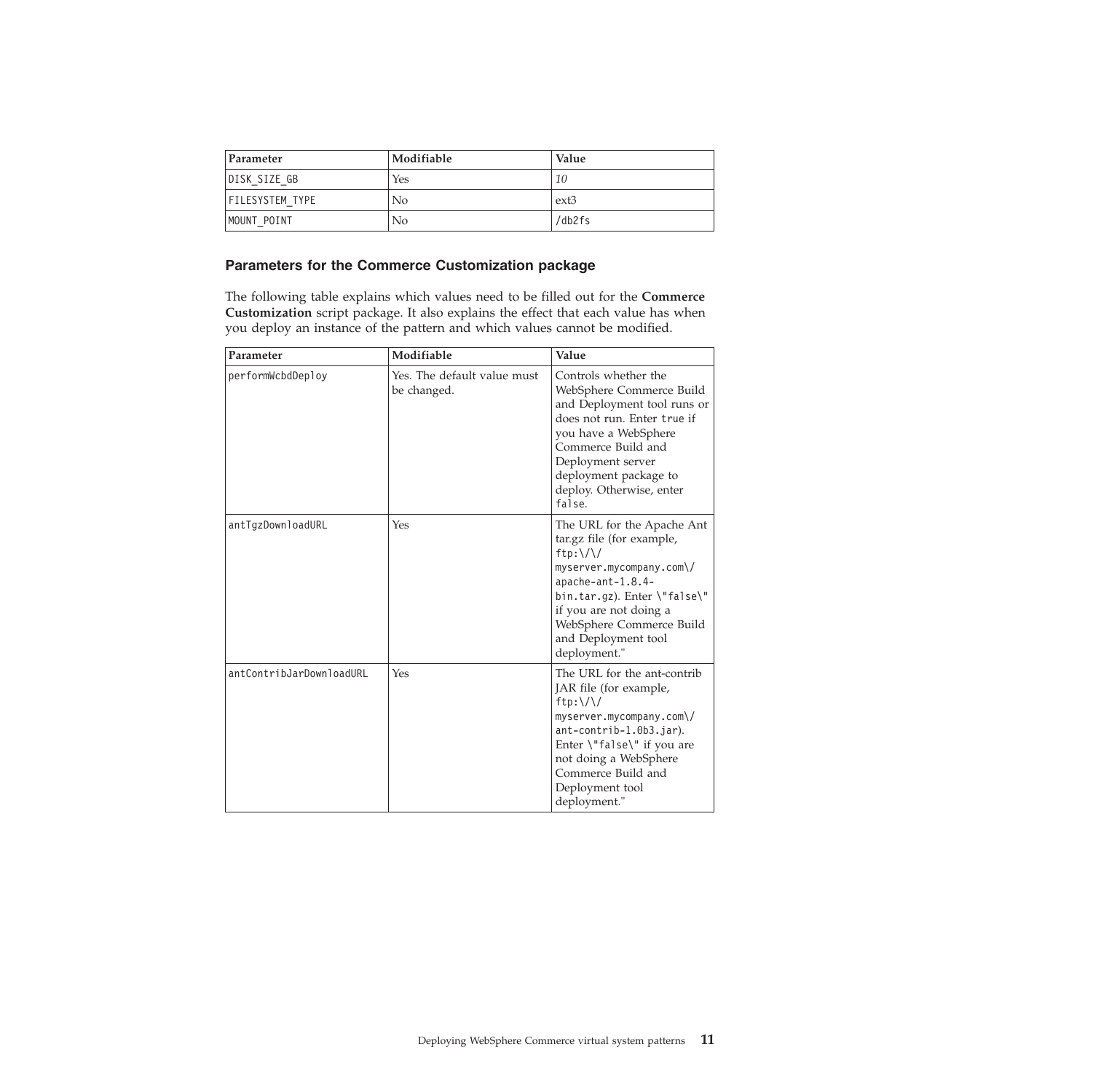| Parameter | Modifiable | Value |
| --- | --- | --- |
| DISK_SIZE_GB | Yes | *10* |
| FILESYSTEM_TYPE | No | ext3 |
| MOUNT_POINT | No | /db2fs |

### Parameters for the Commerce Customization package

The following table explains which values need to be filled out for the **Commerce Customization** script package. It also explains the effect that each value has when you deploy an instance of the pattern and which values cannot be modified.

| Parameter | Modifiable | Value |
| --- | --- | --- |
| performWcbdDeploy | Yes. The default value must be changed. | Controls whether the WebSphere Commerce Build and Deployment tool runs or does not run. Enter true if you have a WebSphere Commerce Build and Deployment server deployment package to deploy. Otherwise, enter false. |
| antTgzDownloadURL | Yes | The URL for the Apache Ant tar.gz file (for example, ftp:\/\/myserver.mycompany.com\/apache-ant-1.8.4-bin.tar.gz). Enter \"false\" if you are not doing a WebSphere Commerce Build and Deployment tool deployment." |
| antContribJarDownloadURL | Yes | The URL for the ant-contrib JAR file (for example, ftp:\/\/myserver.mycompany.com\/ant-contrib-1.0b3.jar). Enter \"false\" if you are not doing a WebSphere Commerce Build and Deployment tool deployment." |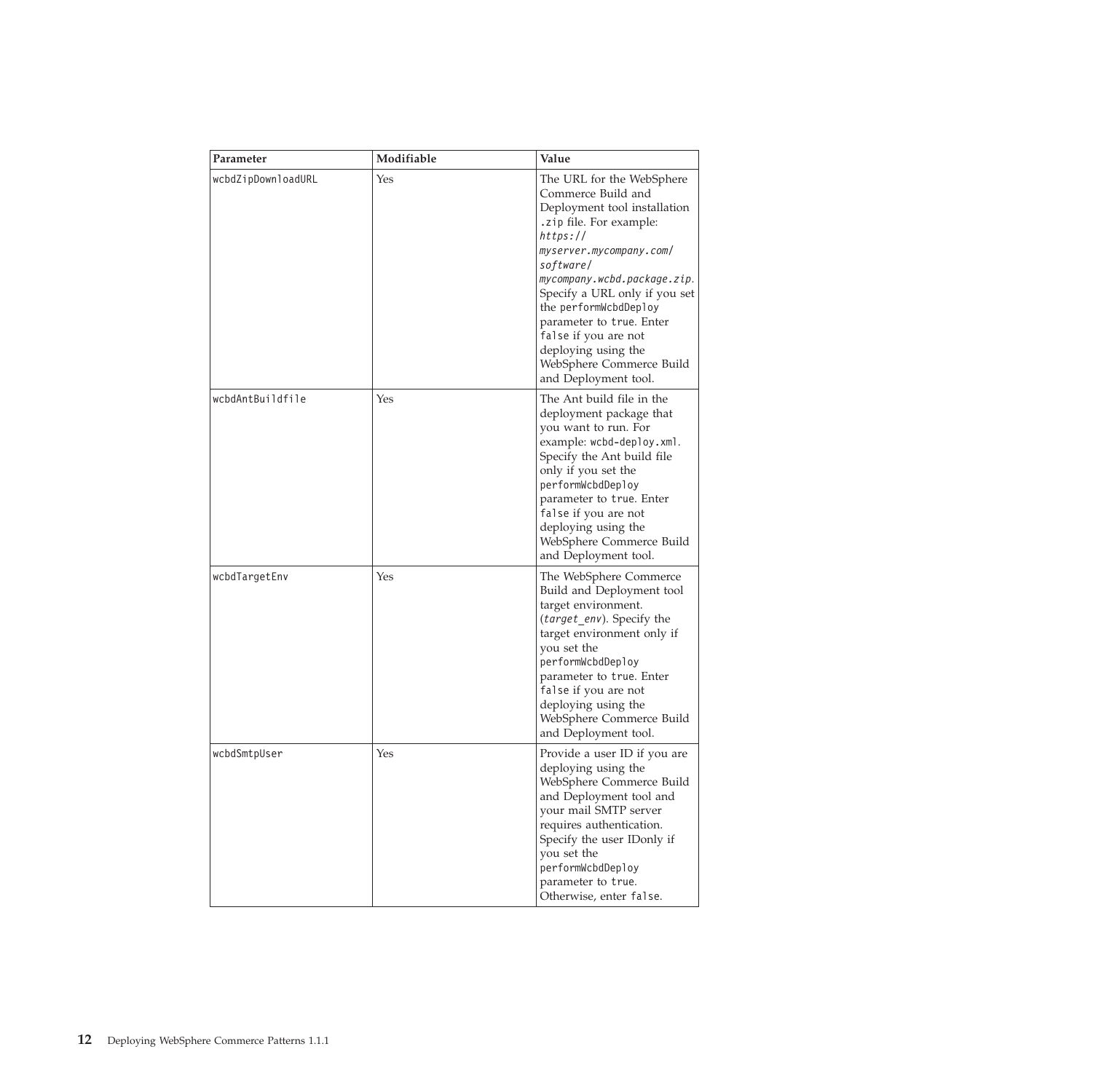| Parameter | Modifiable | Value |
| --- | --- | --- |
| wcbdZipDownloadURL | Yes | The URL for the WebSphere Commerce Build and Deployment tool installation .zip file. For example: *https://myserver.mycompany.com/software/mycompany.wcbd.package.zip*. Specify a URL only if you set the performWcbdDeploy parameter to true. Enter false if you are not deploying using the WebSphere Commerce Build and Deployment tool. |
| wcbdAntBuildfile | Yes | The Ant build file in the deployment package that you want to run. For example: wcbd-deploy.xml. Specify the Ant build file only if you set the performWcbdDeploy parameter to true. Enter false if you are not deploying using the WebSphere Commerce Build and Deployment tool. |
| wcbdTargetEnv | Yes | The WebSphere Commerce Build and Deployment tool target environment. (*target_env*). Specify the target environment only if you set the performWcbdDeploy parameter to true. Enter false if you are not deploying using the WebSphere Commerce Build and Deployment tool. |
| wcbdSmtpUser | Yes | Provide a user ID if you are deploying using the WebSphere Commerce Build and Deployment tool and your mail SMTP server requires authentication. Specify the user IDonly if you set the performWcbdDeploy parameter to true. Otherwise, enter false. |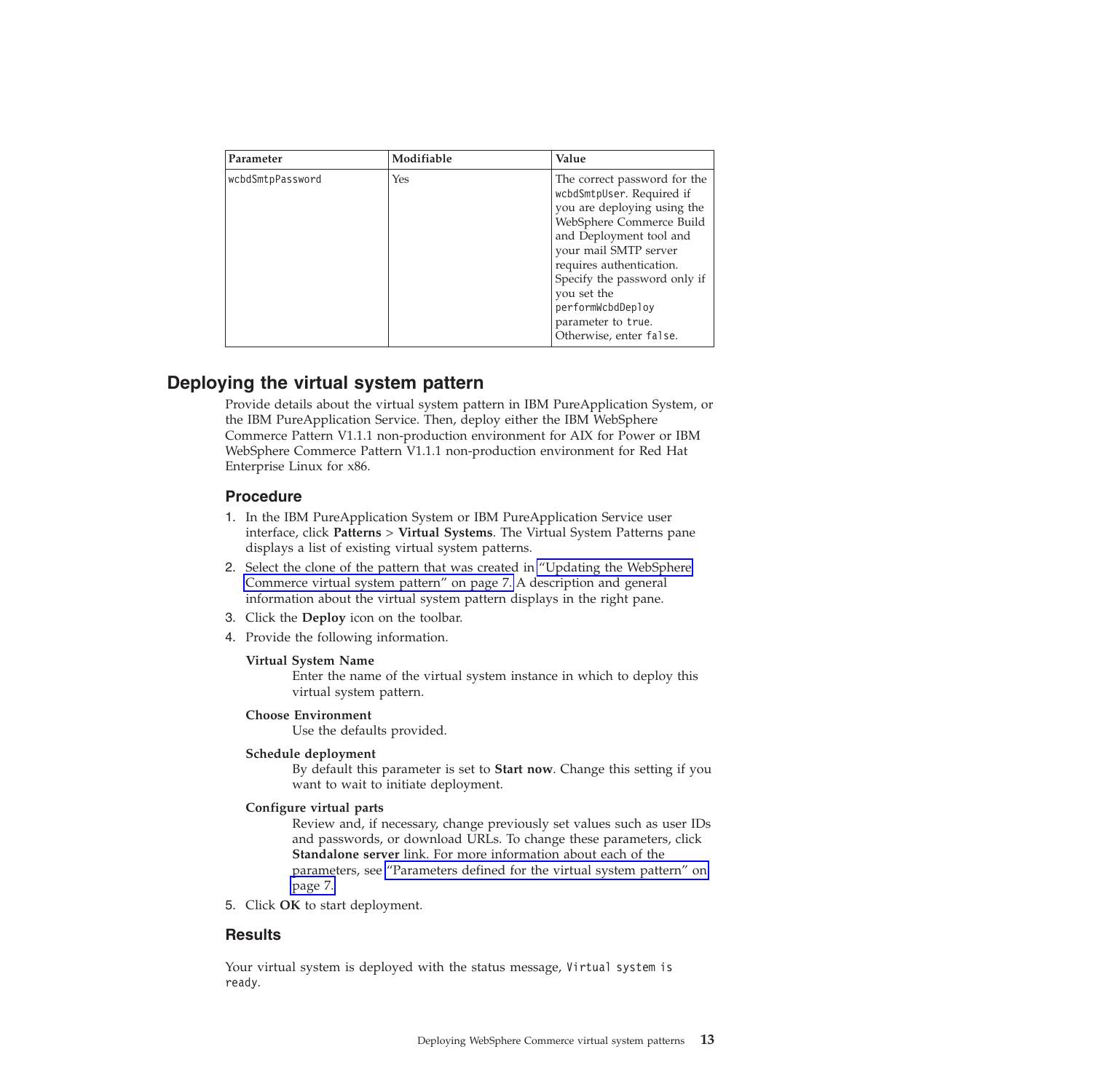| Parameter | Modifiable | Value |
|---|---|---|
| `wcbdSmtpPassword` | Yes | The correct password for the `wcbdSmtpUser`. Required if you are deploying using the WebSphere Commerce Build and Deployment tool and your mail SMTP server requires authentication. Specify the password only if you set the `performWcbdDeploy` parameter to `true`. Otherwise, enter `false`. |

## Deploying the virtual system pattern

Provide details about the virtual system pattern in IBM PureApplication System, or the IBM PureApplication Service. Then, deploy either the IBM WebSphere Commerce Pattern V1.1.1 non-production environment for AIX for Power or IBM WebSphere Commerce Pattern V1.1.1 non-production environment for Red Hat Enterprise Linux for x86.

### Procedure

1. In the IBM PureApplication System or IBM PureApplication Service user interface, click **Patterns** > **Virtual Systems**. The Virtual System Patterns pane displays a list of existing virtual system patterns.
2. Select the clone of the pattern that was created in "Updating the WebSphere Commerce virtual system pattern" on page 7. A description and general information about the virtual system pattern displays in the right pane.
3. Click the **Deploy** icon on the toolbar.
4. Provide the following information.

   **Virtual System Name**
   Enter the name of the virtual system instance in which to deploy this virtual system pattern.

   **Choose Environment**
   Use the defaults provided.

   **Schedule deployment**
   By default this parameter is set to **Start now**. Change this setting if you want to wait to initiate deployment.

   **Configure virtual parts**
   Review and, if necessary, change previously set values such as user IDs and passwords, or download URLs. To change these parameters, click **Standalone server** link. For more information about each of the parameters, see "Parameters defined for the virtual system pattern" on page 7.
5. Click **OK** to start deployment.

### Results

Your virtual system is deployed with the status message, `Virtual system is ready`.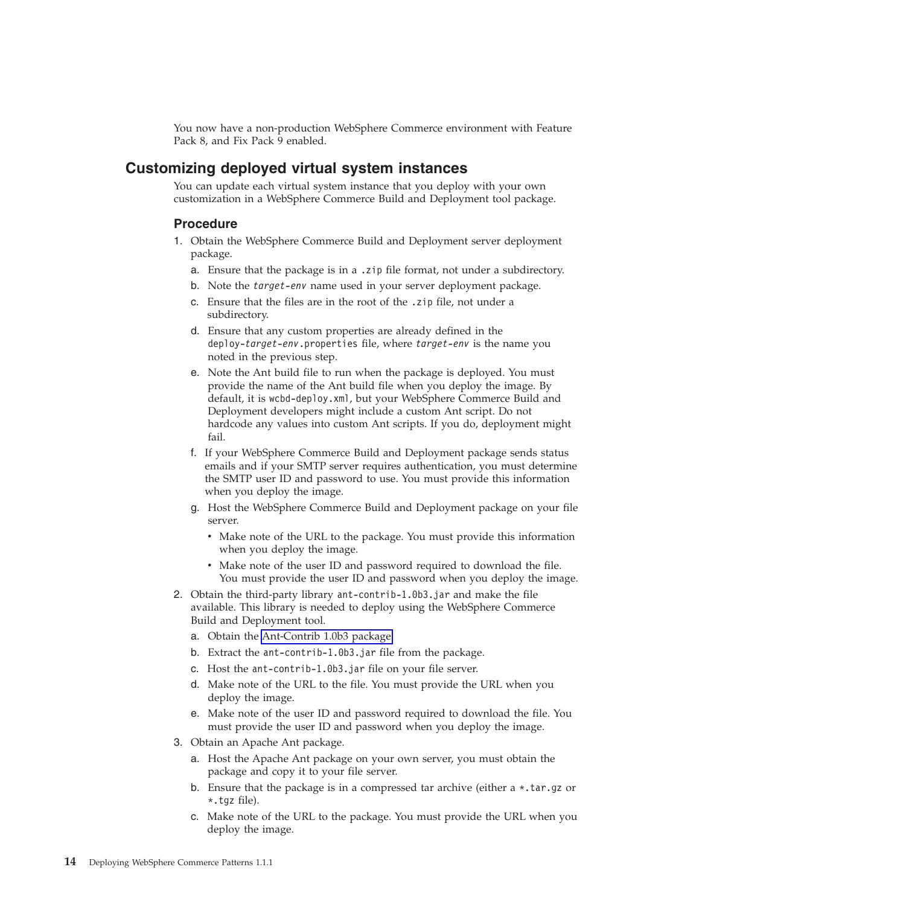You now have a non-production WebSphere Commerce environment with Feature Pack 8, and Fix Pack 9 enabled.

## Customizing deployed virtual system instances

You can update each virtual system instance that you deploy with your own customization in a WebSphere Commerce Build and Deployment tool package.

### Procedure

1. Obtain the WebSphere Commerce Build and Deployment server deployment package.
   a. Ensure that the package is in a `.zip` file format, not under a subdirectory.
   b. Note the *target-env* name used in your server deployment package.
   c. Ensure that the files are in the root of the `.zip` file, not under a subdirectory.
   d. Ensure that any custom properties are already defined in the `deploy-`*target-env*`.properties` file, where *target-env* is the name you noted in the previous step.
   e. Note the Ant build file to run when the package is deployed. You must provide the name of the Ant build file when you deploy the image. By default, it is `wcbd-deploy.xml`, but your WebSphere Commerce Build and Deployment developers might include a custom Ant script. Do not hardcode any values into custom Ant scripts. If you do, deployment might fail.
   f. If your WebSphere Commerce Build and Deployment package sends status emails and if your SMTP server requires authentication, you must determine the SMTP user ID and password to use. You must provide this information when you deploy the image.
   g. Host the WebSphere Commerce Build and Deployment package on your file server.
      - Make note of the URL to the package. You must provide this information when you deploy the image.
      - Make note of the user ID and password required to download the file. You must provide the user ID and password when you deploy the image.
2. Obtain the third-party library `ant-contrib-1.0b3.jar` and make the file available. This library is needed to deploy using the WebSphere Commerce Build and Deployment tool.
   a. Obtain the Ant-Contrib 1.0b3 package.
   b. Extract the `ant-contrib-1.0b3.jar` file from the package.
   c. Host the `ant-contrib-1.0b3.jar` file on your file server.
   d. Make note of the URL to the file. You must provide the URL when you deploy the image.
   e. Make note of the user ID and password required to download the file. You must provide the user ID and password when you deploy the image.
3. Obtain an Apache Ant package.
   a. Host the Apache Ant package on your own server, you must obtain the package and copy it to your file server.
   b. Ensure that the package is in a compressed tar archive (either a `*.tar.gz` or `*.tgz` file).
   c. Make note of the URL to the package. You must provide the URL when you deploy the image.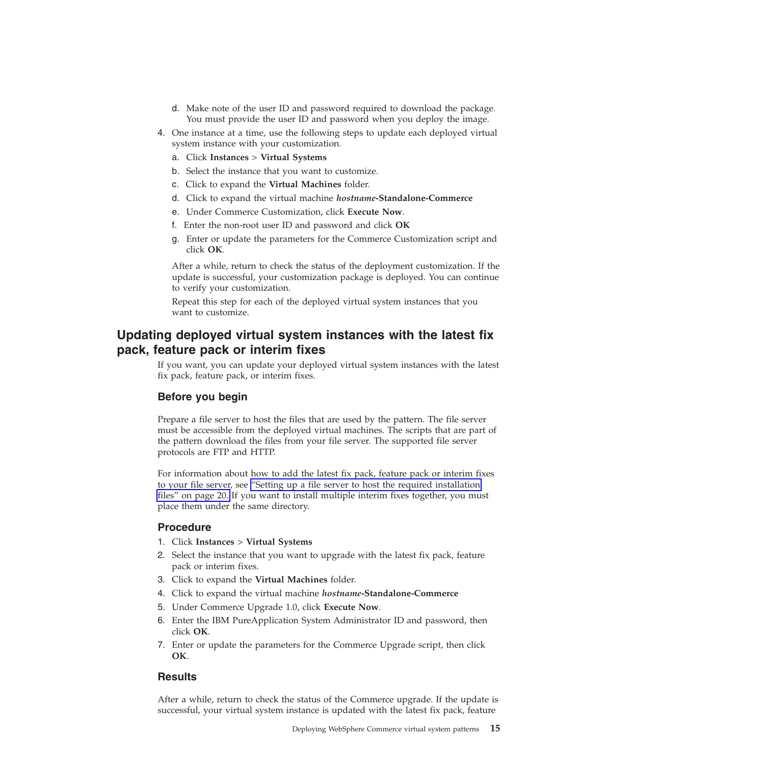d. Make note of the user ID and password required to download the package. You must provide the user ID and password when you deploy the image.
4. One instance at a time, use the following steps to update each deployed virtual system instance with your customization.
   a. Click **Instances** > **Virtual Systems**
   b. Select the instance that you want to customize.
   c. Click to expand the **Virtual Machines** folder.
   d. Click to expand the virtual machine ***hostname*-Standalone-Commerce**
   e. Under Commerce Customization, click **Execute Now**.
   f. Enter the non-root user ID and password and click **OK**
   g. Enter or update the parameters for the Commerce Customization script and click **OK**.

   After a while, return to check the status of the deployment customization. If the update is successful, your customization package is deployed. You can continue to verify your customization.

   Repeat this step for each of the deployed virtual system instances that you want to customize.

## Updating deployed virtual system instances with the latest fix pack, feature pack or interim fixes

If you want, you can update your deployed virtual system instances with the latest fix pack, feature pack, or interim fixes.

### Before you begin

Prepare a file server to host the files that are used by the pattern. The file server must be accessible from the deployed virtual machines. The scripts that are part of the pattern download the files from your file server. The supported file server protocols are FTP and HTTP.

For information about how to add the latest fix pack, feature pack or interim fixes to your file server, see "Setting up a file server to host the required installation files" on page 20. If you want to install multiple interim fixes together, you must place them under the same directory.

### Procedure

1. Click **Instances** > **Virtual Systems**
2. Select the instance that you want to upgrade with the latest fix pack, feature pack or interim fixes.
3. Click to expand the **Virtual Machines** folder.
4. Click to expand the virtual machine ***hostname*-Standalone-Commerce**
5. Under Commerce Upgrade 1.0, click **Execute Now**.
6. Enter the IBM PureApplication System Administrator ID and password, then click **OK**.
7. Enter or update the parameters for the Commerce Upgrade script, then click **OK**.

### Results

After a while, return to check the status of the Commerce upgrade. If the update is successful, your virtual system instance is updated with the latest fix pack, feature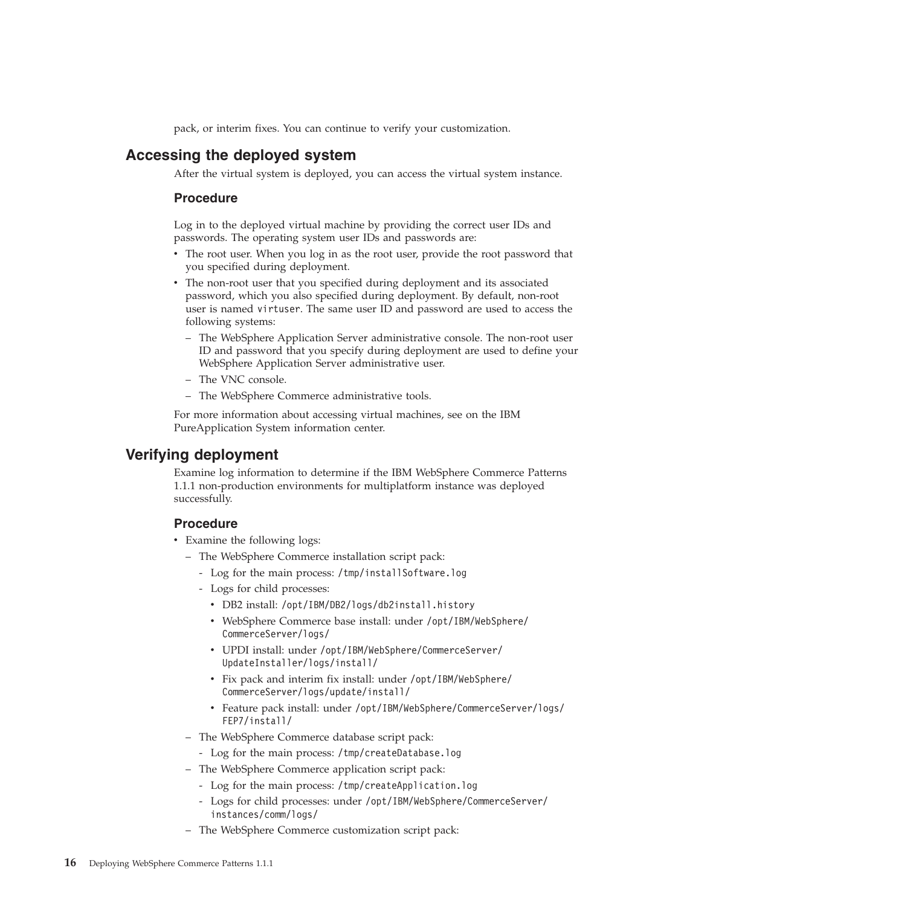pack, or interim fixes. You can continue to verify your customization.

## Accessing the deployed system

After the virtual system is deployed, you can access the virtual system instance.

### Procedure

Log in to the deployed virtual machine by providing the correct user IDs and passwords. The operating system user IDs and passwords are:

- The root user. When you log in as the root user, provide the root password that you specified during deployment.
- The non-root user that you specified during deployment and its associated password, which you also specified during deployment. By default, non-root user is named `virtuser`. The same user ID and password are used to access the following systems:
  - The WebSphere Application Server administrative console. The non-root user ID and password that you specify during deployment are used to define your WebSphere Application Server administrative user.
  - The VNC console.
  - The WebSphere Commerce administrative tools.

For more information about accessing virtual machines, see on the IBM PureApplication System information center.

## Verifying deployment

Examine log information to determine if the IBM WebSphere Commerce Patterns 1.1.1 non-production environments for multiplatform instance was deployed successfully.

### Procedure

- Examine the following logs:
  - The WebSphere Commerce installation script pack:
    - Log for the main process: `/tmp/installSoftware.log`
    - Logs for child processes:
      - DB2 install: `/opt/IBM/DB2/logs/db2install.history`
      - WebSphere Commerce base install: under `/opt/IBM/WebSphere/CommerceServer/logs/`
      - UPDI install: under `/opt/IBM/WebSphere/CommerceServer/UpdateInstaller/logs/install/`
      - Fix pack and interim fix install: under `/opt/IBM/WebSphere/CommerceServer/logs/update/install/`
      - Feature pack install: under `/opt/IBM/WebSphere/CommerceServer/logs/FEP7/install/`
  - The WebSphere Commerce database script pack:
    - Log for the main process: `/tmp/createDatabase.log`
  - The WebSphere Commerce application script pack:
    - Log for the main process: `/tmp/createApplication.log`
    - Logs for child processes: under `/opt/IBM/WebSphere/CommerceServer/instances/comm/logs/`
  - The WebSphere Commerce customization script pack: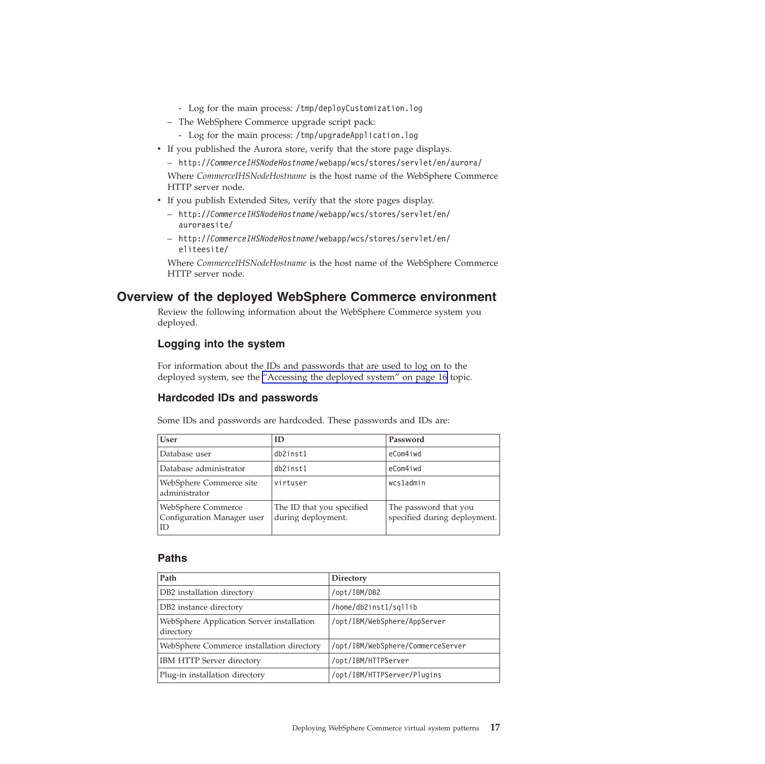- Log for the main process: `/tmp/deployCustomization.log`
  - The WebSphere Commerce upgrade script pack:
    - Log for the main process: `/tmp/upgradeApplication.log`
- If you published the Aurora store, verify that the store page displays.
  - `http://`*`CommerceIHSNodeHostname`*`/webapp/wcs/stores/servlet/en/aurora/`

  Where *CommerceIHSNodeHostname* is the host name of the WebSphere Commerce HTTP server node.
- If you publish Extended Sites, verify that the store pages display.
  - `http://`*`CommerceIHSNodeHostname`*`/webapp/wcs/stores/servlet/en/auroraesite/`
  - `http://`*`CommerceIHSNodeHostname`*`/webapp/wcs/stores/servlet/en/eliteesite/`

  Where *CommerceIHSNodeHostname* is the host name of the WebSphere Commerce HTTP server node.

## Overview of the deployed WebSphere Commerce environment

Review the following information about the WebSphere Commerce system you deployed.

### Logging into the system

For information about the IDs and passwords that are used to log on to the deployed system, see the "Accessing the deployed system" on page 16 topic.

### Hardcoded IDs and passwords

Some IDs and passwords are hardcoded. These passwords and IDs are:

| User | ID | Password |
| --- | --- | --- |
| Database user | `db2inst1` | `eCom4iwd` |
| Database administrator | `db2inst1` | `eCom4iwd` |
| WebSphere Commerce site administrator | `virtuser` | `wcs1admin` |
| WebSphere Commerce Configuration Manager user ID | The ID that you specified during deployment. | The password that you specified during deployment. |

### Paths

| Path | Directory |
| --- | --- |
| DB2 installation directory | `/opt/IBM/DB2` |
| DB2 instance directory | `/home/db2inst1/sqllib` |
| WebSphere Application Server installation directory | `/opt/IBM/WebSphere/AppServer` |
| WebSphere Commerce installation directory | `/opt/IBM/WebSphere/CommerceServer` |
| IBM HTTP Server directory | `/opt/IBM/HTTPServer` |
| Plug-in installation directory | `/opt/IBM/HTTPServer/Plugins` |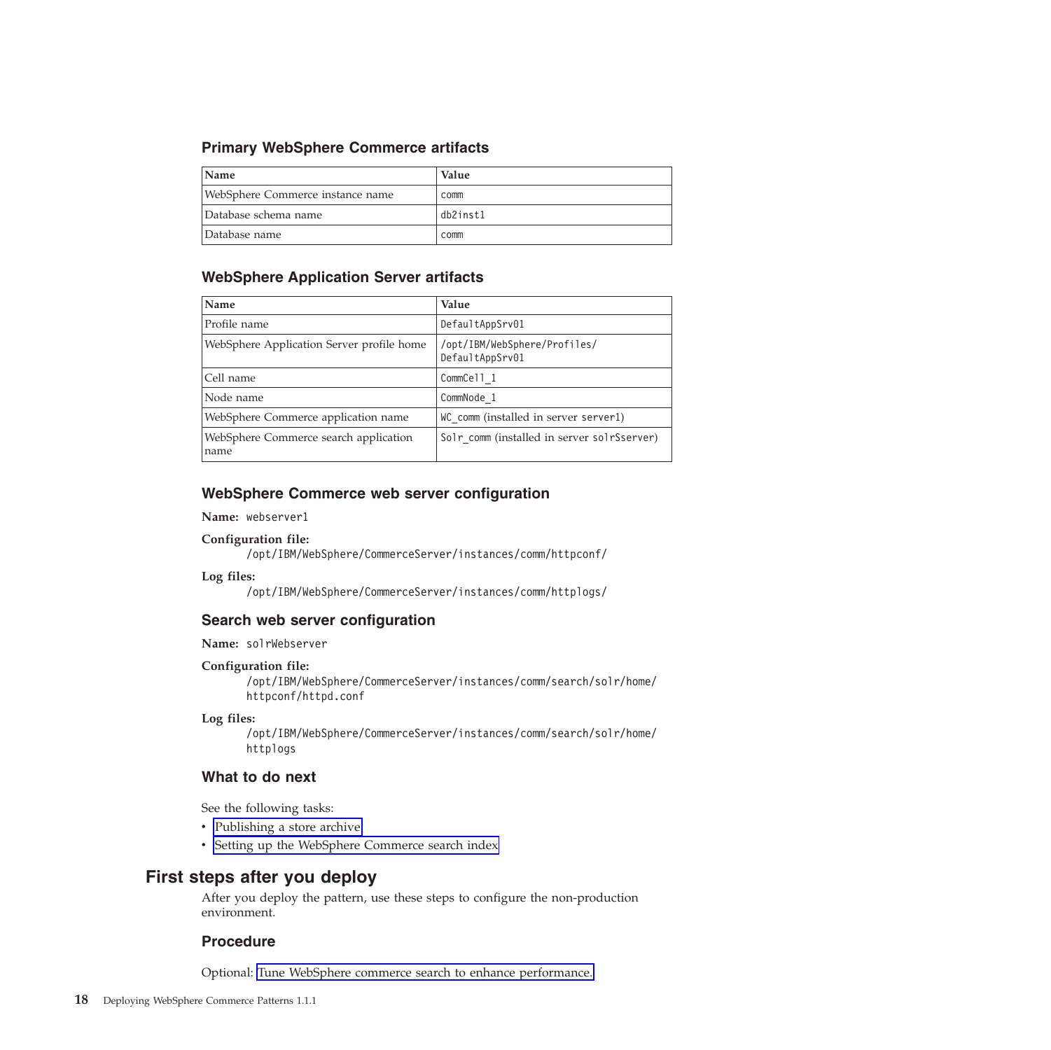### Primary WebSphere Commerce artifacts

| Name | Value |
| --- | --- |
| WebSphere Commerce instance name | comm |
| Database schema name | db2inst1 |
| Database name | comm |

### WebSphere Application Server artifacts

| Name | Value |
| --- | --- |
| Profile name | DefaultAppSrv01 |
| WebSphere Application Server profile home | /opt/IBM/WebSphere/Profiles/DefaultAppSrv01 |
| Cell name | CommCell_1 |
| Node name | CommNode_1 |
| WebSphere Commerce application name | WC_comm (installed in server server1) |
| WebSphere Commerce search application name | Solr_comm (installed in server solrSserver) |

### WebSphere Commerce web server configuration

**Name:** webserver1

**Configuration file:**
/opt/IBM/WebSphere/CommerceServer/instances/comm/httpconf/

**Log files:**
/opt/IBM/WebSphere/CommerceServer/instances/comm/httplogs/

### Search web server configuration

**Name:** solrWebserver

**Configuration file:**
/opt/IBM/WebSphere/CommerceServer/instances/comm/search/solr/home/httpconf/httpd.conf

**Log files:**
/opt/IBM/WebSphere/CommerceServer/instances/comm/search/solr/home/httplogs

### What to do next

See the following tasks:

- Publishing a store archive
- Setting up the WebSphere Commerce search index

## First steps after you deploy

After you deploy the pattern, use these steps to configure the non-production environment.

### Procedure

Optional: Tune WebSphere commerce search to enhance performance.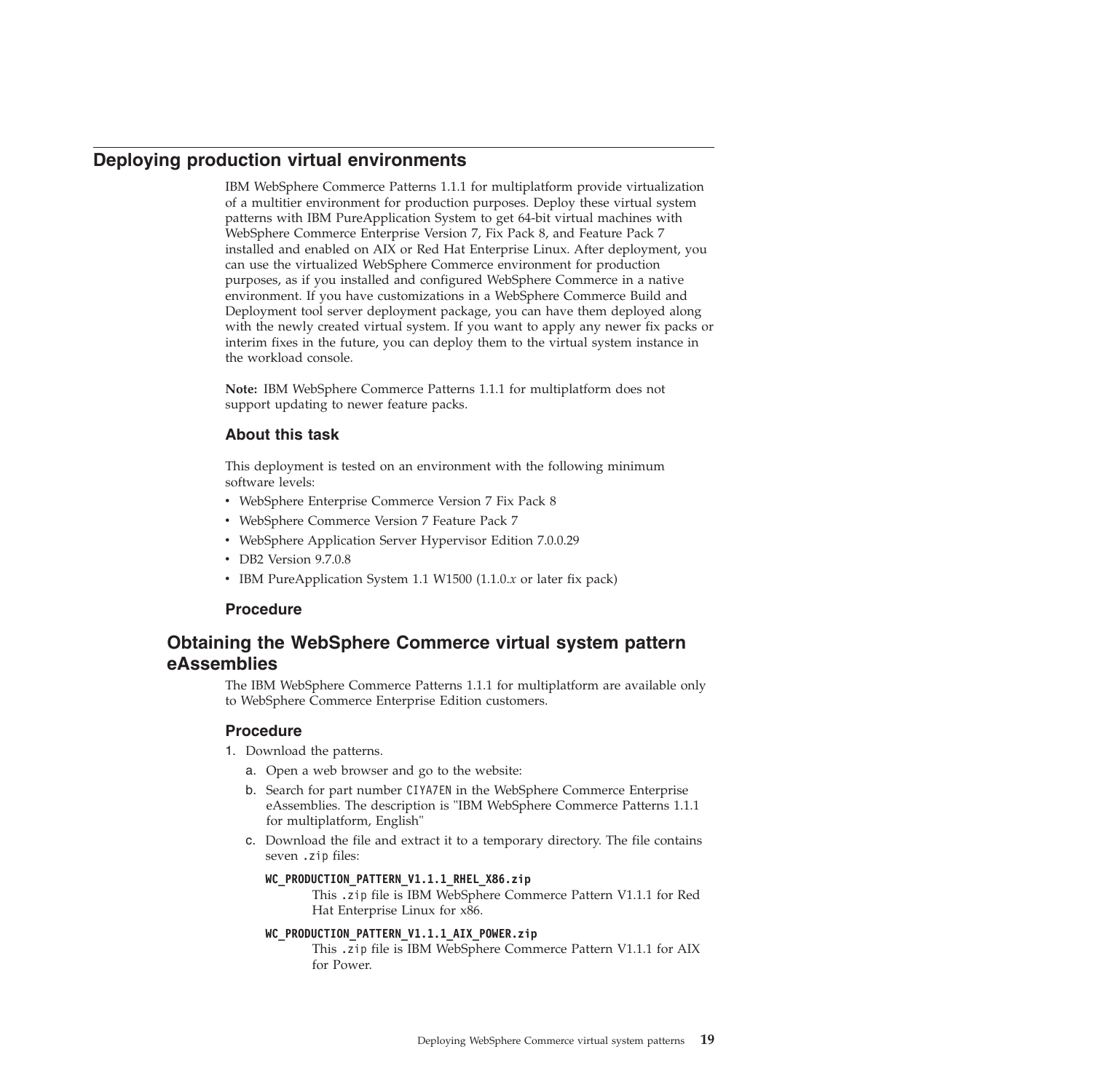## Deploying production virtual environments

IBM WebSphere Commerce Patterns 1.1.1 for multiplatform provide virtualization of a multitier environment for production purposes. Deploy these virtual system patterns with IBM PureApplication System to get 64-bit virtual machines with WebSphere Commerce Enterprise Version 7, Fix Pack 8, and Feature Pack 7 installed and enabled on AIX or Red Hat Enterprise Linux. After deployment, you can use the virtualized WebSphere Commerce environment for production purposes, as if you installed and configured WebSphere Commerce in a native environment. If you have customizations in a WebSphere Commerce Build and Deployment tool server deployment package, you can have them deployed along with the newly created virtual system. If you want to apply any newer fix packs or interim fixes in the future, you can deploy them to the virtual system instance in the workload console.

**Note:** IBM WebSphere Commerce Patterns 1.1.1 for multiplatform does not support updating to newer feature packs.

### About this task

This deployment is tested on an environment with the following minimum software levels:

- WebSphere Enterprise Commerce Version 7 Fix Pack 8
- WebSphere Commerce Version 7 Feature Pack 7
- WebSphere Application Server Hypervisor Edition 7.0.0.29
- DB2 Version 9.7.0.8
- IBM PureApplication System 1.1 W1500 (1.1.0.*x* or later fix pack)

### Procedure

## Obtaining the WebSphere Commerce virtual system pattern eAssemblies

The IBM WebSphere Commerce Patterns 1.1.1 for multiplatform are available only to WebSphere Commerce Enterprise Edition customers.

### Procedure

1. Download the patterns.
   a. Open a web browser and go to the website:
   b. Search for part number `CIYA7EN` in the WebSphere Commerce Enterprise eAssemblies. The description is "IBM WebSphere Commerce Patterns 1.1.1 for multiplatform, English"
   c. Download the file and extract it to a temporary directory. The file contains seven `.zip` files:

      **`WC_PRODUCTION_PATTERN_V1.1.1_RHEL_X86.zip`**
      This `.zip` file is IBM WebSphere Commerce Pattern V1.1.1 for Red Hat Enterprise Linux for x86.

      **`WC_PRODUCTION_PATTERN_V1.1.1_AIX_POWER.zip`**
      This `.zip` file is IBM WebSphere Commerce Pattern V1.1.1 for AIX for Power.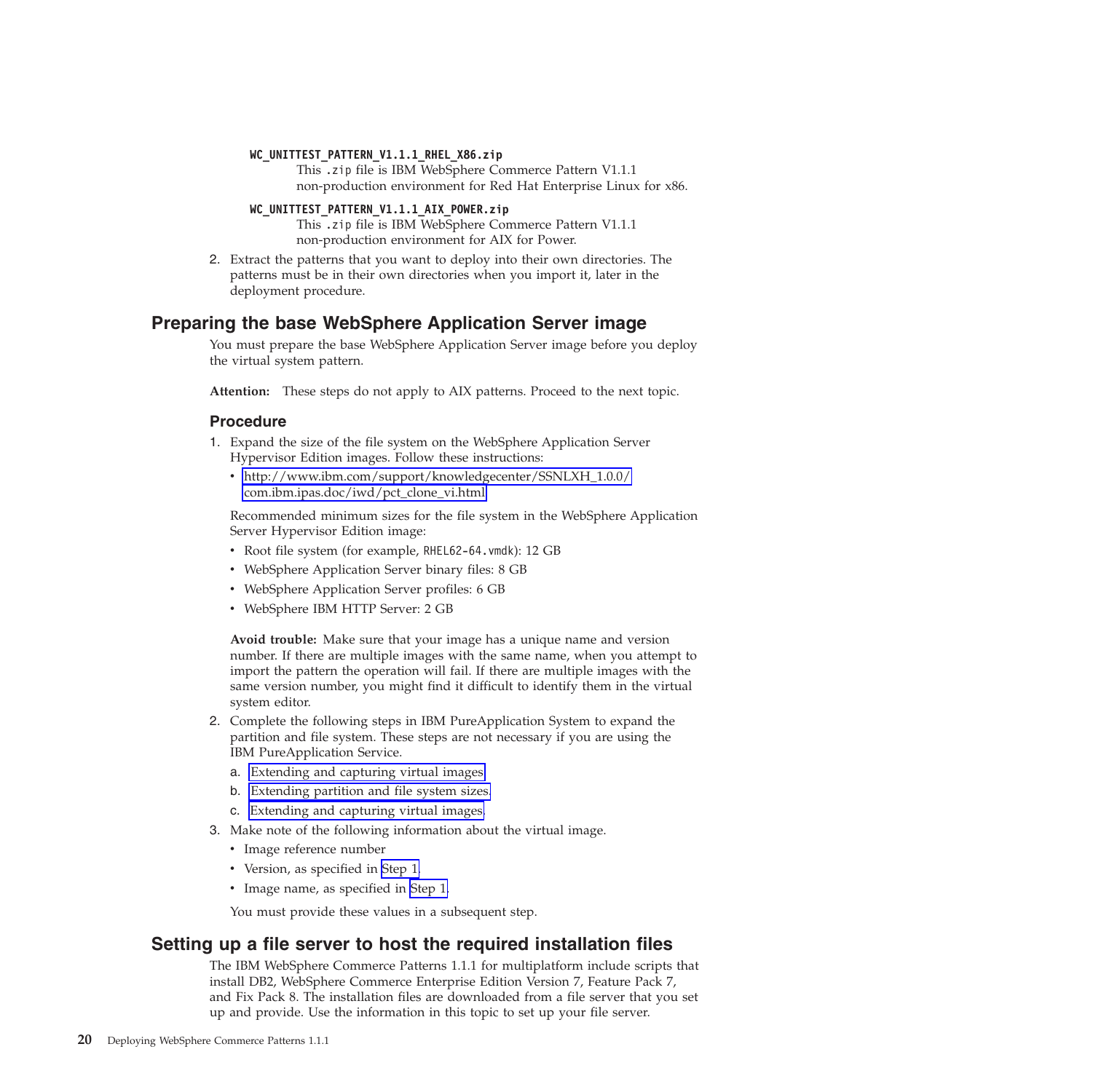**WC_UNITTEST_PATTERN_V1.1.1_RHEL_X86.zip**
This .zip file is IBM WebSphere Commerce Pattern V1.1.1 non-production environment for Red Hat Enterprise Linux for x86.

**WC_UNITTEST_PATTERN_V1.1.1_AIX_POWER.zip**
This .zip file is IBM WebSphere Commerce Pattern V1.1.1 non-production environment for AIX for Power.

2. Extract the patterns that you want to deploy into their own directories. The patterns must be in their own directories when you import it, later in the deployment procedure.

## Preparing the base WebSphere Application Server image

You must prepare the base WebSphere Application Server image before you deploy the virtual system pattern.

**Attention:** These steps do not apply to AIX patterns. Proceed to the next topic.

### Procedure

1. Expand the size of the file system on the WebSphere Application Server Hypervisor Edition images. Follow these instructions:
   - http://www.ibm.com/support/knowledgecenter/SSNLXH_1.0.0/com.ibm.ipas.doc/iwd/pct_clone_vi.html

   Recommended minimum sizes for the file system in the WebSphere Application Server Hypervisor Edition image:
   - Root file system (for example, RHEL62-64.vmdk): 12 GB
   - WebSphere Application Server binary files: 8 GB
   - WebSphere Application Server profiles: 6 GB
   - WebSphere IBM HTTP Server: 2 GB

   **Avoid trouble:** Make sure that your image has a unique name and version number. If there are multiple images with the same name, when you attempt to import the pattern the operation will fail. If there are multiple images with the same version number, you might find it difficult to identify them in the virtual system editor.

2. Complete the following steps in IBM PureApplication System to expand the partition and file system. These steps are not necessary if you are using the IBM PureApplication Service.
   a. Extending and capturing virtual images
   b. Extending partition and file system sizes.
   c. Extending and capturing virtual images.

3. Make note of the following information about the virtual image.
   - Image reference number
   - Version, as specified in Step 1.
   - Image name, as specified in Step 1.

   You must provide these values in a subsequent step.

## Setting up a file server to host the required installation files

The IBM WebSphere Commerce Patterns 1.1.1 for multiplatform include scripts that install DB2, WebSphere Commerce Enterprise Edition Version 7, Feature Pack 7, and Fix Pack 8. The installation files are downloaded from a file server that you set up and provide. Use the information in this topic to set up your file server.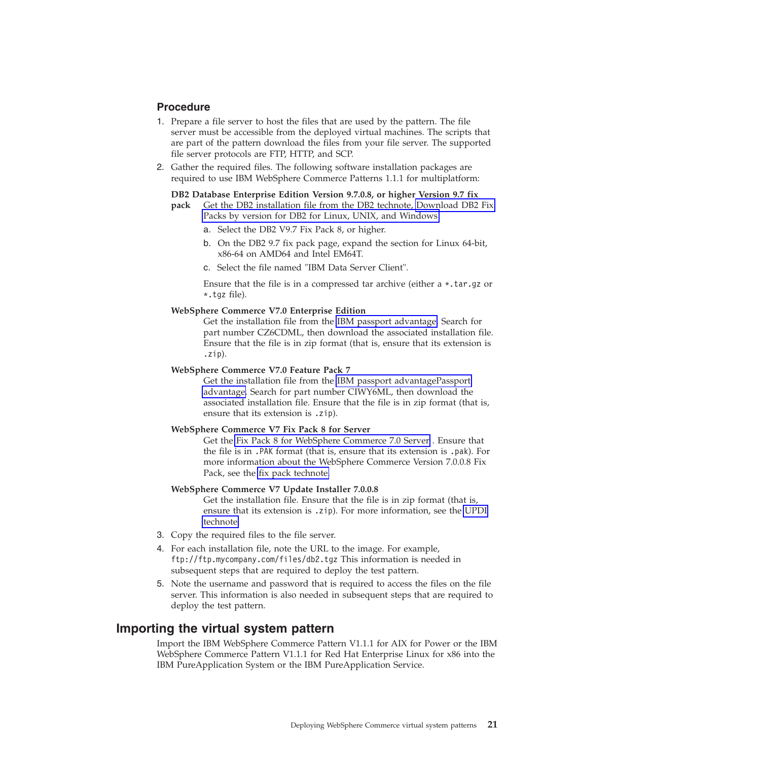### Procedure

1. Prepare a file server to host the files that are used by the pattern. The file server must be accessible from the deployed virtual machines. The scripts that are part of the pattern download the files from your file server. The supported file server protocols are FTP, HTTP, and SCP.
2. Gather the required files. The following software installation packages are required to use IBM WebSphere Commerce Patterns 1.1.1 for multiplatform:

   **DB2 Database Enterprise Edition Version 9.7.0.8, or higher Version 9.7 fix pack**
   Get the DB2 installation file from the DB2 technote, Download DB2 Fix Packs by version for DB2 for Linux, UNIX, and Windows

   a. Select the DB2 V9.7 Fix Pack 8, or higher.
   b. On the DB2 9.7 fix pack page, expand the section for Linux 64-bit, x86-64 on AMD64 and Intel EM64T.
   c. Select the file named "IBM Data Server Client".

   Ensure that the file is in a compressed tar archive (either a `*.tar.gz` or `*.tgz` file).

   **WebSphere Commerce V7.0 Enterprise Edition**
   Get the installation file from the IBM passport advantage. Search for part number CZ6CDML, then download the associated installation file. Ensure that the file is in zip format (that is, ensure that its extension is `.zip`).

   **WebSphere Commerce V7.0 Feature Pack 7**
   Get the installation file from the IBM passport advantagePassport advantage. Search for part number CIWY6ML, then download the associated installation file. Ensure that the file is in zip format (that is, ensure that its extension is `.zip`).

   **WebSphere Commerce V7 Fix Pack 8 for Server**
   Get the Fix Pack 8 for WebSphere Commerce 7.0 Server . Ensure that the file is in `.PAK` format (that is, ensure that its extension is `.pak`). For more information about the WebSphere Commerce Version 7.0.0.8 Fix Pack, see the fix pack technote

   **WebSphere Commerce V7 Update Installer 7.0.0.8**
   Get the installation file. Ensure that the file is in zip format (that is, ensure that its extension is `.zip`). For more information, see the UPDI technote

3. Copy the required files to the file server.
4. For each installation file, note the URL to the image. For example, `ftp://ftp.mycompany.com/files/db2.tgz` This information is needed in subsequent steps that are required to deploy the test pattern.
5. Note the username and password that is required to access the files on the file server. This information is also needed in subsequent steps that are required to deploy the test pattern.

## Importing the virtual system pattern

Import the IBM WebSphere Commerce Pattern V1.1.1 for AIX for Power or the IBM WebSphere Commerce Pattern V1.1.1 for Red Hat Enterprise Linux for x86 into the IBM PureApplication System or the IBM PureApplication Service.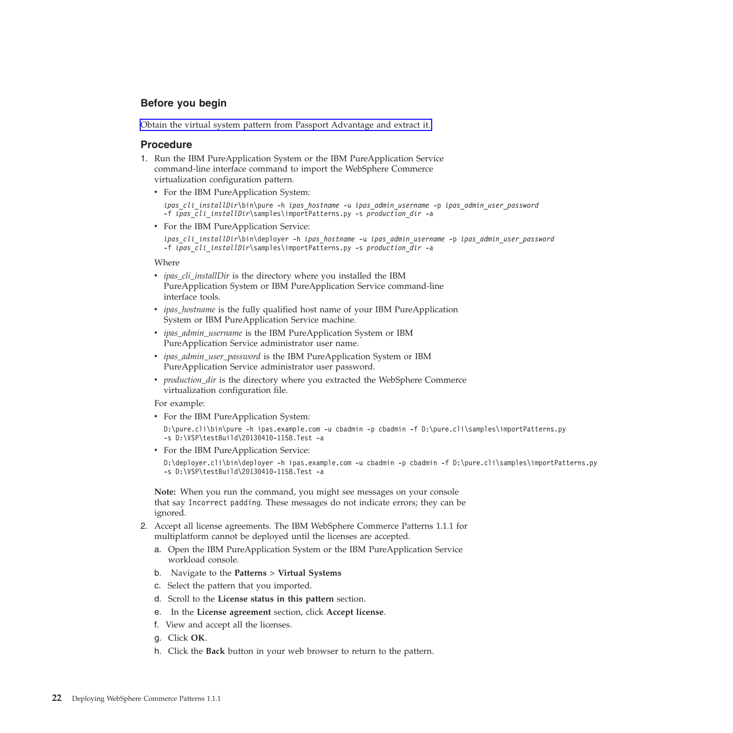### Before you begin

Obtain the virtual system pattern from Passport Advantage and extract it.

### Procedure

1. Run the IBM PureApplication System or the IBM PureApplication Service command-line interface command to import the WebSphere Commerce virtualization configuration pattern.
   - For the IBM PureApplication System:
     ```
     ipas_cli_installDir\bin\pure -h ipas_hostname -u ipas_admin_username -p ipas_admin_user_password
     -f ipas_cli_installDir\samples\importPatterns.py -s production_dir -a
     ```
   - For the IBM PureApplication Service:
     ```
     ipas_cli_installDir\bin\deployer -h ipas_hostname -u ipas_admin_username -p ipas_admin_user_password
     -f ipas_cli_installDir\samples\importPatterns.py -s production_dir -a
     ```

   Where
   - *ipas_cli_installDir* is the directory where you installed the IBM PureApplication System or IBM PureApplication Service command-line interface tools.
   - *ipas_hostname* is the fully qualified host name of your IBM PureApplication System or IBM PureApplication Service machine.
   - *ipas_admin_username* is the IBM PureApplication System or IBM PureApplication Service administrator user name.
   - *ipas_admin_user_password* is the IBM PureApplication System or IBM PureApplication Service administrator user password.
   - *production_dir* is the directory where you extracted the WebSphere Commerce virtualization configuration file.

   For example:
   - For the IBM PureApplication System:
     ```
     D:\pure.cli\bin\pure -h ipas.example.com -u cbadmin -p cbadmin -f D:\pure.cli\samples\importPatterns.py
     -s D:\VSP\testBuild\20130410-1158.Test -a
     ```
   - For the IBM PureApplication Service:
     ```
     D:\deployer.cli\bin\deployer -h ipas.example.com -u cbadmin -p cbadmin -f D:\pure.cli\samples\importPatterns.py
     -s D:\VSP\testBuild\20130410-1158.Test -a
     ```

   **Note:** When you run the command, you might see messages on your console that say `Incorrect padding`. These messages do not indicate errors; they can be ignored.

2. Accept all license agreements. The IBM WebSphere Commerce Patterns 1.1.1 for multiplatform cannot be deployed until the licenses are accepted.
   a. Open the IBM PureApplication System or the IBM PureApplication Service workload console.
   b. Navigate to the **Patterns** > **Virtual Systems**
   c. Select the pattern that you imported.
   d. Scroll to the **License status in this pattern** section.
   e. In the **License agreement** section, click **Accept license**.
   f. View and accept all the licenses.
   g. Click **OK**.
   h. Click the **Back** button in your web browser to return to the pattern.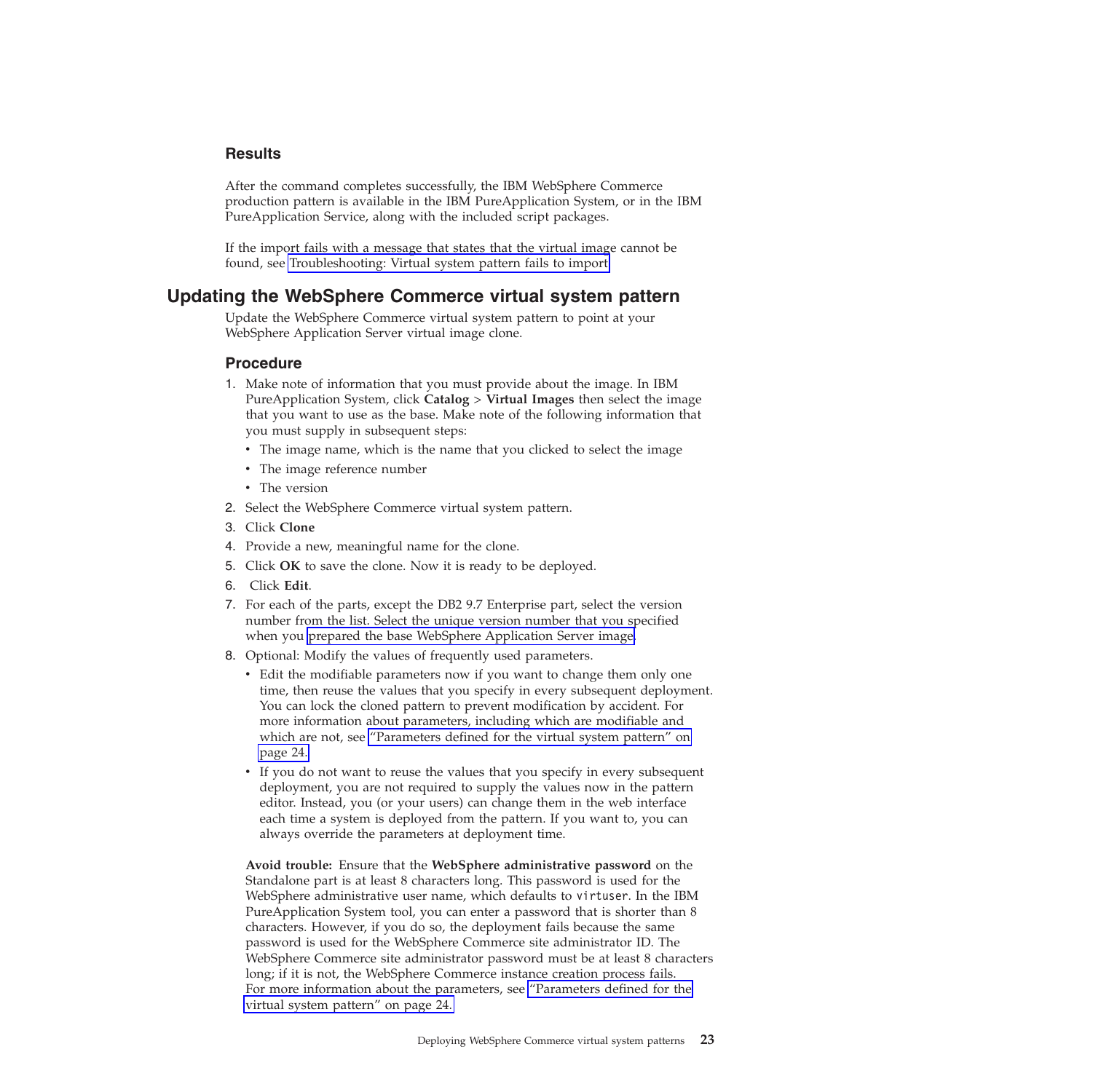### Results

After the command completes successfully, the IBM WebSphere Commerce production pattern is available in the IBM PureApplication System, or in the IBM PureApplication Service, along with the included script packages.

If the import fails with a message that states that the virtual image cannot be found, see Troubleshooting: Virtual system pattern fails to import

## Updating the WebSphere Commerce virtual system pattern

Update the WebSphere Commerce virtual system pattern to point at your WebSphere Application Server virtual image clone.

### Procedure

1. Make note of information that you must provide about the image. In IBM PureApplication System, click **Catalog** > **Virtual Images** then select the image that you want to use as the base. Make note of the following information that you must supply in subsequent steps:
   - The image name, which is the name that you clicked to select the image
   - The image reference number
   - The version
2. Select the WebSphere Commerce virtual system pattern.
3. Click **Clone**
4. Provide a new, meaningful name for the clone.
5. Click **OK** to save the clone. Now it is ready to be deployed.
6. Click **Edit**.
7. For each of the parts, except the DB2 9.7 Enterprise part, select the version number from the list. Select the unique version number that you specified when you prepared the base WebSphere Application Server image.
8. Optional: Modify the values of frequently used parameters.
   - Edit the modifiable parameters now if you want to change them only one time, then reuse the values that you specify in every subsequent deployment. You can lock the cloned pattern to prevent modification by accident. For more information about parameters, including which are modifiable and which are not, see "Parameters defined for the virtual system pattern" on page 24.
   - If you do not want to reuse the values that you specify in every subsequent deployment, you are not required to supply the values now in the pattern editor. Instead, you (or your users) can change them in the web interface each time a system is deployed from the pattern. If you want to, you can always override the parameters at deployment time.

   **Avoid trouble:** Ensure that the **WebSphere administrative password** on the Standalone part is at least 8 characters long. This password is used for the WebSphere administrative user name, which defaults to `virtuser`. In the IBM PureApplication System tool, you can enter a password that is shorter than 8 characters. However, if you do so, the deployment fails because the same password is used for the WebSphere Commerce site administrator ID. The WebSphere Commerce site administrator password must be at least 8 characters long; if it is not, the WebSphere Commerce instance creation process fails. For more information about the parameters, see "Parameters defined for the virtual system pattern" on page 24.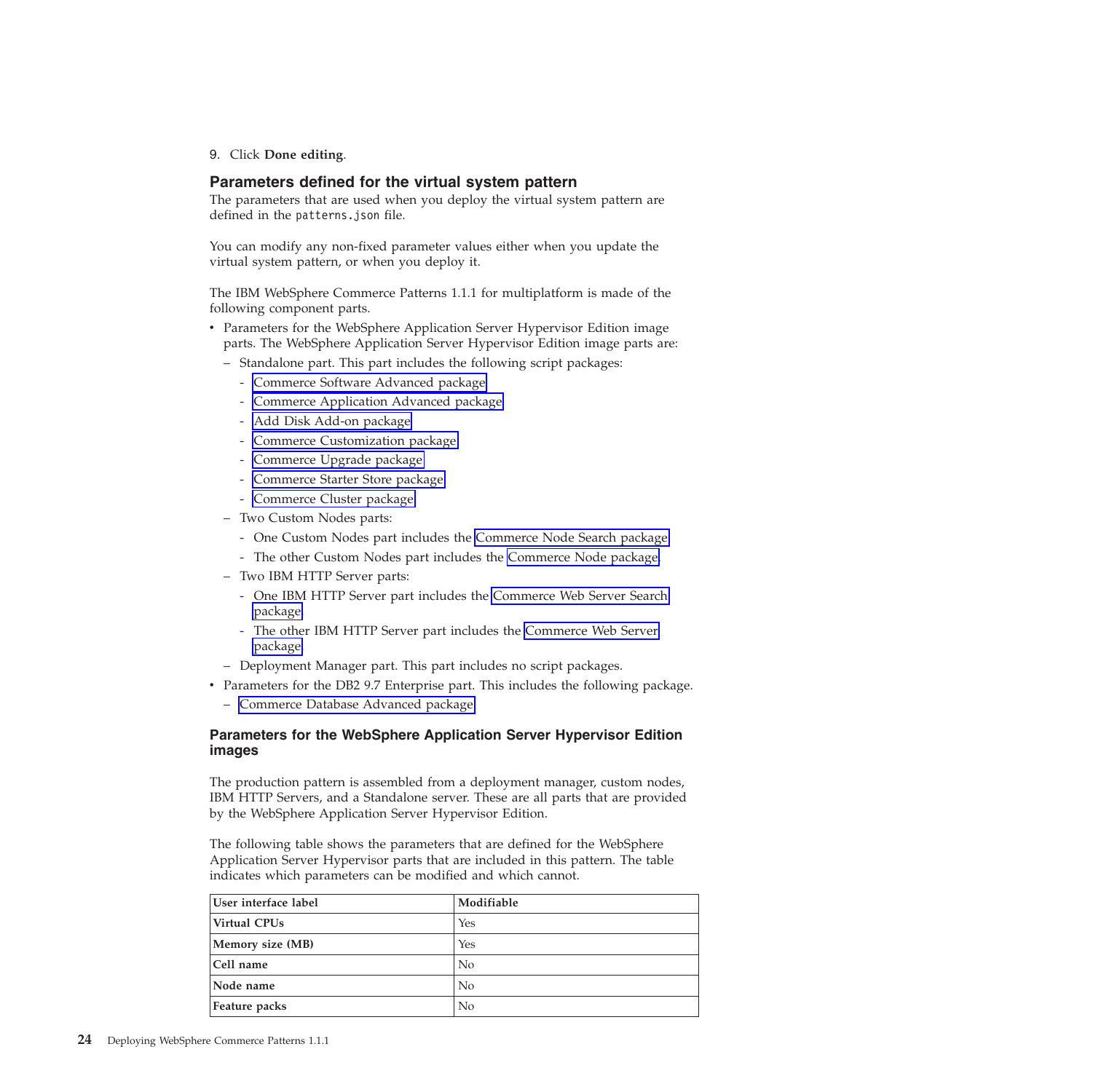9. Click **Done editing**.

## Parameters defined for the virtual system pattern

The parameters that are used when you deploy the virtual system pattern are defined in the `patterns.json` file.

You can modify any non-fixed parameter values either when you update the virtual system pattern, or when you deploy it.

The IBM WebSphere Commerce Patterns 1.1.1 for multiplatform is made of the following component parts.

- Parameters for the WebSphere Application Server Hypervisor Edition image parts. The WebSphere Application Server Hypervisor Edition image parts are:
  - Standalone part. This part includes the following script packages:
    - Commerce Software Advanced package
    - Commerce Application Advanced package
    - Add Disk Add-on package
    - Commerce Customization package
    - Commerce Upgrade package
    - Commerce Starter Store package
    - Commerce Cluster package
  - Two Custom Nodes parts:
    - One Custom Nodes part includes the Commerce Node Search package
    - The other Custom Nodes part includes the Commerce Node package
  - Two IBM HTTP Server parts:
    - One IBM HTTP Server part includes the Commerce Web Server Search package
    - The other IBM HTTP Server part includes the Commerce Web Server package
  - Deployment Manager part. This part includes no script packages.
- Parameters for the DB2 9.7 Enterprise part. This includes the following package.
  - Commerce Database Advanced package

### Parameters for the WebSphere Application Server Hypervisor Edition images

The production pattern is assembled from a deployment manager, custom nodes, IBM HTTP Servers, and a Standalone server. These are all parts that are provided by the WebSphere Application Server Hypervisor Edition.

The following table shows the parameters that are defined for the WebSphere Application Server Hypervisor parts that are included in this pattern. The table indicates which parameters can be modified and which cannot.

| User interface label | Modifiable |
| --- | --- |
| **Virtual CPUs** | Yes |
| **Memory size (MB)** | Yes |
| **Cell name** | No |
| **Node name** | No |
| **Feature packs** | No |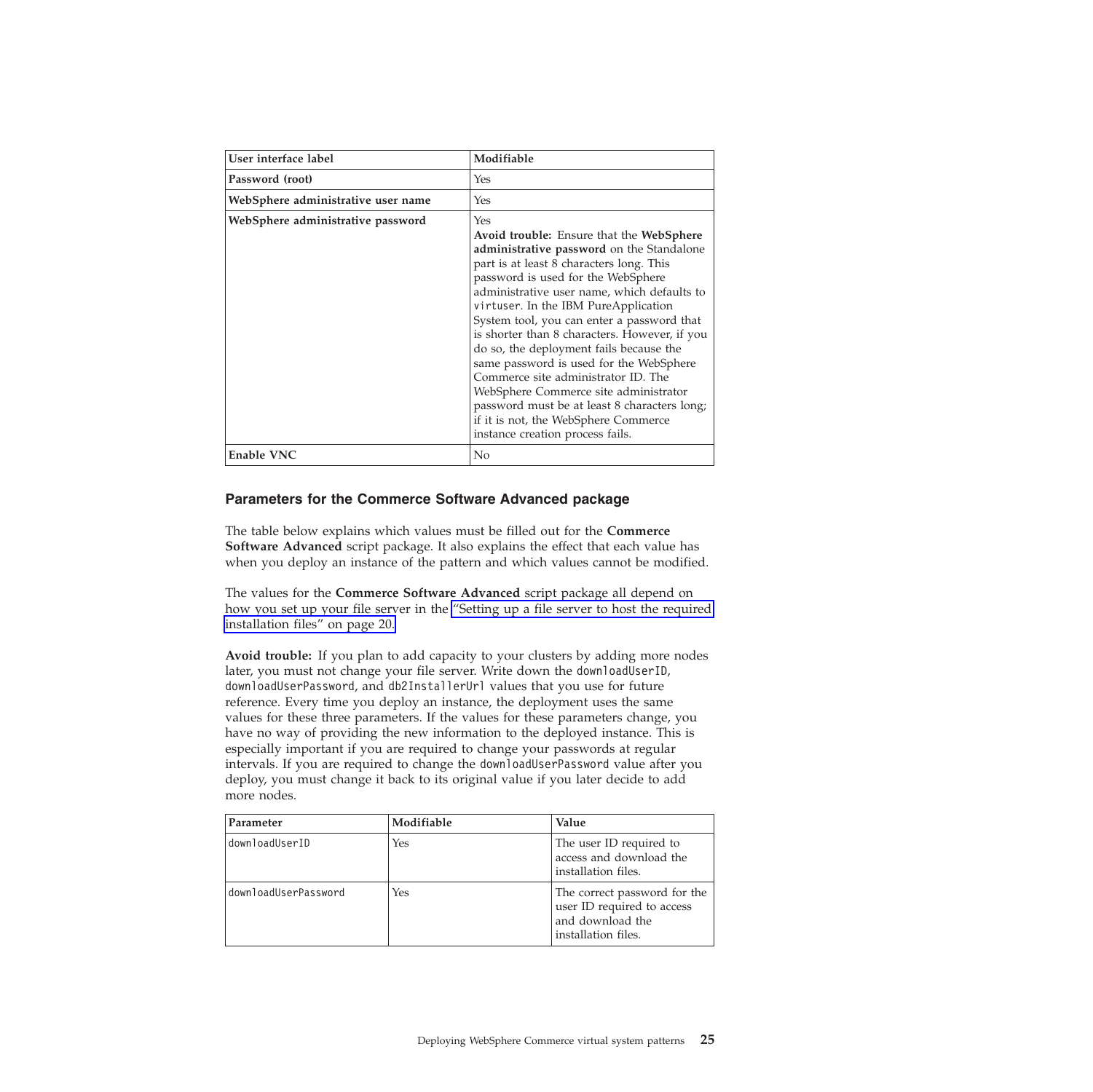| User interface label | Modifiable |
| --- | --- |
| **Password (root)** | Yes |
| **WebSphere administrative user name** | Yes |
| **WebSphere administrative password** | Yes<br>**Avoid trouble:** Ensure that the **WebSphere administrative password** on the Standalone part is at least 8 characters long. This password is used for the WebSphere administrative user name, which defaults to `virtuser`. In the IBM PureApplication System tool, you can enter a password that is shorter than 8 characters. However, if you do so, the deployment fails because the same password is used for the WebSphere Commerce site administrator ID. The WebSphere Commerce site administrator password must be at least 8 characters long; if it is not, the WebSphere Commerce instance creation process fails. |
| **Enable VNC** | No |

### Parameters for the Commerce Software Advanced package

The table below explains which values must be filled out for the **Commerce Software Advanced** script package. It also explains the effect that each value has when you deploy an instance of the pattern and which values cannot be modified.

The values for the **Commerce Software Advanced** script package all depend on how you set up your file server in the "Setting up a file server to host the required installation files" on page 20.

**Avoid trouble:** If you plan to add capacity to your clusters by adding more nodes later, you must not change your file server. Write down the `downloadUserID`, `downloadUserPassword`, and `db2InstallerUrl` values that you use for future reference. Every time you deploy an instance, the deployment uses the same values for these three parameters. If the values for these parameters change, you have no way of providing the new information to the deployed instance. This is especially important if you are required to change your passwords at regular intervals. If you are required to change the `downloadUserPassword` value after you deploy, you must change it back to its original value if you later decide to add more nodes.

| Parameter | Modifiable | Value |
| --- | --- | --- |
| `downloadUserID` | Yes | The user ID required to access and download the installation files. |
| `downloadUserPassword` | Yes | The correct password for the user ID required to access and download the installation files. |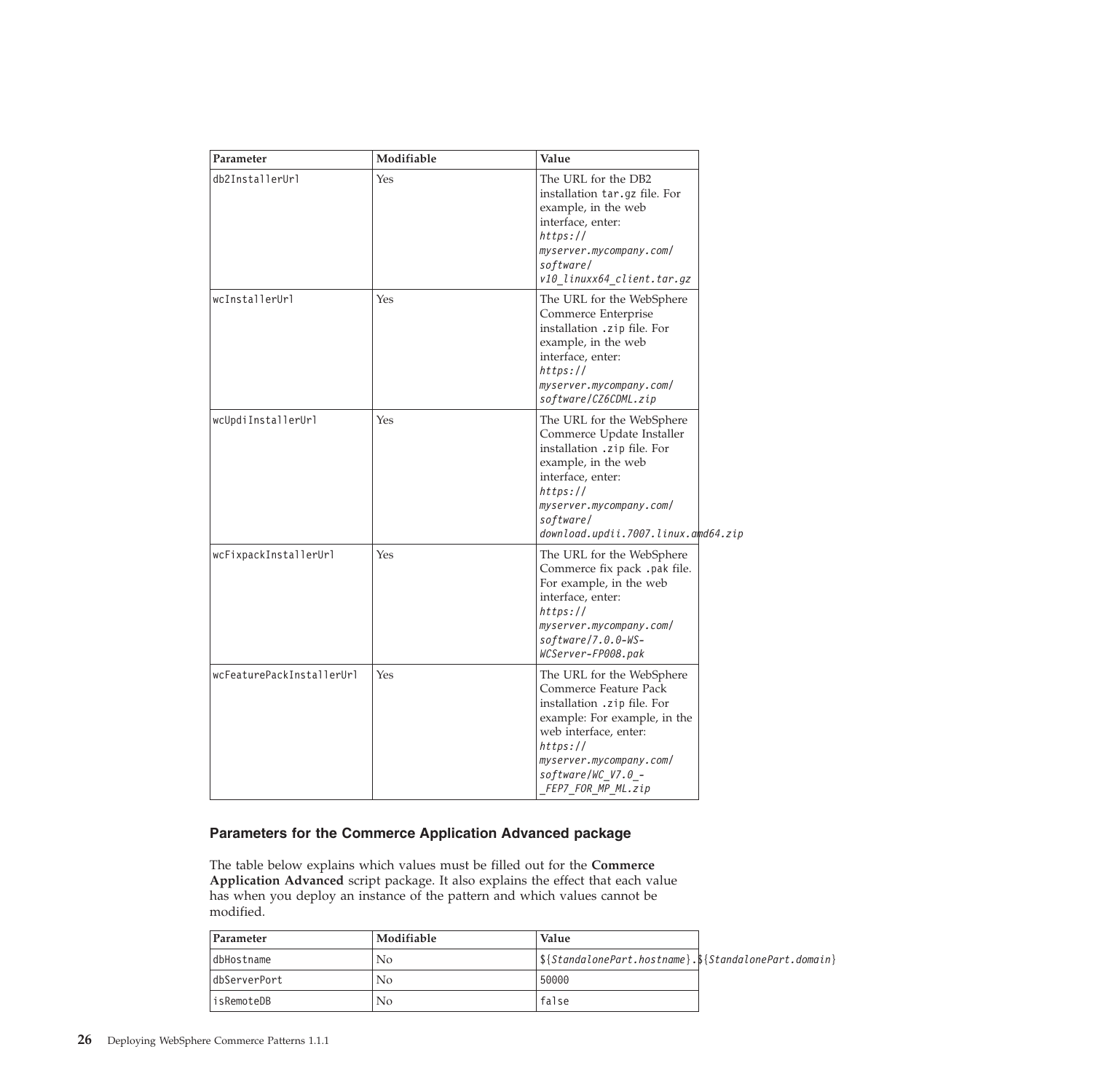| Parameter | Modifiable | Value |
| --- | --- | --- |
| db2InstallerUrl | Yes | The URL for the DB2 installation tar.gz file. For example, in the web interface, enter: *https://myserver.mycompany.com/software/v10_linuxx64_client.tar.gz* |
| wcInstallerUrl | Yes | The URL for the WebSphere Commerce Enterprise installation .zip file. For example, in the web interface, enter: *https://myserver.mycompany.com/software/CZ6CDML.zip* |
| wcUpdiInstallerUrl | Yes | The URL for the WebSphere Commerce Update Installer installation .zip file. For example, in the web interface, enter: *https://myserver.mycompany.com/software/download.updii.7007.linux.amd64.zip* |
| wcFixpackInstallerUrl | Yes | The URL for the WebSphere Commerce fix pack .pak file. For example, in the web interface, enter: *https://myserver.mycompany.com/software/7.0.0-WS-WCServer-FP008.pak* |
| wcFeaturePackInstallerUrl | Yes | The URL for the WebSphere Commerce Feature Pack installation .zip file. For example: For example, in the web interface, enter: *https://myserver.mycompany.com/software/WC_V7.0_-_FEP7_FOR_MP_ML.zip* |

### Parameters for the Commerce Application Advanced package

The table below explains which values must be filled out for the **Commerce Application Advanced** script package. It also explains the effect that each value has when you deploy an instance of the pattern and which values cannot be modified.

| Parameter | Modifiable | Value |
| --- | --- | --- |
| dbHostname | No | ${*StandalonePart.hostname*}.${*StandalonePart.domain*} |
| dbServerPort | No | 50000 |
| isRemoteDB | No | false |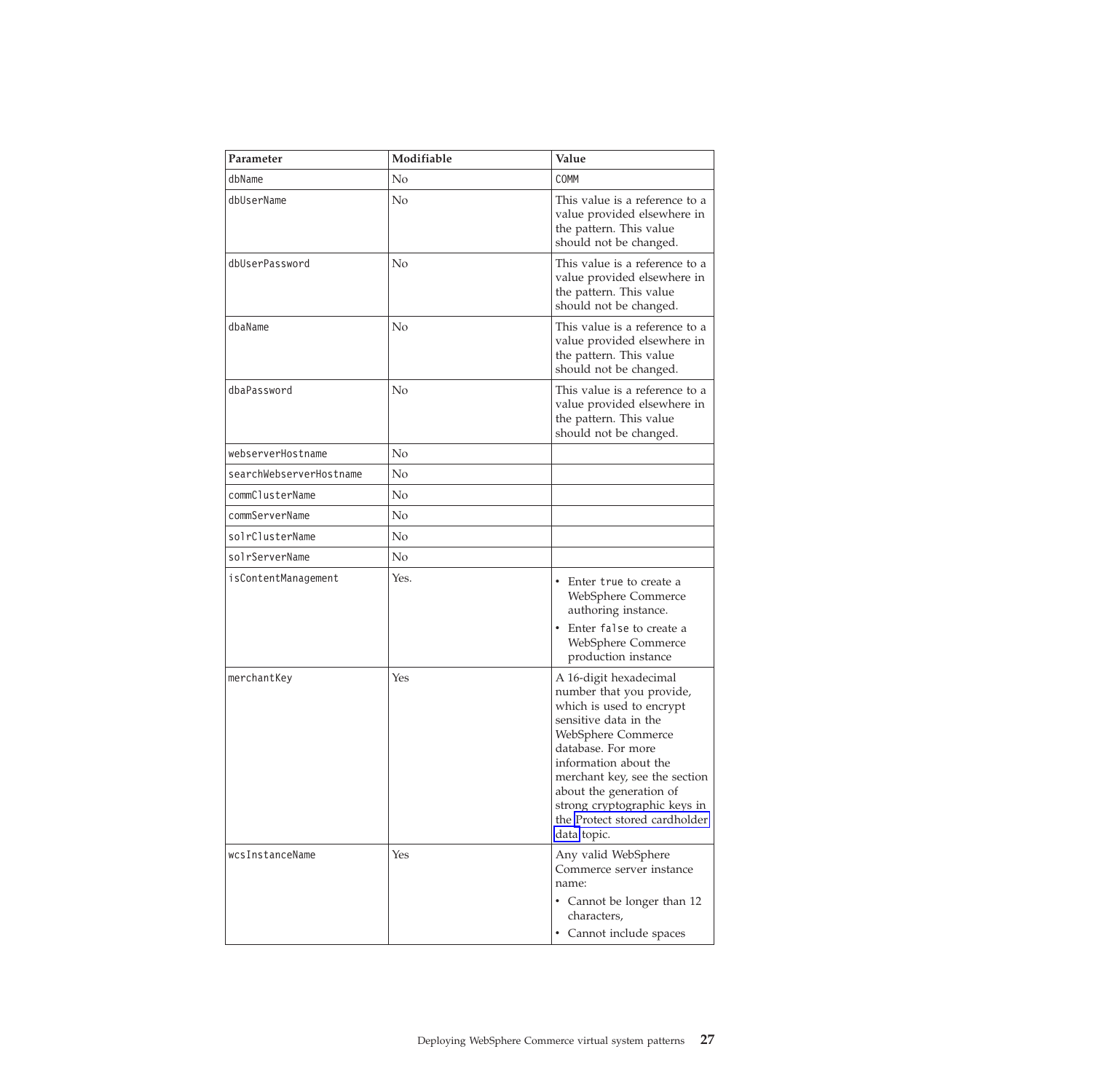| Parameter | Modifiable | Value |
| --- | --- | --- |
| dbName | No | COMM |
| dbUserName | No | This value is a reference to a value provided elsewhere in the pattern. This value should not be changed. |
| dbUserPassword | No | This value is a reference to a value provided elsewhere in the pattern. This value should not be changed. |
| dbaName | No | This value is a reference to a value provided elsewhere in the pattern. This value should not be changed. |
| dbaPassword | No | This value is a reference to a value provided elsewhere in the pattern. This value should not be changed. |
| webserverHostname | No | |
| searchWebserverHostname | No | |
| commClusterName | No | |
| commServerName | No | |
| solrClusterName | No | |
| solrServerName | No | |
| isContentManagement | Yes. | • Enter true to create a WebSphere Commerce authoring instance. • Enter false to create a WebSphere Commerce production instance |
| merchantKey | Yes | A 16-digit hexadecimal number that you provide, which is used to encrypt sensitive data in the WebSphere Commerce database. For more information about the merchant key, see the section about the generation of strong cryptographic keys in the Protect stored cardholder data topic. |
| wcsInstanceName | Yes | Any valid WebSphere Commerce server instance name: • Cannot be longer than 12 characters, • Cannot include spaces |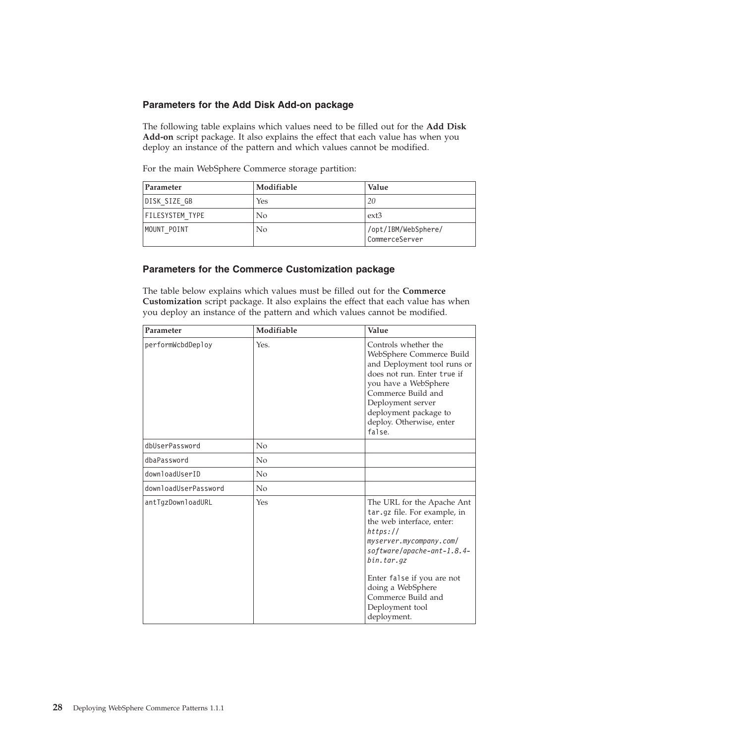### Parameters for the Add Disk Add-on package

The following table explains which values need to be filled out for the **Add Disk Add-on** script package. It also explains the effect that each value has when you deploy an instance of the pattern and which values cannot be modified.

For the main WebSphere Commerce storage partition:

| Parameter | Modifiable | Value |
|---|---|---|
| DISK_SIZE_GB | Yes | *20* |
| FILESYSTEM_TYPE | No | ext3 |
| MOUNT_POINT | No | /opt/IBM/WebSphere/CommerceServer |

### Parameters for the Commerce Customization package

The table below explains which values must be filled out for the **Commerce Customization** script package. It also explains the effect that each value has when you deploy an instance of the pattern and which values cannot be modified.

| Parameter | Modifiable | Value |
|---|---|---|
| performWcbdDeploy | Yes. | Controls whether the WebSphere Commerce Build and Deployment tool runs or does not run. Enter `true` if you have a WebSphere Commerce Build and Deployment server deployment package to deploy. Otherwise, enter `false`. |
| dbUserPassword | No | |
| dbaPassword | No | |
| downloadUserID | No | |
| downloadUserPassword | No | |
| antTgzDownloadURL | Yes | The URL for the Apache Ant `tar.gz` file. For example, in the web interface, enter: *https://myserver.mycompany.com/software/apache-ant-1.8.4-bin.tar.gz*<br><br>Enter `false` if you are not doing a WebSphere Commerce Build and Deployment tool deployment. |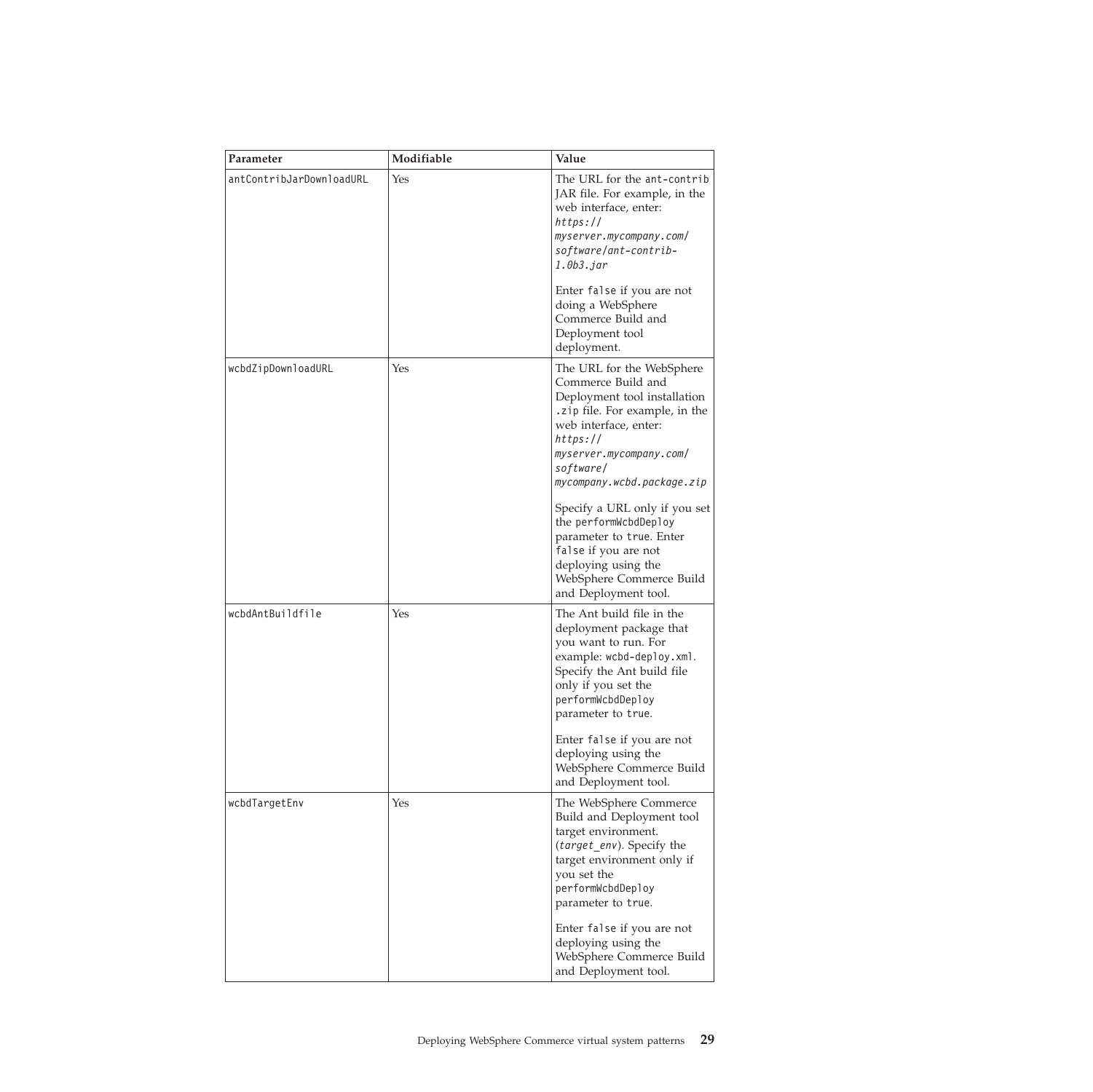| Parameter | Modifiable | Value |
| --- | --- | --- |
| antContribJarDownloadURL | Yes | The URL for the ant-contrib JAR file. For example, in the web interface, enter: *https://myserver.mycompany.com/software/ant-contrib-1.0b3.jar* <br><br> Enter false if you are not doing a WebSphere Commerce Build and Deployment tool deployment. |
| wcbdZipDownloadURL | Yes | The URL for the WebSphere Commerce Build and Deployment tool installation .zip file. For example, in the web interface, enter: *https://myserver.mycompany.com/software/mycompany.wcbd.package.zip* <br><br> Specify a URL only if you set the performWcbdDeploy parameter to true. Enter false if you are not deploying using the WebSphere Commerce Build and Deployment tool. |
| wcbdAntBuildfile | Yes | The Ant build file in the deployment package that you want to run. For example: wcbd-deploy.xml. Specify the Ant build file only if you set the performWcbdDeploy parameter to true. <br><br> Enter false if you are not deploying using the WebSphere Commerce Build and Deployment tool. |
| wcbdTargetEnv | Yes | The WebSphere Commerce Build and Deployment tool target environment. (*target_env*). Specify the target environment only if you set the performWcbdDeploy parameter to true. <br><br> Enter false if you are not deploying using the WebSphere Commerce Build and Deployment tool. |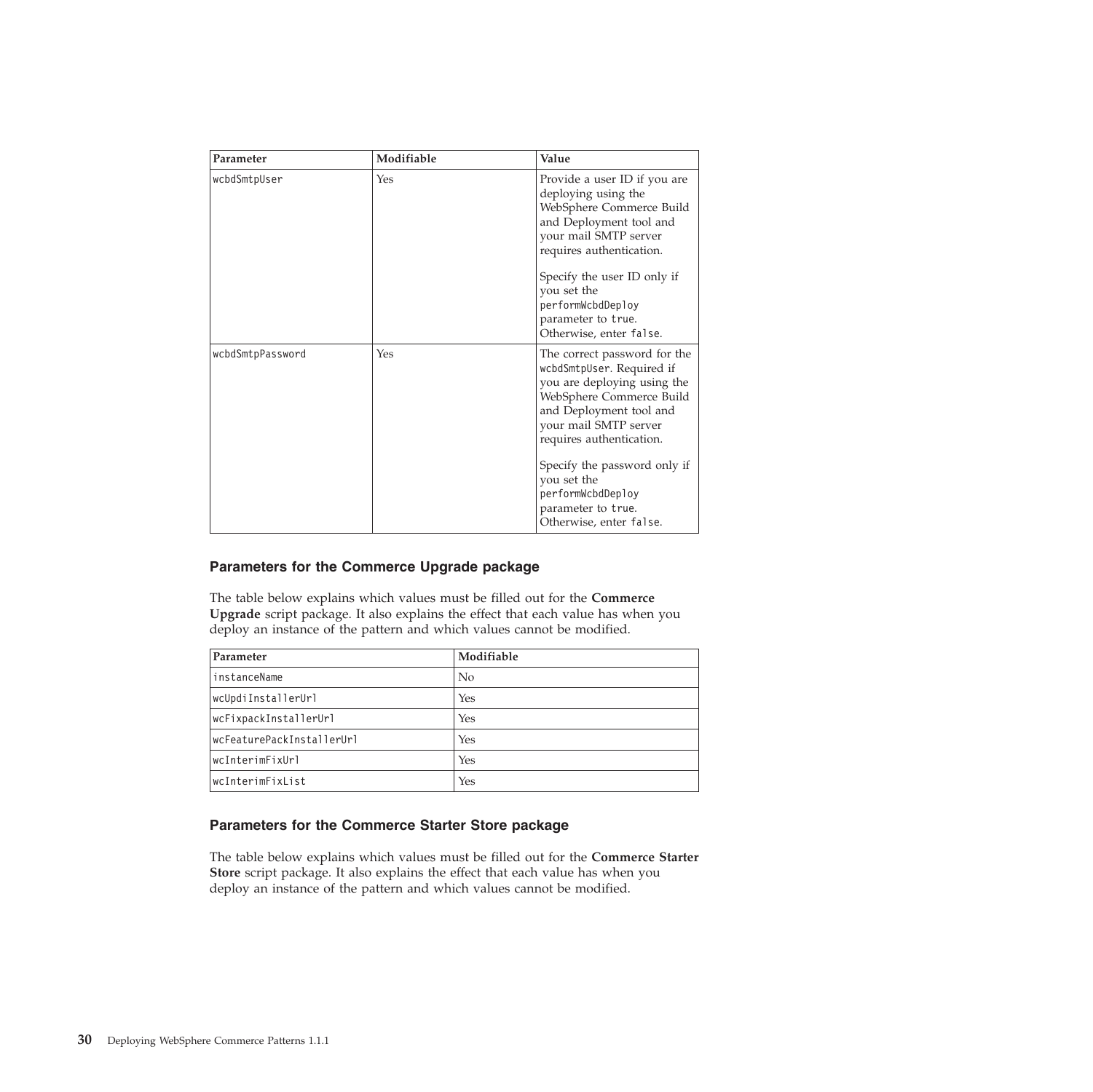| Parameter | Modifiable | Value |
| --- | --- | --- |
| wcbdSmtpUser | Yes | Provide a user ID if you are deploying using the WebSphere Commerce Build and Deployment tool and your mail SMTP server requires authentication.<br><br>Specify the user ID only if you set the performWcbdDeploy parameter to true. Otherwise, enter false. |
| wcbdSmtpPassword | Yes | The correct password for the wcbdSmtpUser. Required if you are deploying using the WebSphere Commerce Build and Deployment tool and your mail SMTP server requires authentication.<br><br>Specify the password only if you set the performWcbdDeploy parameter to true. Otherwise, enter false. |

### Parameters for the Commerce Upgrade package

The table below explains which values must be filled out for the **Commerce Upgrade** script package. It also explains the effect that each value has when you deploy an instance of the pattern and which values cannot be modified.

| Parameter | Modifiable |
| --- | --- |
| instanceName | No |
| wcUpdiInstallerUrl | Yes |
| wcFixpackInstallerUrl | Yes |
| wcFeaturePackInstallerUrl | Yes |
| wcInterimFixUrl | Yes |
| wcInterimFixList | Yes |

### Parameters for the Commerce Starter Store package

The table below explains which values must be filled out for the **Commerce Starter Store** script package. It also explains the effect that each value has when you deploy an instance of the pattern and which values cannot be modified.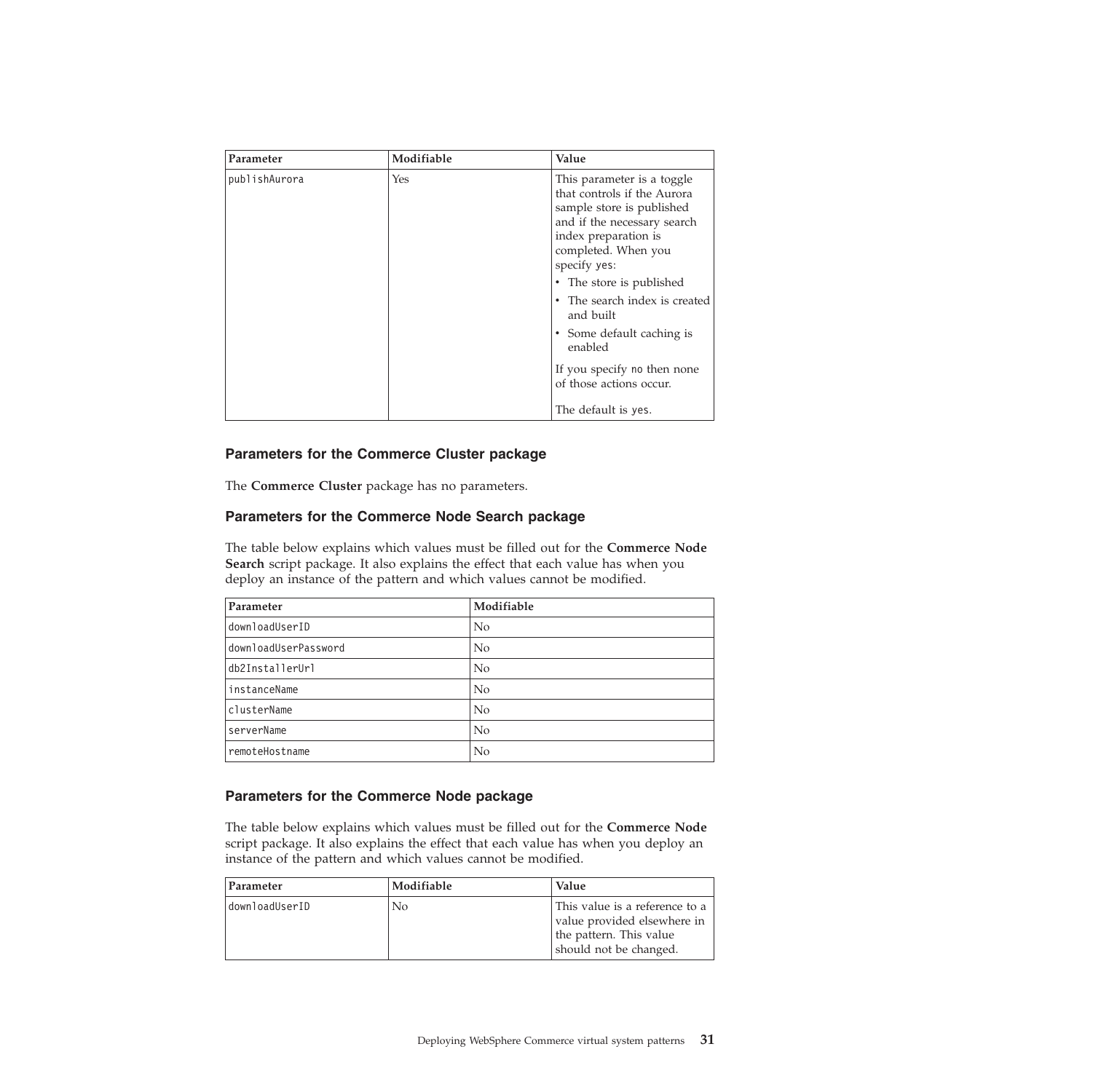| Parameter | Modifiable | Value |
|---|---|---|
| publishAurora | Yes | This parameter is a toggle that controls if the Aurora sample store is published and if the necessary search index preparation is completed. When you specify yes:<br>• The store is published<br>• The search index is created and built<br>• Some default caching is enabled<br><br>If you specify no then none of those actions occur.<br><br>The default is yes. |

### Parameters for the Commerce Cluster package

The **Commerce Cluster** package has no parameters.

### Parameters for the Commerce Node Search package

The table below explains which values must be filled out for the **Commerce Node Search** script package. It also explains the effect that each value has when you deploy an instance of the pattern and which values cannot be modified.

| Parameter | Modifiable |
|---|---|
| downloadUserID | No |
| downloadUserPassword | No |
| db2InstallerUrl | No |
| instanceName | No |
| clusterName | No |
| serverName | No |
| remoteHostname | No |

### Parameters for the Commerce Node package

The table below explains which values must be filled out for the **Commerce Node** script package. It also explains the effect that each value has when you deploy an instance of the pattern and which values cannot be modified.

| Parameter | Modifiable | Value |
|---|---|---|
| downloadUserID | No | This value is a reference to a value provided elsewhere in the pattern. This value should not be changed. |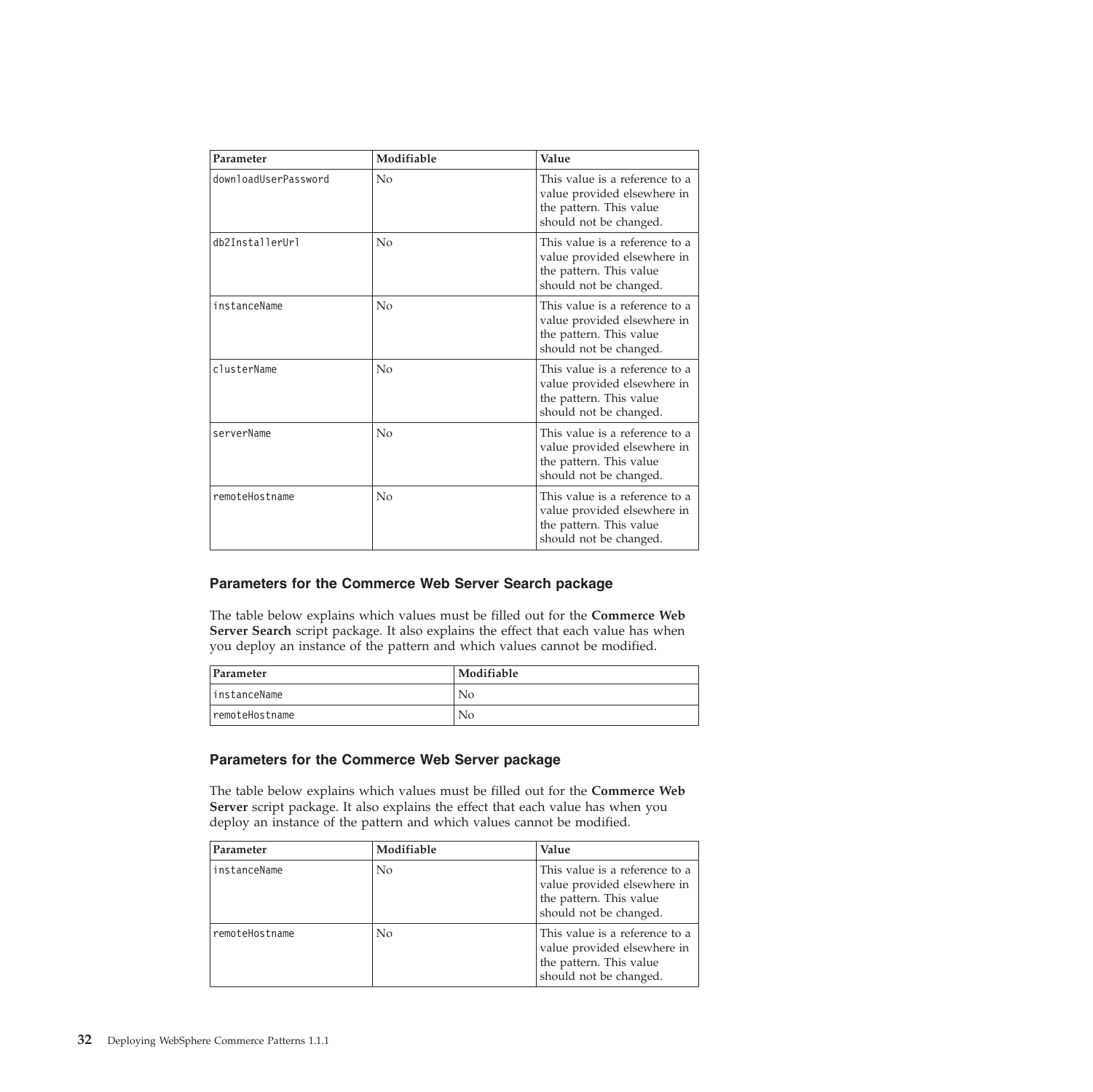| Parameter | Modifiable | Value |
| --- | --- | --- |
| downloadUserPassword | No | This value is a reference to a value provided elsewhere in the pattern. This value should not be changed. |
| db2InstallerUrl | No | This value is a reference to a value provided elsewhere in the pattern. This value should not be changed. |
| instanceName | No | This value is a reference to a value provided elsewhere in the pattern. This value should not be changed. |
| clusterName | No | This value is a reference to a value provided elsewhere in the pattern. This value should not be changed. |
| serverName | No | This value is a reference to a value provided elsewhere in the pattern. This value should not be changed. |
| remoteHostname | No | This value is a reference to a value provided elsewhere in the pattern. This value should not be changed. |

### Parameters for the Commerce Web Server Search package

The table below explains which values must be filled out for the **Commerce Web Server Search** script package. It also explains the effect that each value has when you deploy an instance of the pattern and which values cannot be modified.

| Parameter | Modifiable |
| --- | --- |
| instanceName | No |
| remoteHostname | No |

### Parameters for the Commerce Web Server package

The table below explains which values must be filled out for the **Commerce Web Server** script package. It also explains the effect that each value has when you deploy an instance of the pattern and which values cannot be modified.

| Parameter | Modifiable | Value |
| --- | --- | --- |
| instanceName | No | This value is a reference to a value provided elsewhere in the pattern. This value should not be changed. |
| remoteHostname | No | This value is a reference to a value provided elsewhere in the pattern. This value should not be changed. |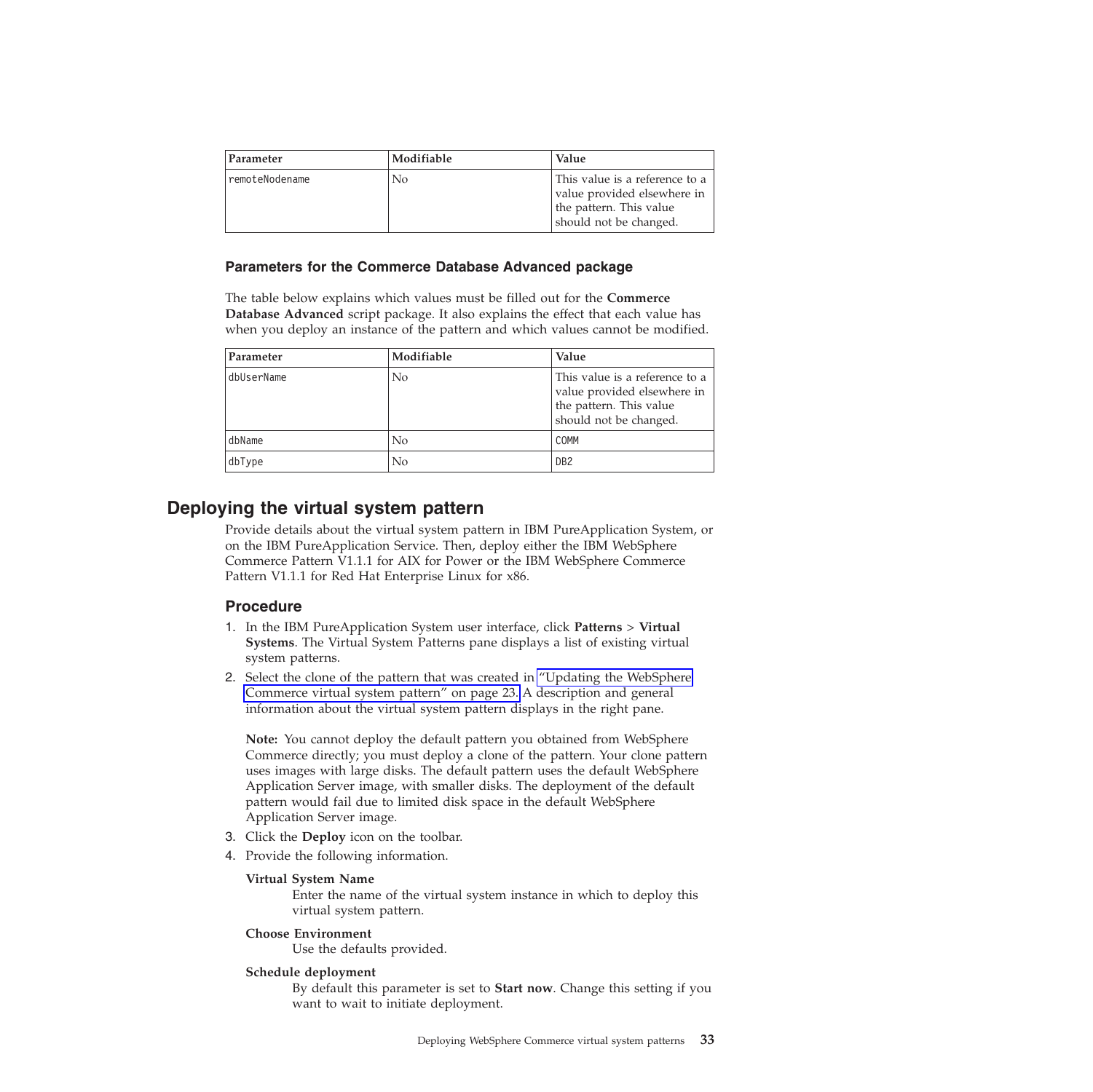| Parameter | Modifiable | Value |
| --- | --- | --- |
| remoteNodename | No | This value is a reference to a value provided elsewhere in the pattern. This value should not be changed. |

### Parameters for the Commerce Database Advanced package

The table below explains which values must be filled out for the **Commerce Database Advanced** script package. It also explains the effect that each value has when you deploy an instance of the pattern and which values cannot be modified.

| Parameter | Modifiable | Value |
| --- | --- | --- |
| dbUserName | No | This value is a reference to a value provided elsewhere in the pattern. This value should not be changed. |
| dbName | No | COMM |
| dbType | No | DB2 |

## Deploying the virtual system pattern

Provide details about the virtual system pattern in IBM PureApplication System, or on the IBM PureApplication Service. Then, deploy either the IBM WebSphere Commerce Pattern V1.1.1 for AIX for Power or the IBM WebSphere Commerce Pattern V1.1.1 for Red Hat Enterprise Linux for x86.

### Procedure

1. In the IBM PureApplication System user interface, click **Patterns** > **Virtual Systems**. The Virtual System Patterns pane displays a list of existing virtual system patterns.
2. Select the clone of the pattern that was created in "Updating the WebSphere Commerce virtual system pattern" on page 23. A description and general information about the virtual system pattern displays in the right pane.

   **Note:** You cannot deploy the default pattern you obtained from WebSphere Commerce directly; you must deploy a clone of the pattern. Your clone pattern uses images with large disks. The default pattern uses the default WebSphere Application Server image, with smaller disks. The deployment of the default pattern would fail due to limited disk space in the default WebSphere Application Server image.
3. Click the **Deploy** icon on the toolbar.
4. Provide the following information.

   **Virtual System Name**
   
   Enter the name of the virtual system instance in which to deploy this virtual system pattern.

   **Choose Environment**
   
   Use the defaults provided.

   **Schedule deployment**
   
   By default this parameter is set to **Start now**. Change this setting if you want to wait to initiate deployment.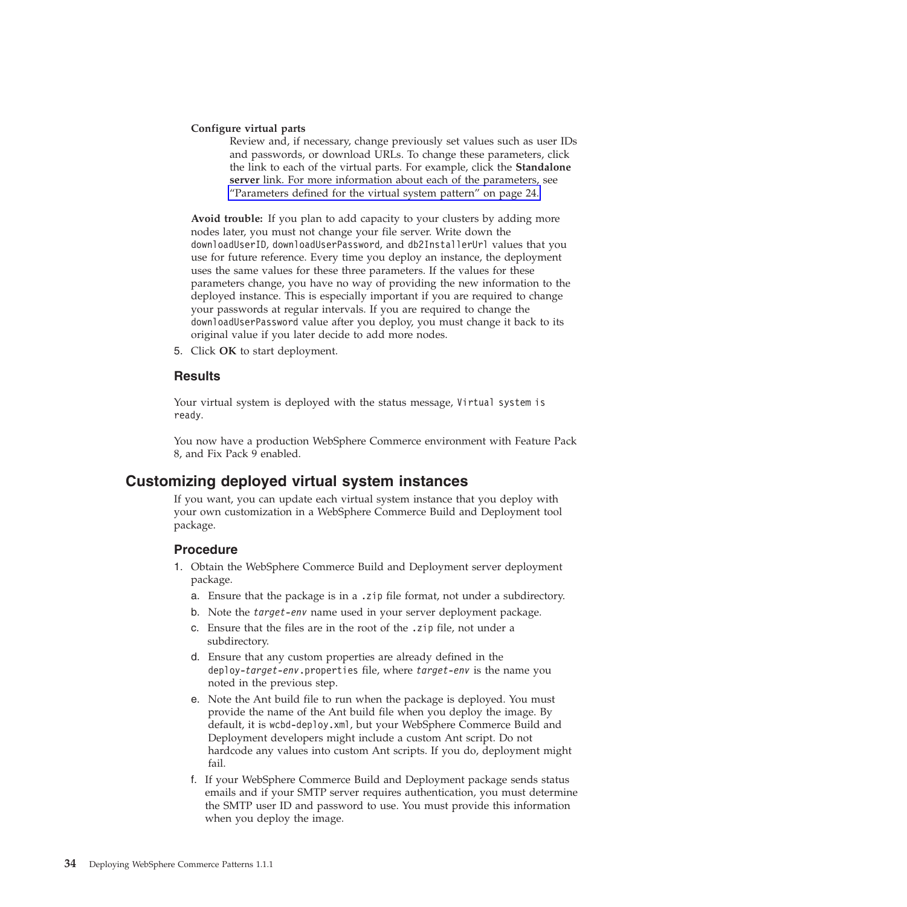**Configure virtual parts**

Review and, if necessary, change previously set values such as user IDs and passwords, or download URLs. To change these parameters, click the link to each of the virtual parts. For example, click the **Standalone server** link. For more information about each of the parameters, see "Parameters defined for the virtual system pattern" on page 24.

**Avoid trouble:** If you plan to add capacity to your clusters by adding more nodes later, you must not change your file server. Write down the `downloadUserID`, `downloadUserPassword`, and `db2InstallerUrl` values that you use for future reference. Every time you deploy an instance, the deployment uses the same values for these three parameters. If the values for these parameters change, you have no way of providing the new information to the deployed instance. This is especially important if you are required to change your passwords at regular intervals. If you are required to change the `downloadUserPassword` value after you deploy, you must change it back to its original value if you later decide to add more nodes.

5. Click **OK** to start deployment.

### Results

Your virtual system is deployed with the status message, `Virtual system is ready`.

You now have a production WebSphere Commerce environment with Feature Pack 8, and Fix Pack 9 enabled.

## Customizing deployed virtual system instances

If you want, you can update each virtual system instance that you deploy with your own customization in a WebSphere Commerce Build and Deployment tool package.

### Procedure

1. Obtain the WebSphere Commerce Build and Deployment server deployment package.
   a. Ensure that the package is in a `.zip` file format, not under a subdirectory.
   b. Note the *target-env* name used in your server deployment package.
   c. Ensure that the files are in the root of the `.zip` file, not under a subdirectory.
   d. Ensure that any custom properties are already defined in the `deploy-`*target-env*`.properties` file, where *target-env* is the name you noted in the previous step.
   e. Note the Ant build file to run when the package is deployed. You must provide the name of the Ant build file when you deploy the image. By default, it is `wcbd-deploy.xml`, but your WebSphere Commerce Build and Deployment developers might include a custom Ant script. Do not hardcode any values into custom Ant scripts. If you do, deployment might fail.
   f. If your WebSphere Commerce Build and Deployment package sends status emails and if your SMTP server requires authentication, you must determine the SMTP user ID and password to use. You must provide this information when you deploy the image.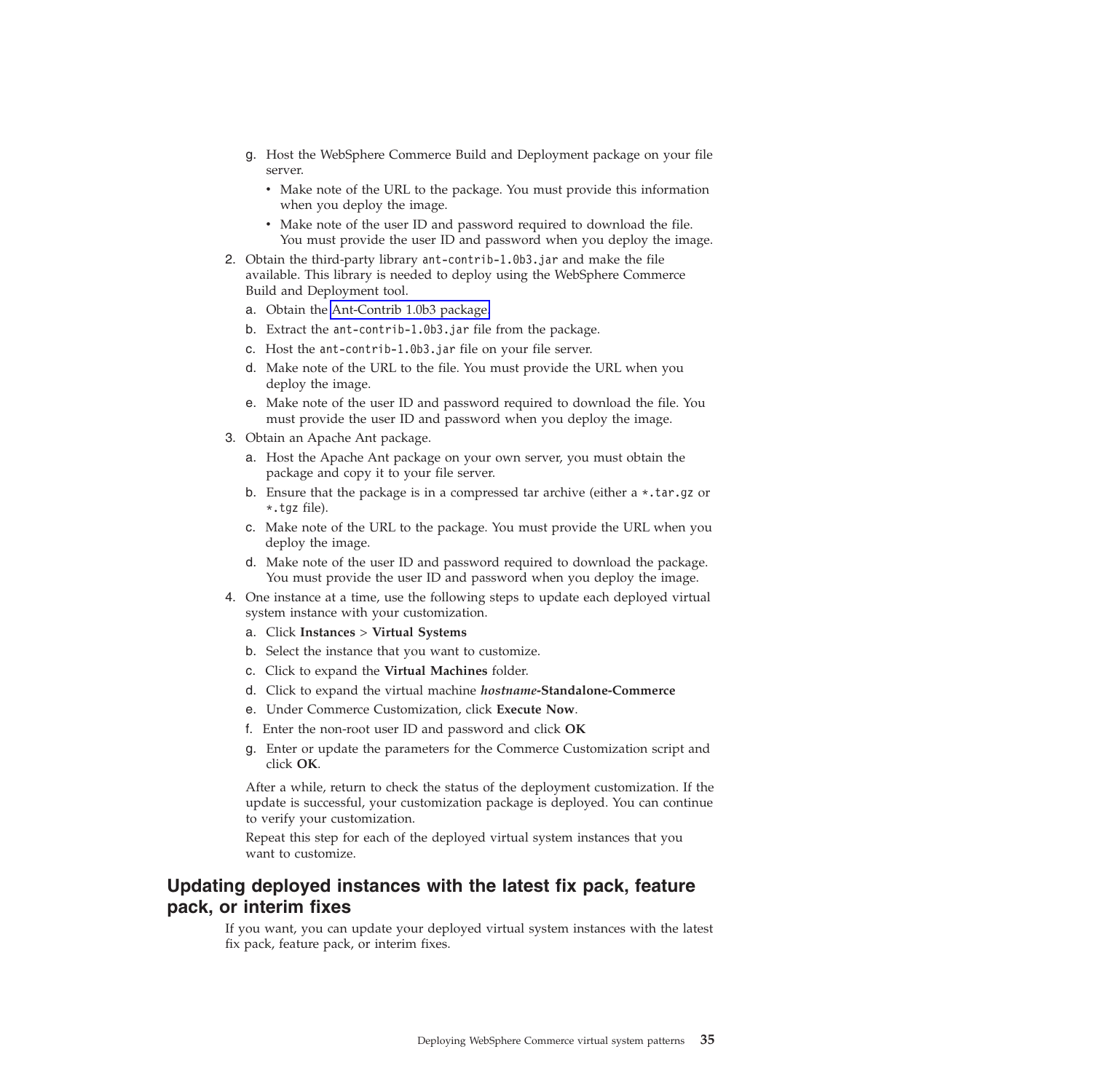g. Host the WebSphere Commerce Build and Deployment package on your file server.
      - Make note of the URL to the package. You must provide this information when you deploy the image.
      - Make note of the user ID and password required to download the file. You must provide the user ID and password when you deploy the image.
2. Obtain the third-party library `ant-contrib-1.0b3.jar` and make the file available. This library is needed to deploy using the WebSphere Commerce Build and Deployment tool.
   a. Obtain the Ant-Contrib 1.0b3 package.
   b. Extract the `ant-contrib-1.0b3.jar` file from the package.
   c. Host the `ant-contrib-1.0b3.jar` file on your file server.
   d. Make note of the URL to the file. You must provide the URL when you deploy the image.
   e. Make note of the user ID and password required to download the file. You must provide the user ID and password when you deploy the image.
3. Obtain an Apache Ant package.
   a. Host the Apache Ant package on your own server, you must obtain the package and copy it to your file server.
   b. Ensure that the package is in a compressed tar archive (either a `*.tar.gz` or `*.tgz` file).
   c. Make note of the URL to the package. You must provide the URL when you deploy the image.
   d. Make note of the user ID and password required to download the package. You must provide the user ID and password when you deploy the image.
4. One instance at a time, use the following steps to update each deployed virtual system instance with your customization.
   a. Click **Instances** > **Virtual Systems**
   b. Select the instance that you want to customize.
   c. Click to expand the **Virtual Machines** folder.
   d. Click to expand the virtual machine ***hostname*-Standalone-Commerce**
   e. Under Commerce Customization, click **Execute Now**.
   f. Enter the non-root user ID and password and click **OK**
   g. Enter or update the parameters for the Commerce Customization script and click **OK**.

   After a while, return to check the status of the deployment customization. If the update is successful, your customization package is deployed. You can continue to verify your customization.

   Repeat this step for each of the deployed virtual system instances that you want to customize.

## Updating deployed instances with the latest fix pack, feature pack, or interim fixes

If you want, you can update your deployed virtual system instances with the latest fix pack, feature pack, or interim fixes.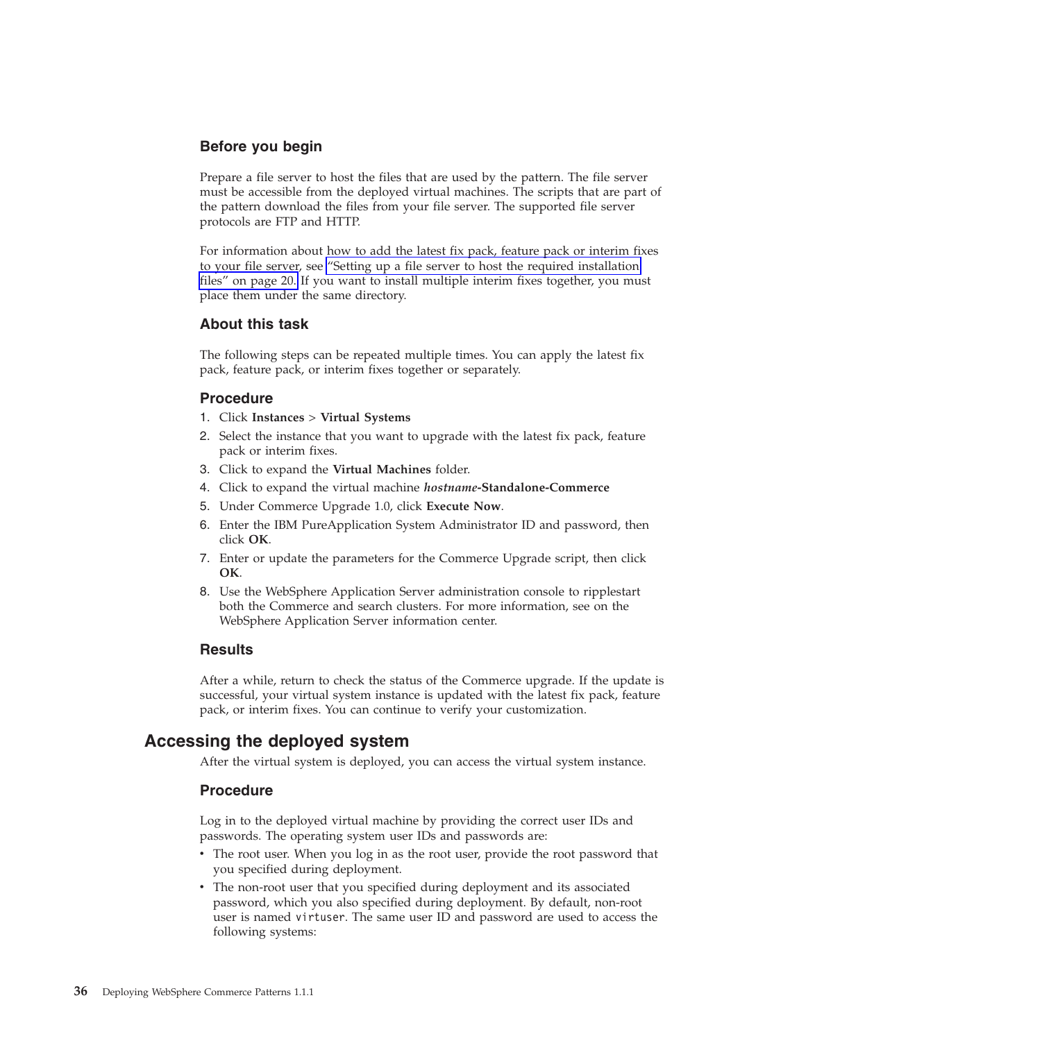### Before you begin

Prepare a file server to host the files that are used by the pattern. The file server must be accessible from the deployed virtual machines. The scripts that are part of the pattern download the files from your file server. The supported file server protocols are FTP and HTTP.

For information about how to add the latest fix pack, feature pack or interim fixes to your file server, see "Setting up a file server to host the required installation files" on page 20. If you want to install multiple interim fixes together, you must place them under the same directory.

### About this task

The following steps can be repeated multiple times. You can apply the latest fix pack, feature pack, or interim fixes together or separately.

### Procedure

1. Click **Instances** > **Virtual Systems**
2. Select the instance that you want to upgrade with the latest fix pack, feature pack or interim fixes.
3. Click to expand the **Virtual Machines** folder.
4. Click to expand the virtual machine ***hostname*-Standalone-Commerce**
5. Under Commerce Upgrade 1.0, click **Execute Now**.
6. Enter the IBM PureApplication System Administrator ID and password, then click **OK**.
7. Enter or update the parameters for the Commerce Upgrade script, then click **OK**.
8. Use the WebSphere Application Server administration console to ripplestart both the Commerce and search clusters. For more information, see on the WebSphere Application Server information center.

### Results

After a while, return to check the status of the Commerce upgrade. If the update is successful, your virtual system instance is updated with the latest fix pack, feature pack, or interim fixes. You can continue to verify your customization.

## Accessing the deployed system

After the virtual system is deployed, you can access the virtual system instance.

### Procedure

Log in to the deployed virtual machine by providing the correct user IDs and passwords. The operating system user IDs and passwords are:

- The root user. When you log in as the root user, provide the root password that you specified during deployment.
- The non-root user that you specified during deployment and its associated password, which you also specified during deployment. By default, non-root user is named `virtuser`. The same user ID and password are used to access the following systems: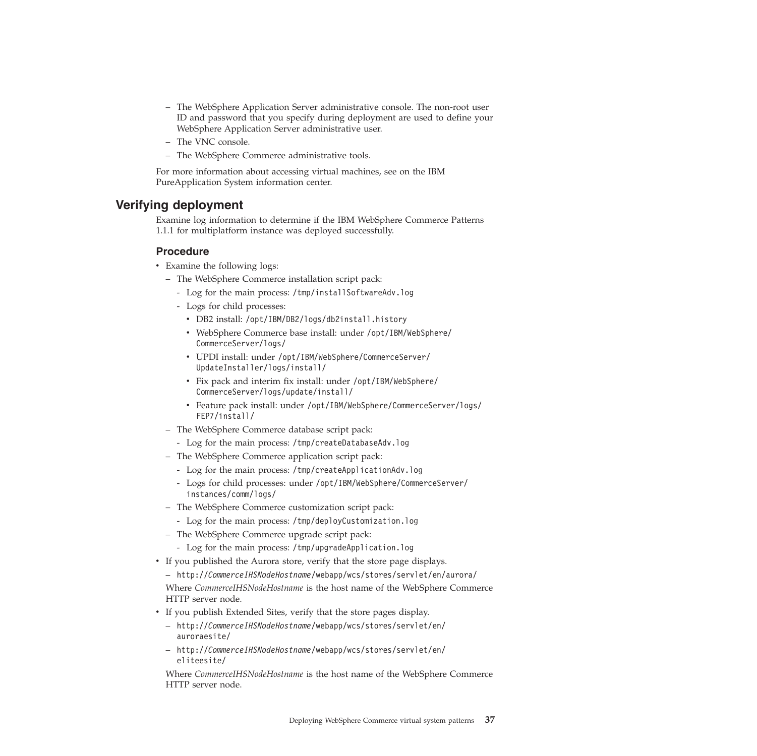- The WebSphere Application Server administrative console. The non-root user ID and password that you specify during deployment are used to define your WebSphere Application Server administrative user.
- The VNC console.
- The WebSphere Commerce administrative tools.

For more information about accessing virtual machines, see on the IBM PureApplication System information center.

## Verifying deployment

Examine log information to determine if the IBM WebSphere Commerce Patterns 1.1.1 for multiplatform instance was deployed successfully.

### Procedure

- Examine the following logs:
  - The WebSphere Commerce installation script pack:
    - Log for the main process: `/tmp/installSoftwareAdv.log`
    - Logs for child processes:
      - DB2 install: `/opt/IBM/DB2/logs/db2install.history`
      - WebSphere Commerce base install: under `/opt/IBM/WebSphere/CommerceServer/logs/`
      - UPDI install: under `/opt/IBM/WebSphere/CommerceServer/UpdateInstaller/logs/install/`
      - Fix pack and interim fix install: under `/opt/IBM/WebSphere/CommerceServer/logs/update/install/`
      - Feature pack install: under `/opt/IBM/WebSphere/CommerceServer/logs/FEP7/install/`
  - The WebSphere Commerce database script pack:
    - Log for the main process: `/tmp/createDatabaseAdv.log`
  - The WebSphere Commerce application script pack:
    - Log for the main process: `/tmp/createApplicationAdv.log`
    - Logs for child processes: under `/opt/IBM/WebSphere/CommerceServer/instances/comm/logs/`
  - The WebSphere Commerce customization script pack:
    - Log for the main process: `/tmp/deployCustomization.log`
  - The WebSphere Commerce upgrade script pack:
    - Log for the main process: `/tmp/upgradeApplication.log`
- If you published the Aurora store, verify that the store page displays.
  - `http://`*CommerceIHSNodeHostname*`/webapp/wcs/stores/servlet/en/aurora/`

  Where *CommerceIHSNodeHostname* is the host name of the WebSphere Commerce HTTP server node.
- If you publish Extended Sites, verify that the store pages display.
  - `http://`*CommerceIHSNodeHostname*`/webapp/wcs/stores/servlet/en/auroraesite/`
  - `http://`*CommerceIHSNodeHostname*`/webapp/wcs/stores/servlet/en/eliteesite/`

  Where *CommerceIHSNodeHostname* is the host name of the WebSphere Commerce HTTP server node.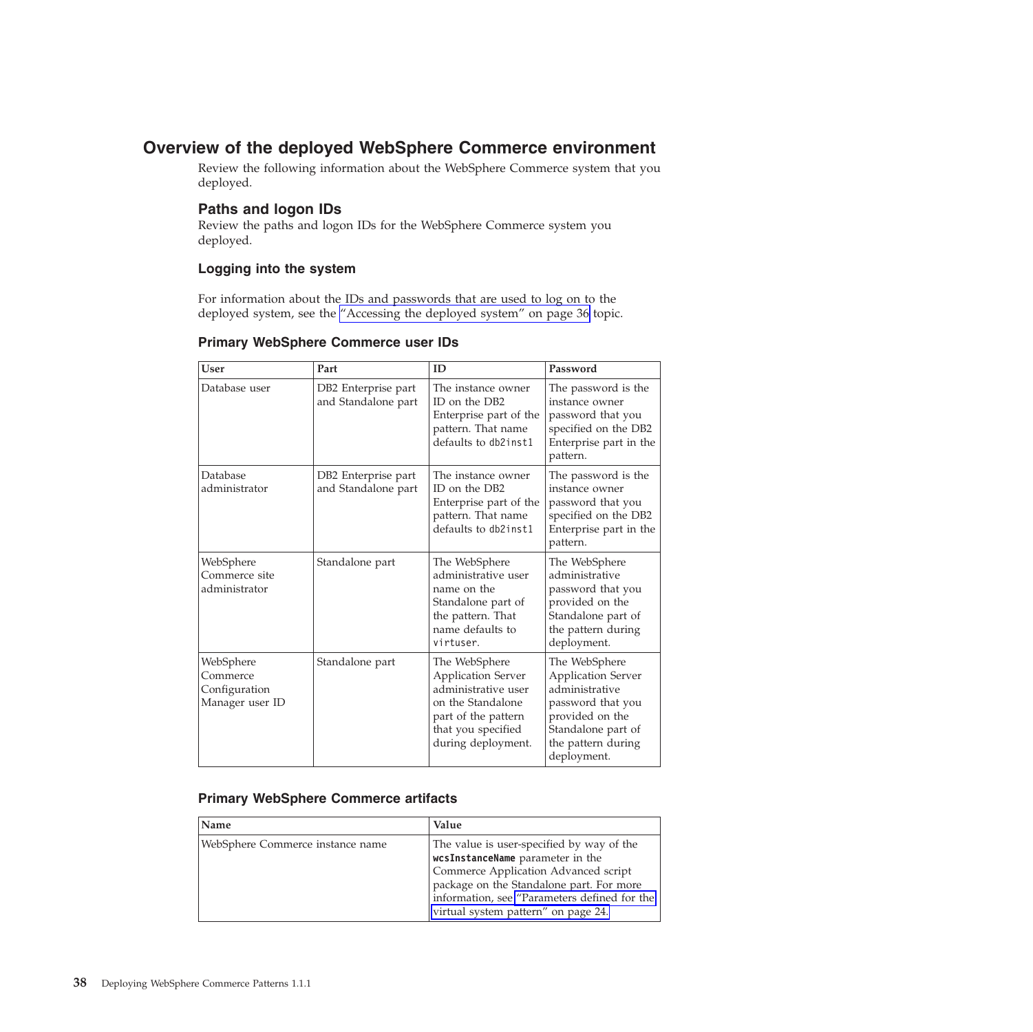## Overview of the deployed WebSphere Commerce environment

Review the following information about the WebSphere Commerce system that you deployed.

### Paths and logon IDs

Review the paths and logon IDs for the WebSphere Commerce system you deployed.

#### Logging into the system

For information about the IDs and passwords that are used to log on to the deployed system, see the "Accessing the deployed system" on page 36 topic.

#### Primary WebSphere Commerce user IDs

| User | Part | ID | Password |
|---|---|---|---|
| Database user | DB2 Enterprise part and Standalone part | The instance owner ID on the DB2 Enterprise part of the pattern. That name defaults to `db2inst1` | The password is the instance owner password that you specified on the DB2 Enterprise part in the pattern. |
| Database administrator | DB2 Enterprise part and Standalone part | The instance owner ID on the DB2 Enterprise part of the pattern. That name defaults to `db2inst1` | The password is the instance owner password that you specified on the DB2 Enterprise part in the pattern. |
| WebSphere Commerce site administrator | Standalone part | The WebSphere administrative user name on the Standalone part of the pattern. That name defaults to `virtuser`. | The WebSphere administrative password that you provided on the Standalone part of the pattern during deployment. |
| WebSphere Commerce Configuration Manager user ID | Standalone part | The WebSphere Application Server administrative user on the Standalone part of the pattern that you specified during deployment. | The WebSphere Application Server administrative password that you provided on the Standalone part of the pattern during deployment. |

#### Primary WebSphere Commerce artifacts

| Name | Value |
|---|---|
| WebSphere Commerce instance name | The value is user-specified by way of the **wcsInstanceName** parameter in the Commerce Application Advanced script package on the Standalone part. For more information, see "Parameters defined for the virtual system pattern" on page 24. |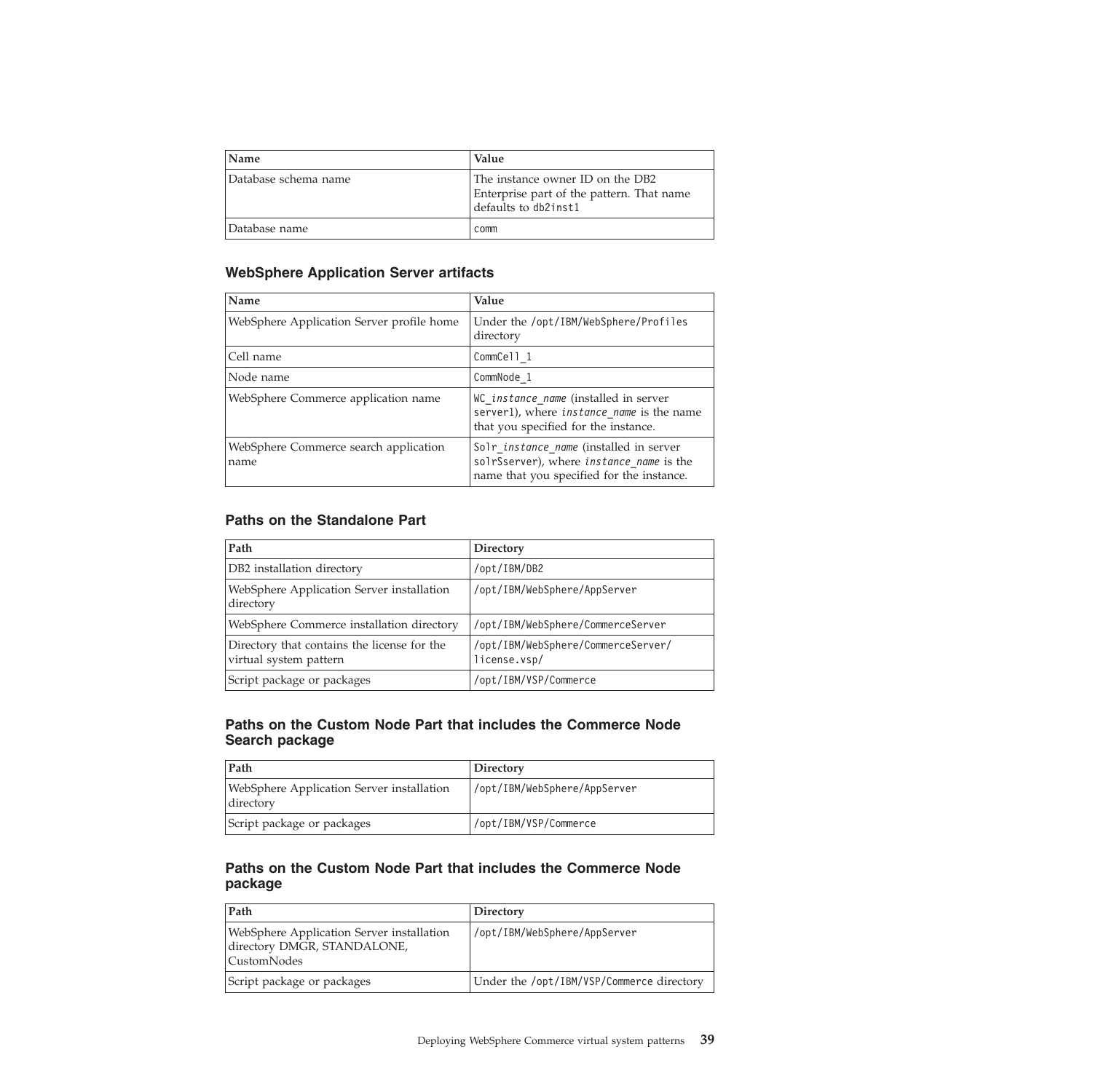| Name | Value |
| --- | --- |
| Database schema name | The instance owner ID on the DB2 Enterprise part of the pattern. That name defaults to `db2inst1` |
| Database name | `comm` |

### WebSphere Application Server artifacts

| Name | Value |
| --- | --- |
| WebSphere Application Server profile home | Under the `/opt/IBM/WebSphere/Profiles` directory |
| Cell name | `CommCell_1` |
| Node name | `CommNode_1` |
| WebSphere Commerce application name | `WC_`*`instance_name`* (installed in server `server1`), where *`instance_name`* is the name that you specified for the instance. |
| WebSphere Commerce search application name | `Solr_`*`instance_name`* (installed in server `solrSserver`), where *`instance_name`* is the name that you specified for the instance. |

### Paths on the Standalone Part

| Path | Directory |
| --- | --- |
| DB2 installation directory | `/opt/IBM/DB2` |
| WebSphere Application Server installation directory | `/opt/IBM/WebSphere/AppServer` |
| WebSphere Commerce installation directory | `/opt/IBM/WebSphere/CommerceServer` |
| Directory that contains the license for the virtual system pattern | `/opt/IBM/WebSphere/CommerceServer/license.vsp/` |
| Script package or packages | `/opt/IBM/VSP/Commerce` |

### Paths on the Custom Node Part that includes the Commerce Node Search package

| Path | Directory |
| --- | --- |
| WebSphere Application Server installation directory | `/opt/IBM/WebSphere/AppServer` |
| Script package or packages | `/opt/IBM/VSP/Commerce` |

### Paths on the Custom Node Part that includes the Commerce Node package

| Path | Directory |
| --- | --- |
| WebSphere Application Server installation directory DMGR, STANDALONE, CustomNodes | `/opt/IBM/WebSphere/AppServer` |
| Script package or packages | Under the `/opt/IBM/VSP/Commerce` directory |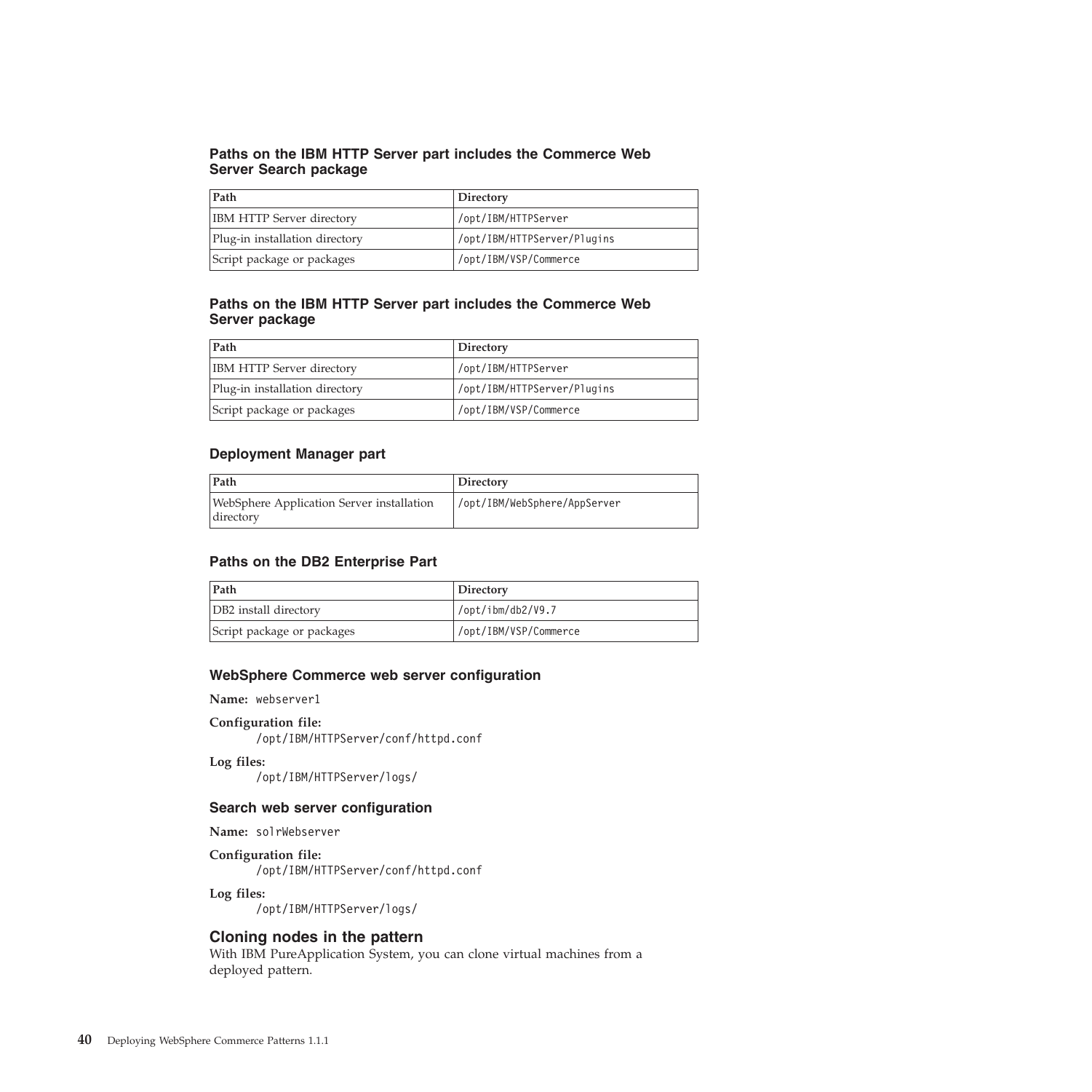### Paths on the IBM HTTP Server part includes the Commerce Web Server Search package

| Path | Directory |
| --- | --- |
| IBM HTTP Server directory | /opt/IBM/HTTPServer |
| Plug-in installation directory | /opt/IBM/HTTPServer/Plugins |
| Script package or packages | /opt/IBM/VSP/Commerce |

### Paths on the IBM HTTP Server part includes the Commerce Web Server package

| Path | Directory |
| --- | --- |
| IBM HTTP Server directory | /opt/IBM/HTTPServer |
| Plug-in installation directory | /opt/IBM/HTTPServer/Plugins |
| Script package or packages | /opt/IBM/VSP/Commerce |

### Deployment Manager part

| Path | Directory |
| --- | --- |
| WebSphere Application Server installation directory | /opt/IBM/WebSphere/AppServer |

### Paths on the DB2 Enterprise Part

| Path | Directory |
| --- | --- |
| DB2 install directory | /opt/ibm/db2/V9.7 |
| Script package or packages | /opt/IBM/VSP/Commerce |

### WebSphere Commerce web server configuration

**Name:** webserver1

**Configuration file:**
: /opt/IBM/HTTPServer/conf/httpd.conf

**Log files:**
: /opt/IBM/HTTPServer/logs/

### Search web server configuration

**Name:** solrWebserver

**Configuration file:**
: /opt/IBM/HTTPServer/conf/httpd.conf

**Log files:**
: /opt/IBM/HTTPServer/logs/

## Cloning nodes in the pattern

With IBM PureApplication System, you can clone virtual machines from a deployed pattern.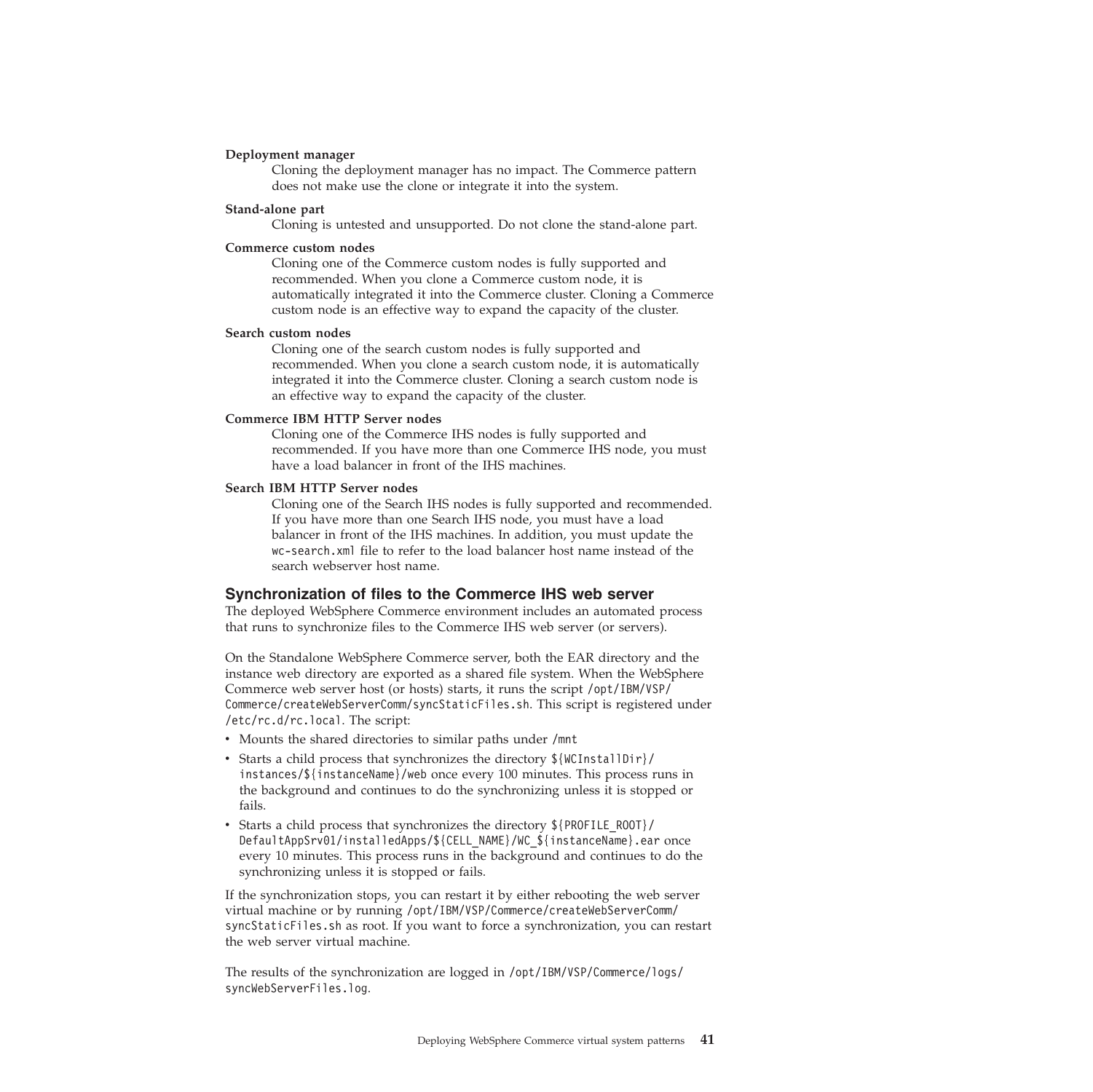**Deployment manager**

Cloning the deployment manager has no impact. The Commerce pattern does not make use the clone or integrate it into the system.

**Stand-alone part**

Cloning is untested and unsupported. Do not clone the stand-alone part.

**Commerce custom nodes**

Cloning one of the Commerce custom nodes is fully supported and recommended. When you clone a Commerce custom node, it is automatically integrated it into the Commerce cluster. Cloning a Commerce custom node is an effective way to expand the capacity of the cluster.

**Search custom nodes**

Cloning one of the search custom nodes is fully supported and recommended. When you clone a search custom node, it is automatically integrated it into the Commerce cluster. Cloning a search custom node is an effective way to expand the capacity of the cluster.

**Commerce IBM HTTP Server nodes**

Cloning one of the Commerce IHS nodes is fully supported and recommended. If you have more than one Commerce IHS node, you must have a load balancer in front of the IHS machines.

**Search IBM HTTP Server nodes**

Cloning one of the Search IHS nodes is fully supported and recommended. If you have more than one Search IHS node, you must have a load balancer in front of the IHS machines. In addition, you must update the `wc-search.xml` file to refer to the load balancer host name instead of the search webserver host name.

## Synchronization of files to the Commerce IHS web server

The deployed WebSphere Commerce environment includes an automated process that runs to synchronize files to the Commerce IHS web server (or servers).

On the Standalone WebSphere Commerce server, both the EAR directory and the instance web directory are exported as a shared file system. When the WebSphere Commerce web server host (or hosts) starts, it runs the script `/opt/IBM/VSP/Commerce/createWebServerComm/syncStaticFiles.sh`. This script is registered under `/etc/rc.d/rc.local`. The script:

- Mounts the shared directories to similar paths under `/mnt`
- Starts a child process that synchronizes the directory `${WCInstallDir}/instances/${instanceName}/web` once every 100 minutes. This process runs in the background and continues to do the synchronizing unless it is stopped or fails.
- Starts a child process that synchronizes the directory `${PROFILE_ROOT}/DefaultAppSrv01/installedApps/${CELL_NAME}/WC_${instanceName}.ear` once every 10 minutes. This process runs in the background and continues to do the synchronizing unless it is stopped or fails.

If the synchronization stops, you can restart it by either rebooting the web server virtual machine or by running `/opt/IBM/VSP/Commerce/createWebServerComm/syncStaticFiles.sh` as root. If you want to force a synchronization, you can restart the web server virtual machine.

The results of the synchronization are logged in `/opt/IBM/VSP/Commerce/logs/syncWebServerFiles.log`.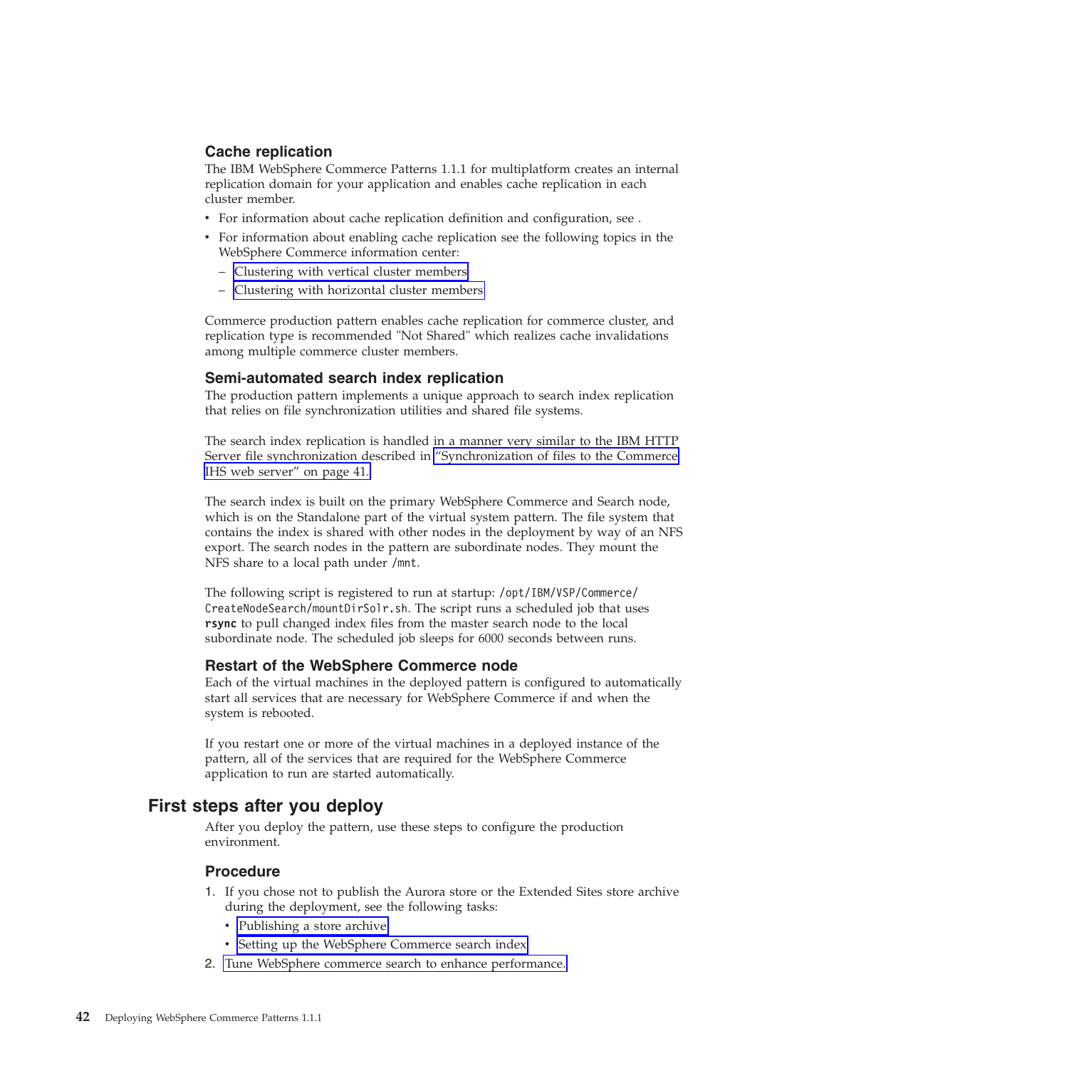### Cache replication

The IBM WebSphere Commerce Patterns 1.1.1 for multiplatform creates an internal replication domain for your application and enables cache replication in each cluster member.

- For information about cache replication definition and configuration, see .
- For information about enabling cache replication see the following topics in the WebSphere Commerce information center:
  - Clustering with vertical cluster members
  - Clustering with horizontal cluster members

Commerce production pattern enables cache replication for commerce cluster, and replication type is recommended "Not Shared" which realizes cache invalidations among multiple commerce cluster members.

### Semi-automated search index replication

The production pattern implements a unique approach to search index replication that relies on file synchronization utilities and shared file systems.

The search index replication is handled in a manner very similar to the IBM HTTP Server file synchronization described in "Synchronization of files to the Commerce IHS web server" on page 41.

The search index is built on the primary WebSphere Commerce and Search node, which is on the Standalone part of the virtual system pattern. The file system that contains the index is shared with other nodes in the deployment by way of an NFS export. The search nodes in the pattern are subordinate nodes. They mount the NFS share to a local path under `/mnt`.

The following script is registered to run at startup: `/opt/IBM/VSP/Commerce/CreateNodeSearch/mountDirSolr.sh`. The script runs a scheduled job that uses **rsync** to pull changed index files from the master search node to the local subordinate node. The scheduled job sleeps for 6000 seconds between runs.

### Restart of the WebSphere Commerce node

Each of the virtual machines in the deployed pattern is configured to automatically start all services that are necessary for WebSphere Commerce if and when the system is rebooted.

If you restart one or more of the virtual machines in a deployed instance of the pattern, all of the services that are required for the WebSphere Commerce application to run are started automatically.

## First steps after you deploy

After you deploy the pattern, use these steps to configure the production environment.

### Procedure

1. If you chose not to publish the Aurora store or the Extended Sites store archive during the deployment, see the following tasks:
   - Publishing a store archive
   - Setting up the WebSphere Commerce search index
2. Tune WebSphere commerce search to enhance performance.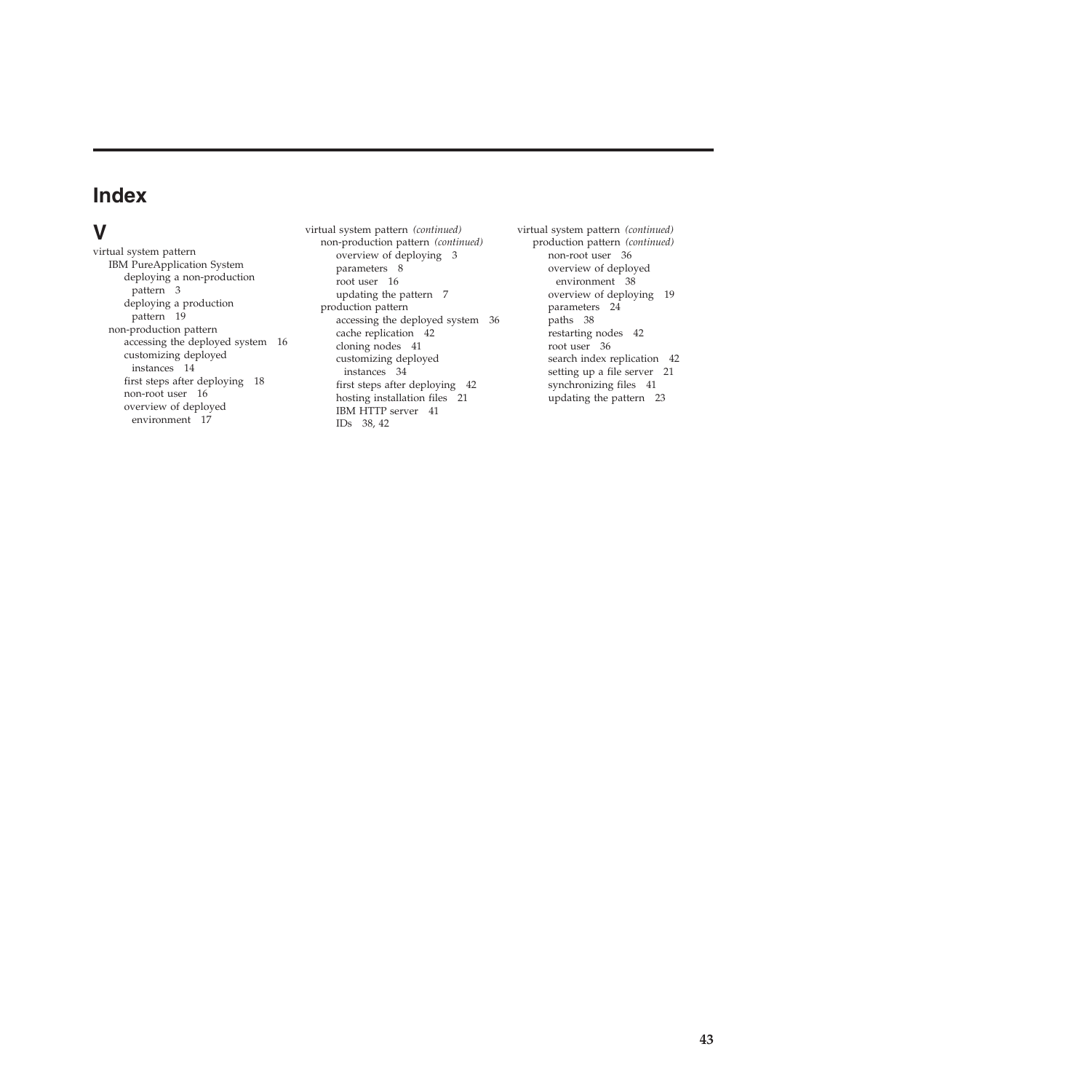# Index

## V

- virtual system pattern
  - IBM PureApplication System
    - deploying a non-production pattern 3
    - deploying a production pattern 19
  - non-production pattern
    - accessing the deployed system 16
    - customizing deployed instances 14
    - first steps after deploying 18
    - non-root user 16
    - overview of deployed environment 17
    - overview of deploying 3
    - parameters 8
    - root user 16
    - updating the pattern 7
  - production pattern
    - accessing the deployed system 36
    - cache replication 42
    - cloning nodes 41
    - customizing deployed instances 34
    - first steps after deploying 42
    - hosting installation files 21
    - IBM HTTP server 41
    - IDs 38, 42
    - non-root user 36
    - overview of deployed environment 38
    - overview of deploying 19
    - parameters 24
    - paths 38
    - restarting nodes 42
    - root user 36
    - search index replication 42
    - setting up a file server 21
    - synchronizing files 41
    - updating the pattern 23